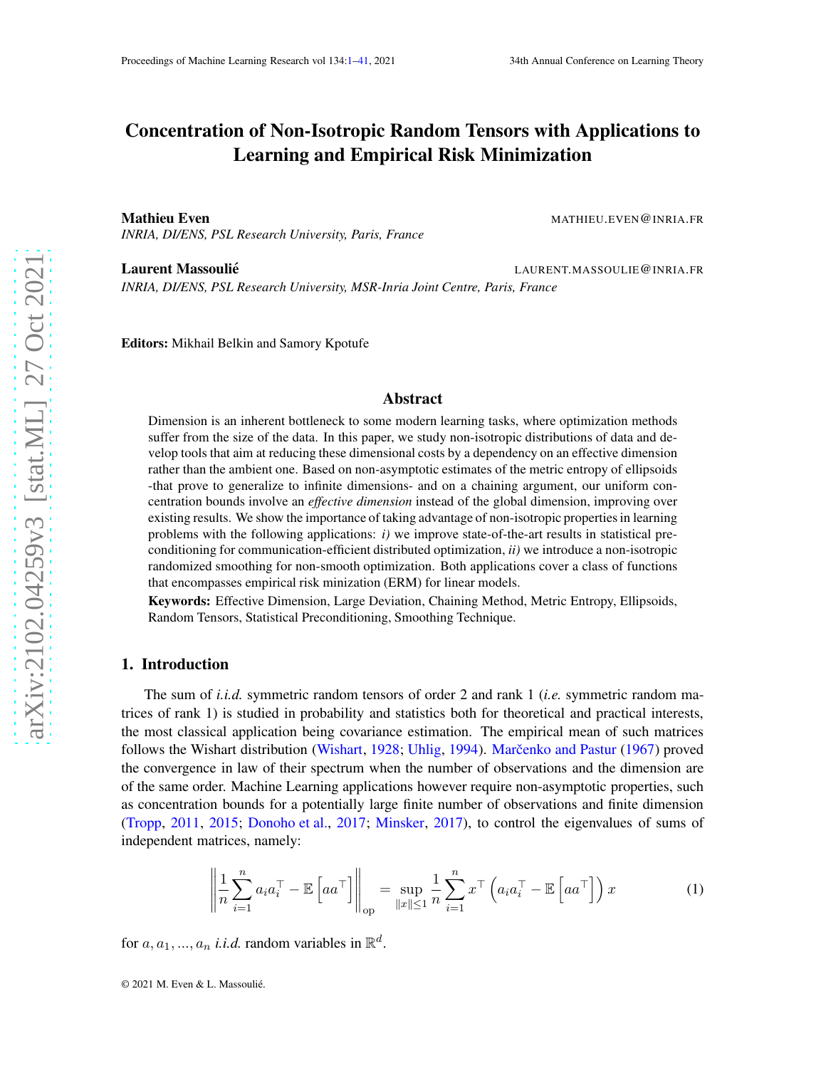# Concentration of Non-Isotropic Random Tensors with Applications to Learning and Empirical Risk Minimization

**Mathieu Even** MATHIEU.EVEN@INRIA.FR
*INRIA, DI/ENS, PSL Research University, Paris, France*

**Laurent Massoulié** LAURENT.MASSOULIE@INRIA.FR
*INRIA, DI/ENS, PSL Research University, MSR-Inria Joint Centre, Paris, France*

**Editors:** Mikhail Belkin and Samory Kpotufe

## Abstract

Dimension is an inherent bottleneck to some modern learning tasks, where optimization methods suffer from the size of the data. In this paper, we study non-isotropic distributions of data and develop tools that aim at reducing these dimensional costs by a dependency on an effective dimension rather than the ambient one. Based on non-asymptotic estimates of the metric entropy of ellipsoids -that prove to generalize to infinite dimensions- and on a chaining argument, our uniform concentration bounds involve an *effective dimension* instead of the global dimension, improving over existing results. We show the importance of taking advantage of non-isotropic properties in learning problems with the following applications: *i)* we improve state-of-the-art results in statistical preconditioning for communication-efficient distributed optimization, *ii)* we introduce a non-isotropic randomized smoothing for non-smooth optimization. Both applications cover a class of functions that encompasses empirical risk minization (ERM) for linear models.

**Keywords:** Effective Dimension, Large Deviation, Chaining Method, Metric Entropy, Ellipsoids, Random Tensors, Statistical Preconditioning, Smoothing Technique.

## 1. Introduction

The sum of *i.i.d.* symmetric random tensors of order 2 and rank 1 (*i.e.* symmetric random matrices of rank 1) is studied in probability and statistics both for theoretical and practical interests, the most classical application being covariance estimation. The empirical mean of such matrices follows the Wishart distribution (Wishart, 1928; Uhlig, 1994). Marčenko and Pastur (1967) proved the convergence in law of their spectrum when the number of observations and the dimension are of the same order. Machine Learning applications however require non-asymptotic properties, such as concentration bounds for a potentially large finite number of observations and finite dimension (Tropp, 2011, 2015; Donoho et al., 2017; Minsker, 2017), to control the eigenvalues of sums of independent matrices, namely:

$$\left\| \frac{1}{n}\sum_{i=1}^{n} a_i a_i^\top - \mathbb{E}\left[aa^\top\right] \right\|_{\text{op}} = \sup_{\|x\|\leq 1} \frac{1}{n}\sum_{i=1}^{n} x^\top \left(a_i a_i^\top - \mathbb{E}\left[aa^\top\right]\right) x \tag{1}$$

for $a, a_1, ..., a_n$ *i.i.d.* random variables in $\mathbb{R}^d$.

© 2021 M. Even & L. Massoulié.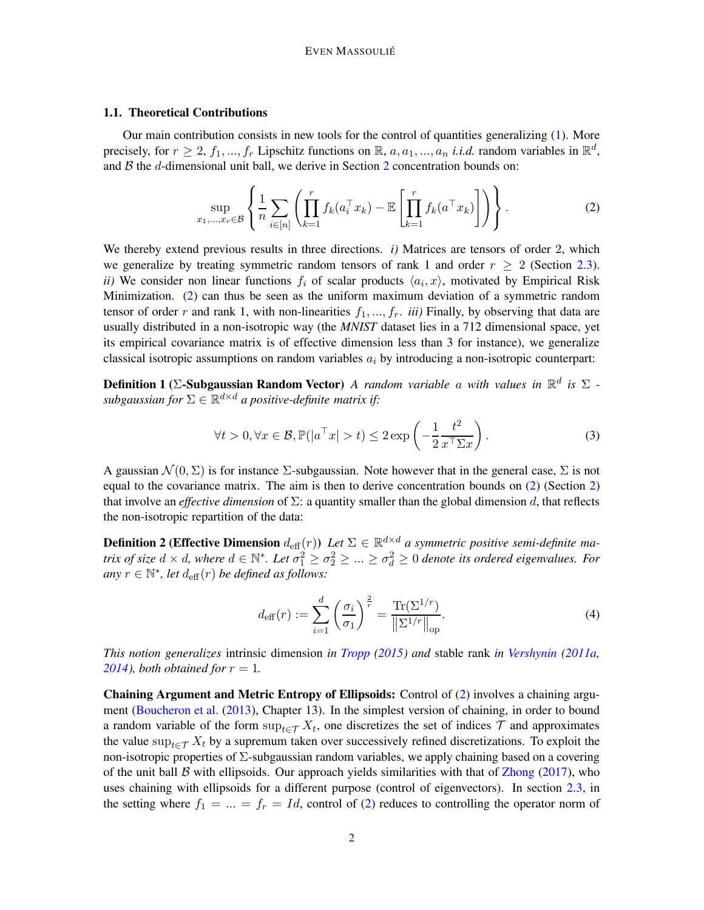### 1.1. Theoretical Contributions

Our main contribution consists in new tools for the control of quantities generalizing (1). More precisely, for $r \geq 2$, $f_1, ..., f_r$ Lipschitz functions on $\mathbb{R}$, $a, a_1, ..., a_n$ *i.i.d.* random variables in $\mathbb{R}^d$, and $\mathcal{B}$ the $d$-dimensional unit ball, we derive in Section 2 concentration bounds on:

$$\sup_{x_1,...,x_r \in \mathcal{B}} \left\{ \frac{1}{n} \sum_{i \in [n]} \left( \prod_{k=1}^{r} f_k(a_i^\top x_k) - \mathbb{E}\left[ \prod_{k=1}^{r} f_k(a^\top x_k) \right] \right) \right\}. \tag{2}$$

We thereby extend previous results in three directions. *i)* Matrices are tensors of order 2, which we generalize by treating symmetric random tensors of rank 1 and order $r \geq 2$ (Section 2.3). *ii)* We consider non linear functions $f_i$ of scalar products $\langle a_i, x \rangle$, motivated by Empirical Risk Minimization. (2) can thus be seen as the uniform maximum deviation of a symmetric random tensor of order $r$ and rank 1, with non-linearities $f_1, ..., f_r$. *iii)* Finally, by observing that data are usually distributed in a non-isotropic way (the ***MNIST*** dataset lies in a 712 dimensional space, yet its empirical covariance matrix is of effective dimension less than 3 for instance), we generalize classical isotropic assumptions on random variables $a_i$ by introducing a non-isotropic counterpart:

**Definition 1 ($\Sigma$-Subgaussian Random Vector)** *A random variable $a$ with values in $\mathbb{R}^d$ is $\Sigma$-subgaussian for $\Sigma \in \mathbb{R}^{d\times d}$ a positive-definite matrix if:*

$$\forall t > 0, \forall x \in \mathcal{B}, \mathbb{P}(|a^\top x| > t) \leq 2 \exp\left( -\frac{1}{2} \frac{t^2}{x^\top \Sigma x} \right). \tag{3}$$

A gaussian $\mathcal{N}(0, \Sigma)$ is for instance $\Sigma$-subgaussian. Note however that in the general case, $\Sigma$ is not equal to the covariance matrix. The aim is then to derive concentration bounds on (2) (Section 2) that involve an *effective dimension* of $\Sigma$: a quantity smaller than the global dimension $d$, that reflects the non-isotropic repartition of the data:

**Definition 2 (Effective Dimension $d_{\text{eff}}(r)$)** *Let $\Sigma \in \mathbb{R}^{d\times d}$ a symmetric positive semi-definite matrix of size $d \times d$, where $d \in \mathbb{N}^*$. Let $\sigma_1^2 \geq \sigma_2^2 \geq ... \geq \sigma_d^2 \geq 0$ denote its ordered eigenvalues. For any $r \in \mathbb{N}^*$, let $d_{\text{eff}}(r)$ be defined as follows:*

$$d_{\text{eff}}(r) := \sum_{i=1}^{d} \left( \frac{\sigma_i}{\sigma_1} \right)^{\frac{2}{r}} = \frac{\text{Tr}(\Sigma^{1/r})}{\left\| \Sigma^{1/r} \right\|_{\text{op}}}. \tag{4}$$

*This notion generalizes* intrinsic dimension *in Tropp (2015) and* stable rank *in Vershynin (2011a, 2014), both obtained for $r = 1$.*

**Chaining Argument and Metric Entropy of Ellipsoids:** Control of (2) involves a chaining argument (Boucheron et al. (2013), Chapter 13). In the simplest version of chaining, in order to bound a random variable of the form $\sup_{t\in\mathcal{T}} X_t$, one discretizes the set of indices $\mathcal{T}$ and approximates the value $\sup_{t\in\mathcal{T}} X_t$ by a supremum taken over successively refined discretizations. To exploit the non-isotropic properties of $\Sigma$-subgaussian random variables, we apply chaining based on a covering of the unit ball $\mathcal{B}$ with ellipsoids. Our approach yields similarities with that of Zhong (2017), who uses chaining with ellipsoids for a different purpose (control of eigenvectors). In section 2.3, in the setting where $f_1 = ... = f_r = Id$, control of (2) reduces to controlling the operator norm of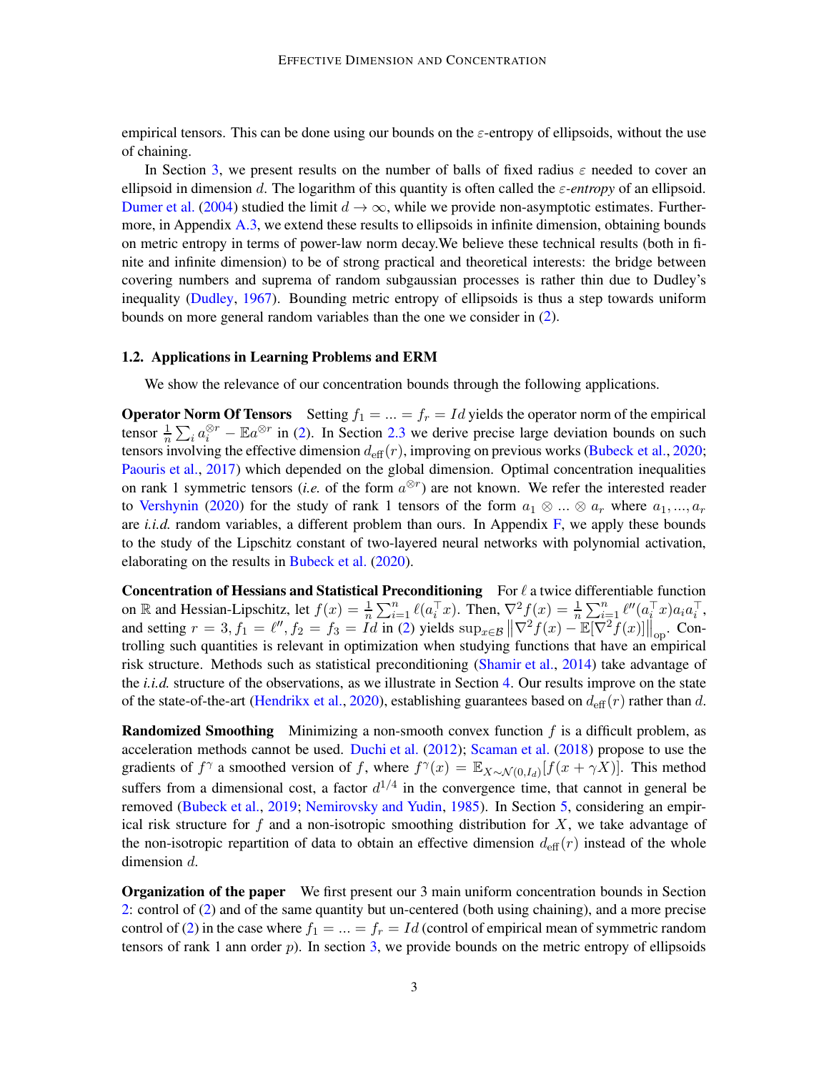empirical tensors. This can be done using our bounds on the $\varepsilon$-entropy of ellipsoids, without the use of chaining.

In Section 3, we present results on the number of balls of fixed radius $\varepsilon$ needed to cover an ellipsoid in dimension $d$. The logarithm of this quantity is often called the *$\varepsilon$-entropy* of an ellipsoid. Dumer et al. (2004) studied the limit $d \to \infty$, while we provide non-asymptotic estimates. Furthermore, in Appendix A.3, we extend these results to ellipsoids in infinite dimension, obtaining bounds on metric entropy in terms of power-law norm decay.We believe these technical results (both in finite and infinite dimension) to be of strong practical and theoretical interests: the bridge between covering numbers and suprema of random subgaussian processes is rather thin due to Dudley's inequality (Dudley, 1967). Bounding metric entropy of ellipsoids is thus a step towards uniform bounds on more general random variables than the one we consider in (2).

### 1.2. Applications in Learning Problems and ERM

We show the relevance of our concentration bounds through the following applications.

**Operator Norm Of Tensors** Setting $f_1 = ... = f_r = Id$ yields the operator norm of the empirical tensor $\frac{1}{n}\sum_i a_i^{\otimes r} - \mathbb{E}a^{\otimes r}$ in (2). In Section 2.3 we derive precise large deviation bounds on such tensors involving the effective dimension $d_{\text{eff}}(r)$, improving on previous works (Bubeck et al., 2020; Paouris et al., 2017) which depended on the global dimension. Optimal concentration inequalities on rank 1 symmetric tensors (*i.e.* of the form $a^{\otimes r}$) are not known. We refer the interested reader to Vershynin (2020) for the study of rank 1 tensors of the form $a_1 \otimes ... \otimes a_r$ where $a_1, ..., a_r$ are *i.i.d.* random variables, a different problem than ours. In Appendix F, we apply these bounds to the study of the Lipschitz constant of two-layered neural networks with polynomial activation, elaborating on the results in Bubeck et al. (2020).

**Concentration of Hessians and Statistical Preconditioning** For $\ell$ a twice differentiable function on $\mathbb{R}$ and Hessian-Lipschitz, let $f(x) = \frac{1}{n}\sum_{i=1}^n \ell(a_i^\top x)$. Then, $\nabla^2 f(x) = \frac{1}{n}\sum_{i=1}^n \ell''(a_i^\top x)a_i a_i^\top$, and setting $r = 3, f_1 = \ell'', f_2 = f_3 = Id$ in (2) yields $\sup_{x\in\mathcal{B}} \left\|\nabla^2 f(x) - \mathbb{E}[\nabla^2 f(x)]\right\|_{\text{op}}$. Controlling such quantities is relevant in optimization when studying functions that have an empirical risk structure. Methods such as statistical preconditioning (Shamir et al., 2014) take advantage of the *i.i.d.* structure of the observations, as we illustrate in Section 4. Our results improve on the state of the state-of-the-art (Hendrikx et al., 2020), establishing guarantees based on $d_{\text{eff}}(r)$ rather than $d$.

**Randomized Smoothing** Minimizing a non-smooth convex function $f$ is a difficult problem, as acceleration methods cannot be used. Duchi et al. (2012); Scaman et al. (2018) propose to use the gradients of $f^\gamma$ a smoothed version of $f$, where $f^\gamma(x) = \mathbb{E}_{X\sim\mathcal{N}(0,I_d)}[f(x+\gamma X)]$. This method suffers from a dimensional cost, a factor $d^{1/4}$ in the convergence time, that cannot in general be removed (Bubeck et al., 2019; Nemirovsky and Yudin, 1985). In Section 5, considering an empirical risk structure for $f$ and a non-isotropic smoothing distribution for $X$, we take advantage of the non-isotropic repartition of data to obtain an effective dimension $d_{\text{eff}}(r)$ instead of the whole dimension $d$.

**Organization of the paper** We first present our 3 main uniform concentration bounds in Section 2: control of (2) and of the same quantity but un-centered (both using chaining), and a more precise control of (2) in the case where $f_1 = ... = f_r = Id$ (control of empirical mean of symmetric random tensors of rank 1 ann order $p$). In section 3, we provide bounds on the metric entropy of ellipsoids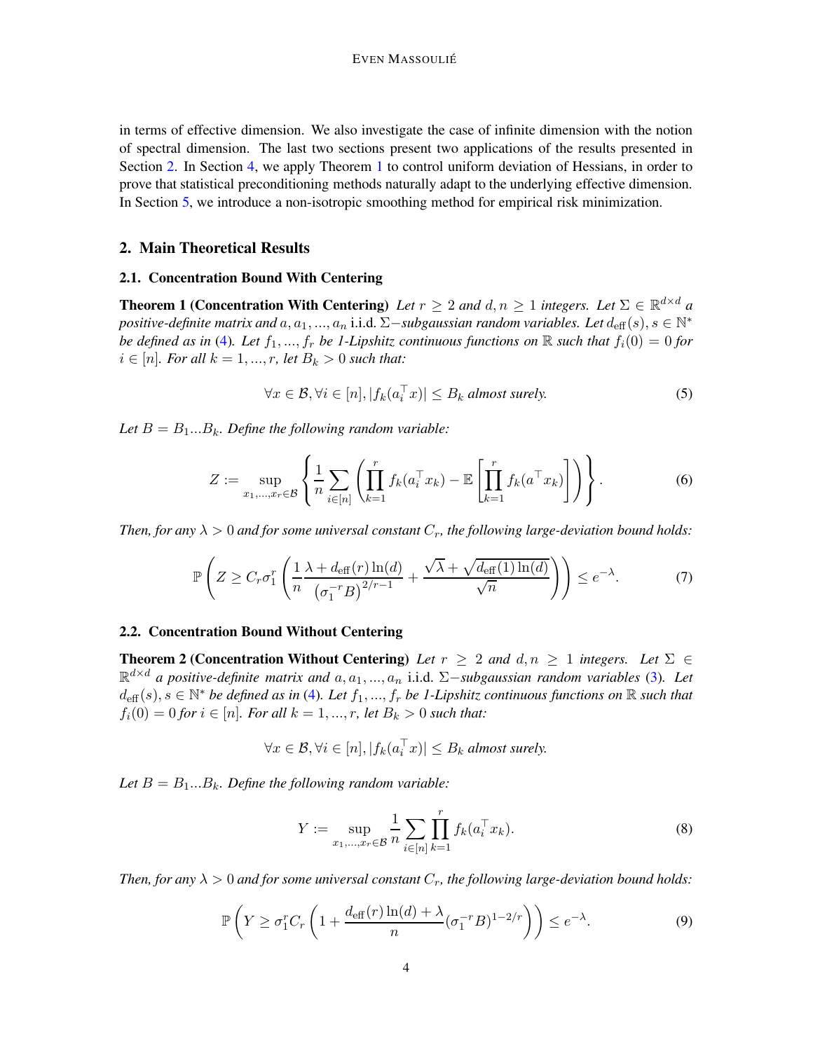in terms of effective dimension. We also investigate the case of infinite dimension with the notion of spectral dimension. The last two sections present two applications of the results presented in Section 2. In Section 4, we apply Theorem 1 to control uniform deviation of Hessians, in order to prove that statistical preconditioning methods naturally adapt to the underlying effective dimension. In Section 5, we introduce a non-isotropic smoothing method for empirical risk minimization.

## 2. Main Theoretical Results

### 2.1. Concentration Bound With Centering

**Theorem 1 (Concentration With Centering)** *Let $r \geq 2$ and $d, n \geq 1$ integers. Let $\Sigma \in \mathbb{R}^{d \times d}$ a positive-definite matrix and $a, a_1, ..., a_n$ i.i.d. $\Sigma-$subgaussian random variables. Let $d_{\text{eff}}(s), s \in \mathbb{N}^*$ be defined as in (4). Let $f_1, ..., f_r$ be 1-Lipshitz continuous functions on $\mathbb{R}$ such that $f_i(0) = 0$ for $i \in [n]$. For all $k = 1, ..., r$, let $B_k > 0$ such that:*

$$\forall x \in \mathcal{B}, \forall i \in [n], |f_k(a_i^\top x)| \leq B_k \text{ almost surely.} \tag{5}$$

*Let $B = B_1 ... B_k$. Define the following random variable:*

$$Z := \sup_{x_1, ..., x_r \in \mathcal{B}} \left\{ \frac{1}{n} \sum_{i \in [n]} \left( \prod_{k=1}^{r} f_k(a_i^\top x_k) - \mathbb{E}\left[ \prod_{k=1}^{r} f_k(a^\top x_k) \right] \right) \right\}. \tag{6}$$

*Then, for any $\lambda > 0$ and for some universal constant $C_r$, the following large-deviation bound holds:*

$$\mathbb{P}\left( Z \geq C_r \sigma_1^r \left( \frac{1}{n} \frac{\lambda + d_{\text{eff}}(r) \ln(d)}{\left(\sigma_1^{-r} B\right)^{2/r - 1}} + \frac{\sqrt{\lambda} + \sqrt{d_{\text{eff}}(1) \ln(d)}}{\sqrt{n}} \right) \right) \leq e^{-\lambda}. \tag{7}$$

### 2.2. Concentration Bound Without Centering

**Theorem 2 (Concentration Without Centering)** *Let $r \geq 2$ and $d, n \geq 1$ integers. Let $\Sigma \in \mathbb{R}^{d \times d}$ a positive-definite matrix and $a, a_1, ..., a_n$ i.i.d. $\Sigma-$subgaussian random variables (3). Let $d_{\text{eff}}(s), s \in \mathbb{N}^*$ be defined as in (4). Let $f_1, ..., f_r$ be 1-Lipshitz continuous functions on $\mathbb{R}$ such that $f_i(0) = 0$ for $i \in [n]$. For all $k = 1, ..., r$, let $B_k > 0$ such that:*

$$\forall x \in \mathcal{B}, \forall i \in [n], |f_k(a_i^\top x)| \leq B_k \text{ almost surely.}$$

*Let $B = B_1 ... B_k$. Define the following random variable:*

$$Y := \sup_{x_1, ..., x_r \in \mathcal{B}} \frac{1}{n} \sum_{i \in [n]} \prod_{k=1}^{r} f_k(a_i^\top x_k). \tag{8}$$

*Then, for any $\lambda > 0$ and for some universal constant $C_r$, the following large-deviation bound holds:*

$$\mathbb{P}\left( Y \geq \sigma_1^r C_r \left( 1 + \frac{d_{\text{eff}}(r) \ln(d) + \lambda}{n} (\sigma_1^{-r} B)^{1 - 2/r} \right) \right) \leq e^{-\lambda}. \tag{9}$$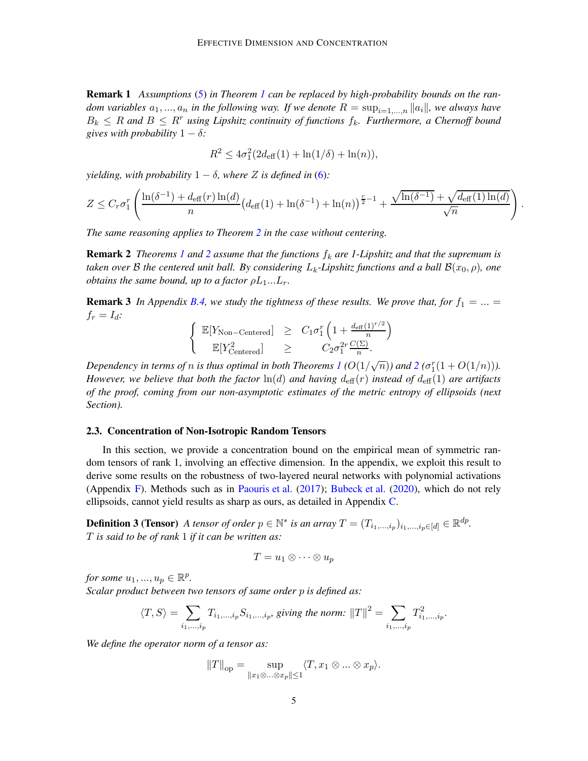**Remark 1** *Assumptions (5) in Theorem 1 can be replaced by high-probability bounds on the random variables $a_1, ..., a_n$ in the following way. If we denote $R = \sup_{i=1,...,n} \|a_i\|$, we always have $B_k \leq R$ and $B \leq R^r$ using Lipshitz continuity of functions $f_k$. Furthermore, a Chernoff bound gives with probability $1 - \delta$:*

$$R^2 \leq 4\sigma_1^2(2d_{\text{eff}}(1) + \ln(1/\delta) + \ln(n)),$$

*yielding, with probability $1 - \delta$, where $Z$ is defined in (6):*

$$Z \leq C_r \sigma_1^r \left( \frac{\ln(\delta^{-1}) + d_{\text{eff}}(r)\ln(d)}{n} \big(d_{\text{eff}}(1) + \ln(\delta^{-1}) + \ln(n)\big)^{\frac{r}{2}-1} + \frac{\sqrt{\ln(\delta^{-1})} + \sqrt{d_{\text{eff}}(1)\ln(d)}}{\sqrt{n}} \right).$$

*The same reasoning applies to Theorem 2 in the case without centering.*

**Remark 2** *Theorems 1 and 2 assume that the functions $f_k$ are 1-Lipshitz and that the supremum is taken over $\mathcal{B}$ the centered unit ball. By considering $L_k$-Lipshitz functions and a ball $\mathcal{B}(x_0, \rho)$, one obtains the same bound, up to a factor $\rho L_1 ... L_r$.*

**Remark 3** *In Appendix B.4, we study the tightness of these results. We prove that, for $f_1 = ... = f_r = I_d$:*

$$\begin{cases} \mathbb{E}[Y_{\text{Non-Centered}}] & \geq & C_1\sigma_1^r \left(1 + \frac{d_{\text{eff}}(1)^{r/2}}{n}\right) \\ \mathbb{E}[Y^2_{\text{Centered}}] & \geq & C_2\sigma_1^{2r}\frac{C(\Sigma)}{n}. \end{cases}$$

*Dependency in terms of $n$ is thus optimal in both Theorems 1 ($O(1/\sqrt{n})$) and 2 ($\sigma_1^r(1 + O(1/n))$). However, we believe that both the factor $\ln(d)$ and having $d_{\text{eff}}(r)$ instead of $d_{\text{eff}}(1)$ are artifacts of the proof, coming from our non-asymptotic estimates of the metric entropy of ellipsoids (next Section).*

### 2.3. Concentration of Non-Isotropic Random Tensors

In this section, we provide a concentration bound on the empirical mean of symmetric random tensors of rank 1, involving an effective dimension. In the appendix, we exploit this result to derive some results on the robustness of two-layered neural networks with polynomial activations (Appendix F). Methods such as in Paouris et al. (2017); Bubeck et al. (2020), which do not rely ellipsoids, cannot yield results as sharp as ours, as detailed in Appendix C.

**Definition 3 (Tensor)** *A tensor of order $p \in \mathbb{N}^*$ is an array $T = (T_{i_1,...,i_p})_{i_1,...,i_p \in [d]} \in \mathbb{R}^{dp}$. $T$ is said to be of rank 1 if it can be written as:*

$$T = u_1 \otimes \cdots \otimes u_p$$

*for some $u_1, ..., u_p \in \mathbb{R}^p$.*
*Scalar product between two tensors of same order $p$ is defined as:*

$$\langle T, S \rangle = \sum_{i_1,...,i_p} T_{i_1,...,i_p} S_{i_1,...,i_p}, \text{ giving the norm: } \|T\|^2 = \sum_{i_1,...,i_p} T^2_{i_1,...,i_p}.$$

*We define the operator norm of a tensor as:*

$$\|T\|_{\text{op}} = \sup_{\|x_1 \otimes ... \otimes x_p\| \leq 1} \langle T, x_1 \otimes ... \otimes x_p \rangle.$$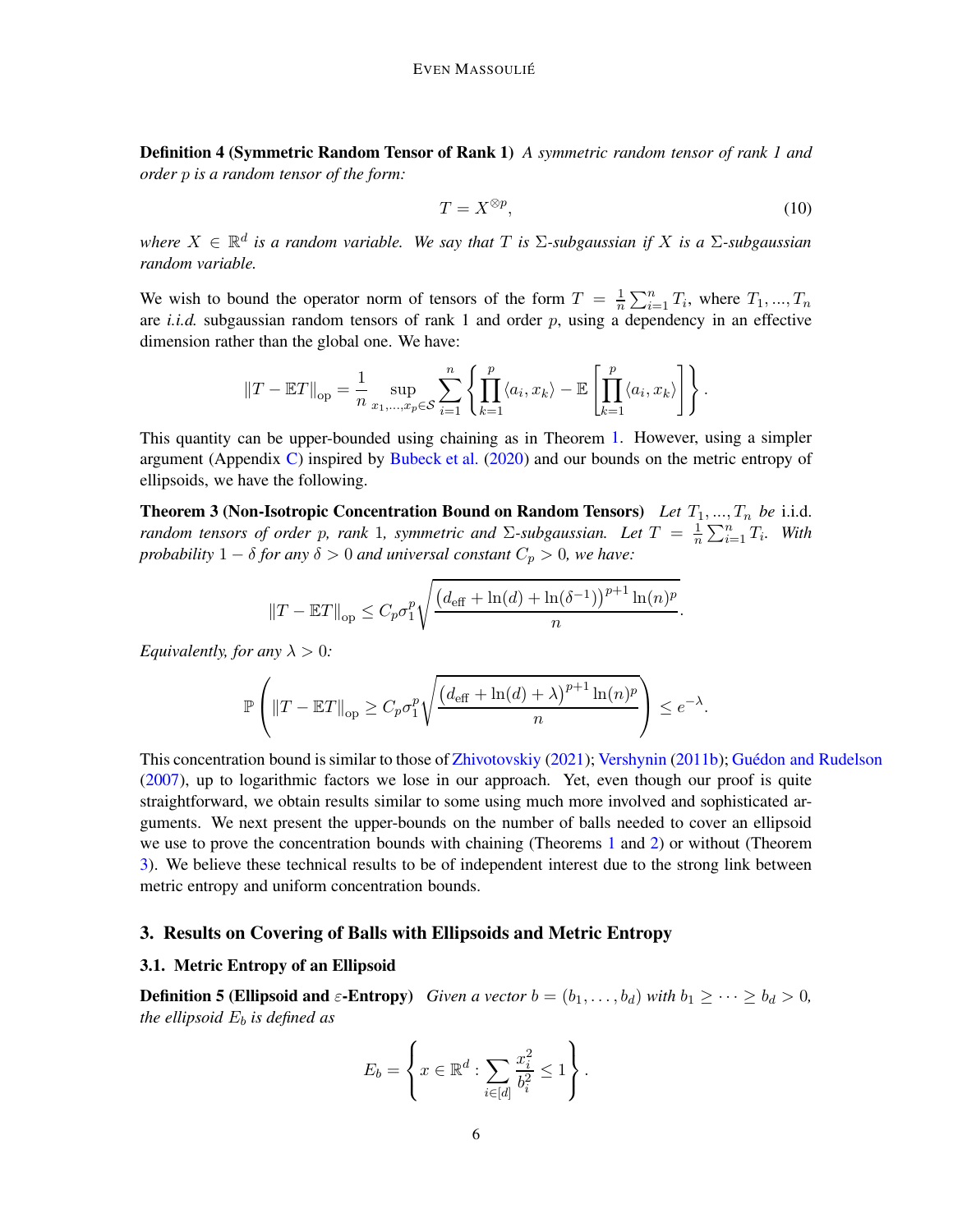**Definition 4 (Symmetric Random Tensor of Rank 1)** *A symmetric random tensor of rank 1 and order $p$ is a random tensor of the form:*

$$T = X^{\otimes p}, \tag{10}$$

*where $X \in \mathbb{R}^d$ is a random variable. We say that $T$ is $\Sigma$-subgaussian if $X$ is a $\Sigma$-subgaussian random variable.*

We wish to bound the operator norm of tensors of the form $T = \frac{1}{n}\sum_{i=1}^n T_i$, where $T_1, ..., T_n$ are *i.i.d.* subgaussian random tensors of rank 1 and order $p$, using a dependency in an effective dimension rather than the global one. We have:

$$\|T - \mathbb{E}T\|_{\mathrm{op}} = \frac{1}{n} \sup_{x_1,...,x_p \in \mathcal{S}} \sum_{i=1}^n \left\{ \prod_{k=1}^p \langle a_i, x_k \rangle - \mathbb{E}\left[ \prod_{k=1}^p \langle a_i, x_k \rangle \right] \right\}.$$

This quantity can be upper-bounded using chaining as in Theorem 1. However, using a simpler argument (Appendix C) inspired by Bubeck et al. (2020) and our bounds on the metric entropy of ellipsoids, we have the following.

**Theorem 3 (Non-Isotropic Concentration Bound on Random Tensors)** *Let $T_1, ..., T_n$ be* i.i.d. *random tensors of order $p$, rank 1, symmetric and $\Sigma$-subgaussian. Let $T = \frac{1}{n}\sum_{i=1}^n T_i$. With probability $1 - \delta$ for any $\delta > 0$ and universal constant $C_p > 0$, we have:*

$$\|T - \mathbb{E}T\|_{\mathrm{op}} \leq C_p \sigma_1^p \sqrt{\frac{\left(d_{\mathrm{eff}} + \ln(d) + \ln(\delta^{-1})\right)^{p+1} \ln(n)^p}{n}}.$$

*Equivalently, for any $\lambda > 0$:*

$$\mathbb{P}\left( \|T - \mathbb{E}T\|_{\mathrm{op}} \geq C_p \sigma_1^p \sqrt{\frac{\left(d_{\mathrm{eff}} + \ln(d) + \lambda\right)^{p+1} \ln(n)^p}{n}} \right) \leq e^{-\lambda}.$$

This concentration bound is similar to those of Zhivotovskiy (2021); Vershynin (2011b); Guédon and Rudelson (2007), up to logarithmic factors we lose in our approach. Yet, even though our proof is quite straightforward, we obtain results similar to some using much more involved and sophisticated arguments. We next present the upper-bounds on the number of balls needed to cover an ellipsoid we use to prove the concentration bounds with chaining (Theorems 1 and 2) or without (Theorem 3). We believe these technical results to be of independent interest due to the strong link between metric entropy and uniform concentration bounds.

## 3. Results on Covering of Balls with Ellipsoids and Metric Entropy

### 3.1. Metric Entropy of an Ellipsoid

**Definition 5 (Ellipsoid and $\varepsilon$-Entropy)** *Given a vector $b = (b_1, \ldots, b_d)$ with $b_1 \geq \cdots \geq b_d > 0$, the ellipsoid $E_b$ is defined as*

$$E_b = \left\{ x \in \mathbb{R}^d : \sum_{i \in [d]} \frac{x_i^2}{b_i^2} \leq 1 \right\}.$$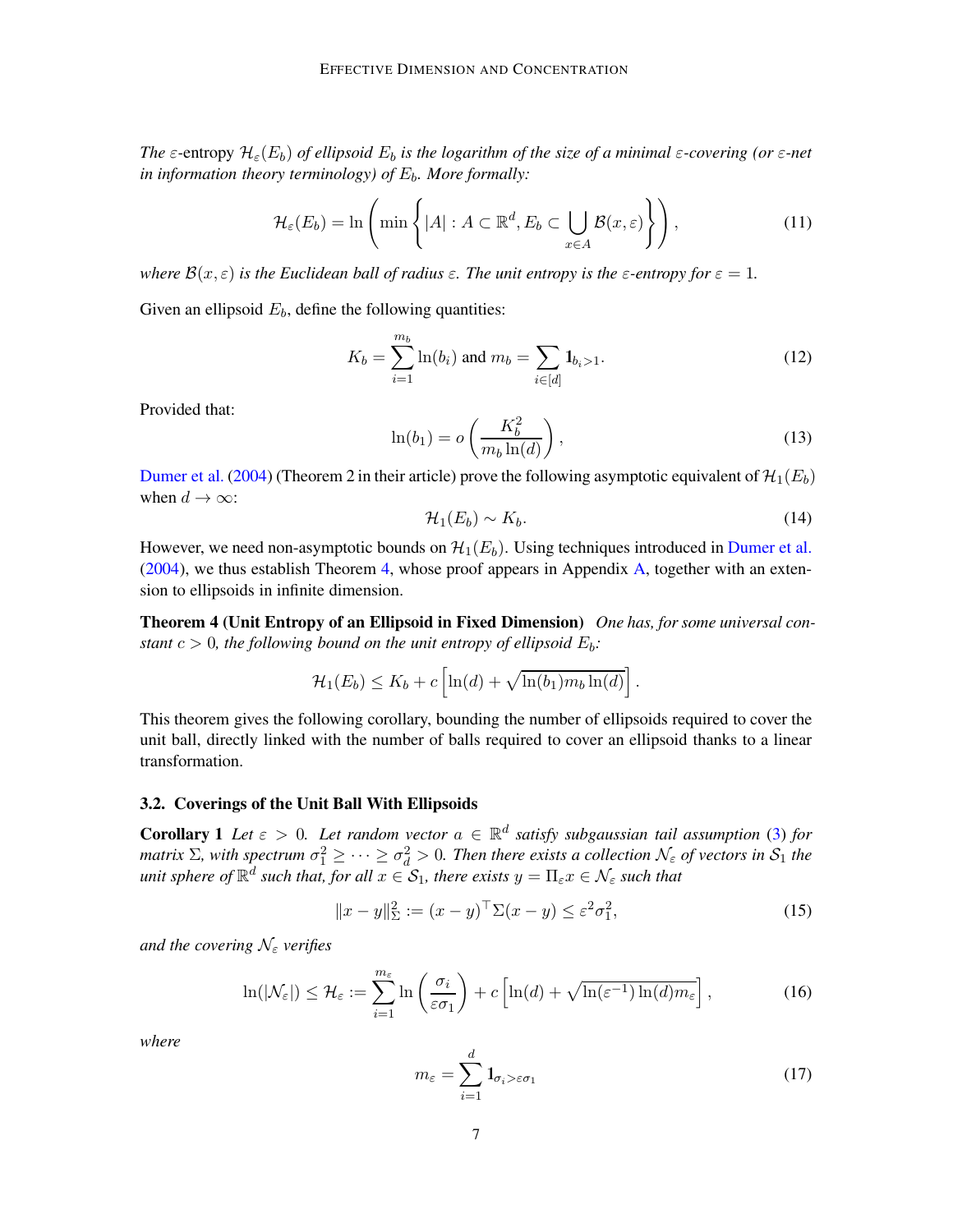*The $\varepsilon$-entropy $\mathcal{H}_\varepsilon(E_b)$ of ellipsoid $E_b$ is the logarithm of the size of a minimal $\varepsilon$-covering (or $\varepsilon$-net in information theory terminology) of $E_b$. More formally:*

$$\mathcal{H}_\varepsilon(E_b) = \ln\left(\min\left\{|A| : A \subset \mathbb{R}^d, E_b \subset \bigcup_{x\in A} \mathcal{B}(x,\varepsilon)\right\}\right), \tag{11}$$

*where $\mathcal{B}(x,\varepsilon)$ is the Euclidean ball of radius $\varepsilon$. The unit entropy is the $\varepsilon$-entropy for $\varepsilon = 1$.*

Given an ellipsoid $E_b$, define the following quantities:

$$K_b = \sum_{i=1}^{m_b} \ln(b_i) \text{ and } m_b = \sum_{i\in[d]} \mathbf{1}_{b_i>1}. \tag{12}$$

Provided that:

$$\ln(b_1) = o\left(\frac{K_b^2}{m_b \ln(d)}\right), \tag{13}$$

Dumer et al. (2004) (Theorem 2 in their article) prove the following asymptotic equivalent of $\mathcal{H}_1(E_b)$ when $d \to \infty$:

$$\mathcal{H}_1(E_b) \sim K_b. \tag{14}$$

However, we need non-asymptotic bounds on $\mathcal{H}_1(E_b)$. Using techniques introduced in Dumer et al. (2004), we thus establish Theorem 4, whose proof appears in Appendix A, together with an extension to ellipsoids in infinite dimension.

**Theorem 4 (Unit Entropy of an Ellipsoid in Fixed Dimension)** *One has, for some universal constant $c > 0$, the following bound on the unit entropy of ellipsoid $E_b$:*

$$\mathcal{H}_1(E_b) \leq K_b + c\left[\ln(d) + \sqrt{\ln(b_1) m_b \ln(d)}\right].$$

This theorem gives the following corollary, bounding the number of ellipsoids required to cover the unit ball, directly linked with the number of balls required to cover an ellipsoid thanks to a linear transformation.

### 3.2. Coverings of the Unit Ball With Ellipsoids

**Corollary 1** *Let $\varepsilon > 0$. Let random vector $a \in \mathbb{R}^d$ satisfy subgaussian tail assumption (3) for matrix $\Sigma$, with spectrum $\sigma_1^2 \geq \cdots \geq \sigma_d^2 > 0$. Then there exists a collection $\mathcal{N}_\varepsilon$ of vectors in $\mathcal{S}_1$ the unit sphere of $\mathbb{R}^d$ such that, for all $x \in \mathcal{S}_1$, there exists $y = \Pi_\varepsilon x \in \mathcal{N}_\varepsilon$ such that*

$$\|x - y\|_\Sigma^2 := (x-y)^\top \Sigma (x-y) \leq \varepsilon^2 \sigma_1^2, \tag{15}$$

*and the covering $\mathcal{N}_\varepsilon$ verifies*

$$\ln(|\mathcal{N}_\varepsilon|) \leq \mathcal{H}_\varepsilon := \sum_{i=1}^{m_\varepsilon} \ln\left(\frac{\sigma_i}{\varepsilon\sigma_1}\right) + c\left[\ln(d) + \sqrt{\ln(\varepsilon^{-1})\ln(d) m_\varepsilon}\right], \tag{16}$$

*where*

$$m_\varepsilon = \sum_{i=1}^{d} \mathbf{1}_{\sigma_i > \varepsilon\sigma_1} \tag{17}$$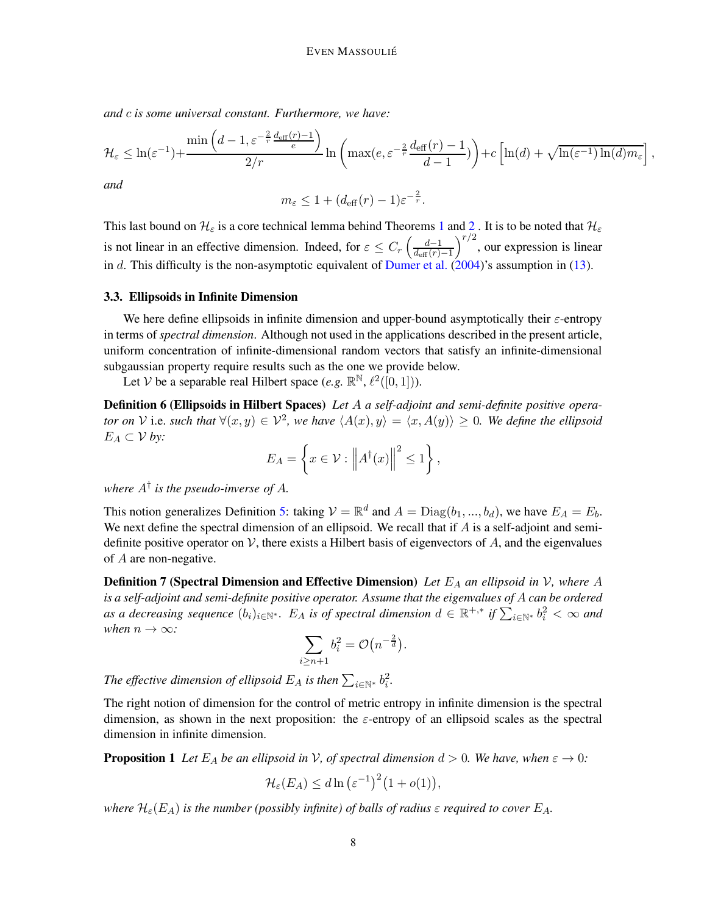*and $c$ is some universal constant. Furthermore, we have:*

$$\mathcal{H}_\varepsilon \leq \ln(\varepsilon^{-1}) + \frac{\min\left(d-1, \varepsilon^{-\frac{2}{r}}\frac{d_{\text{eff}}(r)-1}{e}\right)}{2/r} \ln\left(\max(e, \varepsilon^{-\frac{2}{r}}\frac{d_{\text{eff}}(r)-1}{d-1})\right) + c\left[\ln(d) + \sqrt{\ln(\varepsilon^{-1})\ln(d) m_\varepsilon}\right],$$

*and*

$$m_\varepsilon \leq 1 + (d_{\text{eff}}(r)-1)\varepsilon^{-\frac{2}{r}}.$$

This last bound on $\mathcal{H}_\varepsilon$ is a core technical lemma behind Theorems 1 and 2 . It is to be noted that $\mathcal{H}_\varepsilon$ is not linear in an effective dimension. Indeed, for $\varepsilon \leq C_r \left(\frac{d-1}{d_{\text{eff}}(r)-1}\right)^{r/2}$, our expression is linear in $d$. This difficulty is the non-asymptotic equivalent of Dumer et al. (2004)'s assumption in (13).

### 3.3. Ellipsoids in Infinite Dimension

We here define ellipsoids in infinite dimension and upper-bound asymptotically their $\varepsilon$-entropy in terms of *spectral dimension*. Although not used in the applications described in the present article, uniform concentration of infinite-dimensional random vectors that satisfy an infinite-dimensional subgaussian property require results such as the one we provide below.

Let $\mathcal{V}$ be a separable real Hilbert space (*e.g.* $\mathbb{R}^{\mathbb{N}}$, $\ell^2([0,1])$).

**Definition 6 (Ellipsoids in Hilbert Spaces)** *Let $A$ a self-adjoint and semi-definite positive operator on $\mathcal{V}$* i.e. *such that $\forall (x,y) \in \mathcal{V}^2$, we have $\langle A(x), y\rangle = \langle x, A(y)\rangle \geq 0$. We define the ellipsoid $E_A \subset \mathcal{V}$ by:*

$$E_A = \left\{x \in \mathcal{V} : \left\|A^\dagger(x)\right\|^2 \leq 1\right\},$$

*where $A^\dagger$ is the pseudo-inverse of $A$.*

This notion generalizes Definition 5: taking $\mathcal{V} = \mathbb{R}^d$ and $A = \text{Diag}(b_1, ..., b_d)$, we have $E_A = E_b$. We next define the spectral dimension of an ellipsoid. We recall that if $A$ is a self-adjoint and semi-definite positive operator on $\mathcal{V}$, there exists a Hilbert basis of eigenvectors of $A$, and the eigenvalues of $A$ are non-negative.

**Definition 7 (Spectral Dimension and Effective Dimension)** *Let $E_A$ an ellipsoid in $\mathcal{V}$, where $A$ is a self-adjoint and semi-definite positive operator. Assume that the eigenvalues of $A$ can be ordered as a decreasing sequence $(b_i)_{i\in\mathbb{N}^*}$. $E_A$ is of spectral dimension $d \in \mathbb{R}^{+,*}$ if $\sum_{i\in\mathbb{N}^*} b_i^2 < \infty$ and when $n \to \infty$:*

$$\sum_{i\geq n+1} b_i^2 = \mathcal{O}\big(n^{-\frac{2}{d}}\big).$$

*The effective dimension of ellipsoid $E_A$ is then $\sum_{i\in\mathbb{N}^*} b_i^2$.*

The right notion of dimension for the control of metric entropy in infinite dimension is the spectral dimension, as shown in the next proposition: the $\varepsilon$-entropy of an ellipsoid scales as the spectral dimension in infinite dimension.

**Proposition 1** *Let $E_A$ be an ellipsoid in $\mathcal{V}$, of spectral dimension $d > 0$. We have, when $\varepsilon \to 0$:*

$$\mathcal{H}_\varepsilon(E_A) \leq d\ln\left(\varepsilon^{-1}\right)^2\big(1 + o(1)\big),$$

*where $\mathcal{H}_\varepsilon(E_A)$ is the number (possibly infinite) of balls of radius $\varepsilon$ required to cover $E_A$.*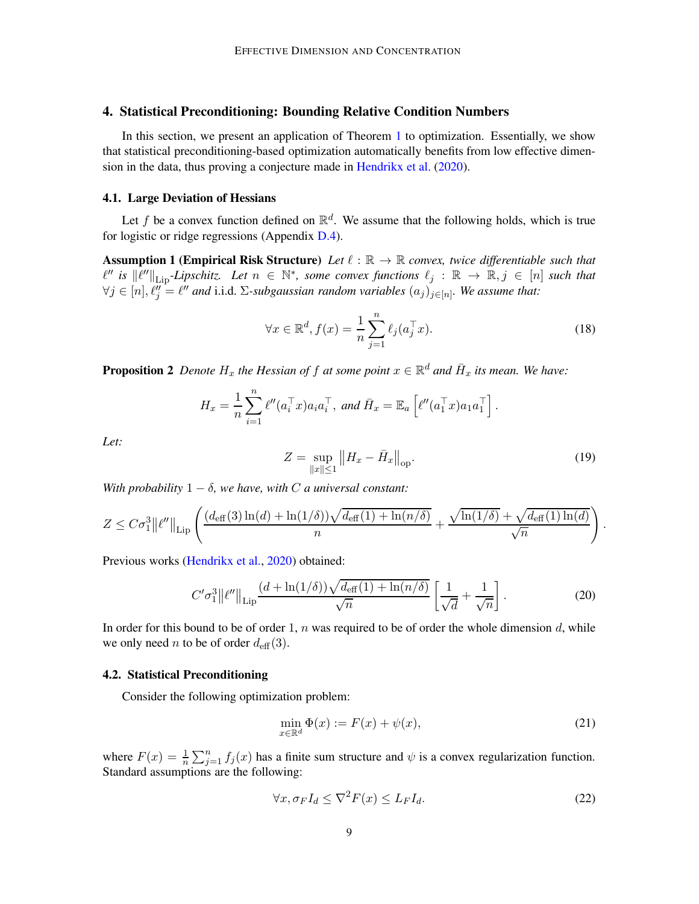## 4. Statistical Preconditioning: Bounding Relative Condition Numbers

In this section, we present an application of Theorem 1 to optimization. Essentially, we show that statistical preconditioning-based optimization automatically benefits from low effective dimension in the data, thus proving a conjecture made in Hendrikx et al. (2020).

### 4.1. Large Deviation of Hessians

Let $f$ be a convex function defined on $\mathbb{R}^d$. We assume that the following holds, which is true for logistic or ridge regressions (Appendix D.4).

**Assumption 1 (Empirical Risk Structure)** *Let $\ell : \mathbb{R} \to \mathbb{R}$ convex, twice differentiable such that $\ell''$ is $\|\ell''\|_{\mathrm{Lip}}$-Lipschitz. Let $n \in \mathbb{N}^*$, some convex functions $\ell_j : \mathbb{R} \to \mathbb{R}, j \in [n]$ such that $\forall j \in [n], \ell_j'' = \ell''$ and* i.i.d. *$\Sigma$-subgaussian random variables $(a_j)_{j\in[n]}$. We assume that:*

$$\forall x \in \mathbb{R}^d, f(x) = \frac{1}{n}\sum_{j=1}^{n} \ell_j(a_j^\top x). \tag{18}$$

**Proposition 2** *Denote $H_x$ the Hessian of $f$ at some point $x \in \mathbb{R}^d$ and $\bar{H}_x$ its mean. We have:*

$$H_x = \frac{1}{n}\sum_{i=1}^{n} \ell''(a_i^\top x) a_i a_i^\top, \text{ and } \bar{H}_x = \mathbb{E}_a\left[\ell''(a_1^\top x) a_1 a_1^\top\right].$$

*Let:*

$$Z = \sup_{\|x\|\leq 1} \left\|H_x - \bar{H}_x\right\|_{\mathrm{op}}. \tag{19}$$

*With probability $1-\delta$, we have, with $C$ a universal constant:*

$$Z \leq C\sigma_1^3 \|\ell''\|_{\mathrm{Lip}} \left(\frac{(d_{\mathrm{eff}}(3)\ln(d) + \ln(1/\delta))\sqrt{d_{\mathrm{eff}}(1) + \ln(n/\delta)}}{n} + \frac{\sqrt{\ln(1/\delta)} + \sqrt{d_{\mathrm{eff}}(1)\ln(d)}}{\sqrt{n}}\right).$$

Previous works (Hendrikx et al., 2020) obtained:

$$C'\sigma_1^3\|\ell''\|_{\mathrm{Lip}} \frac{(d + \ln(1/\delta))\sqrt{d_{\mathrm{eff}}(1) + \ln(n/\delta)}}{\sqrt{n}}\left[\frac{1}{\sqrt{d}} + \frac{1}{\sqrt{n}}\right]. \tag{20}$$

In order for this bound to be of order 1, $n$ was required to be of order the whole dimension $d$, while we only need $n$ to be of order $d_{\mathrm{eff}}(3)$.

### 4.2. Statistical Preconditioning

Consider the following optimization problem:

$$\min_{x\in\mathbb{R}^d} \Phi(x) := F(x) + \psi(x), \tag{21}$$

where $F(x) = \frac{1}{n}\sum_{j=1}^{n} f_j(x)$ has a finite sum structure and $\psi$ is a convex regularization function. Standard assumptions are the following:

$$\forall x, \sigma_F I_d \leq \nabla^2 F(x) \leq L_F I_d. \tag{22}$$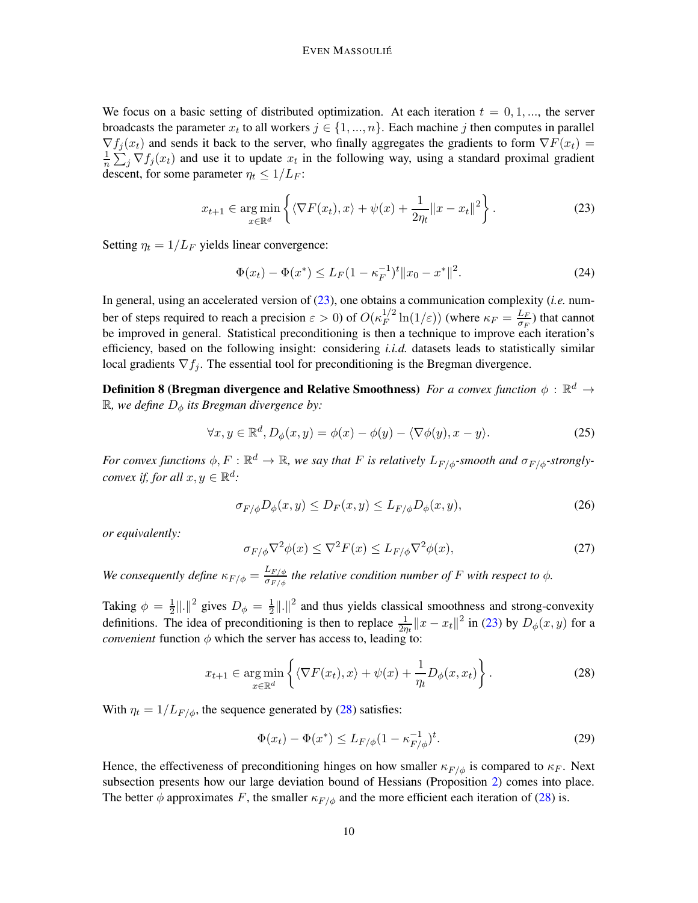We focus on a basic setting of distributed optimization. At each iteration $t = 0, 1, ...,$ the server broadcasts the parameter $x_t$ to all workers $j \in \{1, ..., n\}$. Each machine $j$ then computes in parallel $\nabla f_j(x_t)$ and sends it back to the server, who finally aggregates the gradients to form $\nabla F(x_t) = \frac{1}{n}\sum_j \nabla f_j(x_t)$ and use it to update $x_t$ in the following way, using a standard proximal gradient descent, for some parameter $\eta_t \leq 1/L_F$:

$$x_{t+1} \in \underset{x \in \mathbb{R}^d}{\arg\min} \left\{ \langle \nabla F(x_t), x \rangle + \psi(x) + \frac{1}{2\eta_t}\|x - x_t\|^2 \right\}. \tag{23}$$

Setting $\eta_t = 1/L_F$ yields linear convergence:

$$\Phi(x_t) - \Phi(x^*) \leq L_F(1 - \kappa_F^{-1})^t \|x_0 - x^*\|^2. \tag{24}$$

In general, using an accelerated version of (23), one obtains a communication complexity (*i.e.* number of steps required to reach a precision $\varepsilon > 0$) of $O(\kappa_F^{1/2}\ln(1/\varepsilon))$ (where $\kappa_F = \frac{L_F}{\sigma_F}$) that cannot be improved in general. Statistical preconditioning is then a technique to improve each iteration's efficiency, based on the following insight: considering *i.i.d.* datasets leads to statistically similar local gradients $\nabla f_j$. The essential tool for preconditioning is the Bregman divergence.

**Definition 8 (Bregman divergence and Relative Smoothness)** *For a convex function $\phi : \mathbb{R}^d \to \mathbb{R}$, we define $D_\phi$ its Bregman divergence by:*

$$\forall x, y \in \mathbb{R}^d, D_\phi(x, y) = \phi(x) - \phi(y) - \langle \nabla\phi(y), x - y \rangle. \tag{25}$$

*For convex functions $\phi, F : \mathbb{R}^d \to \mathbb{R}$, we say that $F$ is relatively $L_{F/\phi}$-smooth and $\sigma_{F/\phi}$-strongly-convex if, for all $x, y \in \mathbb{R}^d$:*

$$\sigma_{F/\phi} D_\phi(x, y) \leq D_F(x, y) \leq L_{F/\phi} D_\phi(x, y), \tag{26}$$

*or equivalently:*

$$\sigma_{F/\phi}\nabla^2\phi(x) \leq \nabla^2 F(x) \leq L_{F/\phi}\nabla^2\phi(x), \tag{27}$$

*We consequently define $\kappa_{F/\phi} = \frac{L_{F/\phi}}{\sigma_{F/\phi}}$ the relative condition number of $F$ with respect to $\phi$.*

Taking $\phi = \frac{1}{2}\|.\|^2$ gives $D_\phi = \frac{1}{2}\|.\|^2$ and thus yields classical smoothness and strong-convexity definitions. The idea of preconditioning is then to replace $\frac{1}{2\eta_t}\|x - x_t\|^2$ in (23) by $D_\phi(x, y)$ for a *convenient* function $\phi$ which the server has access to, leading to:

$$x_{t+1} \in \underset{x \in \mathbb{R}^d}{\arg\min} \left\{ \langle \nabla F(x_t), x \rangle + \psi(x) + \frac{1}{\eta_t} D_\phi(x, x_t) \right\}. \tag{28}$$

With $\eta_t = 1/L_{F/\phi}$, the sequence generated by (28) satisfies:

$$\Phi(x_t) - \Phi(x^*) \leq L_{F/\phi}(1 - \kappa_{F/\phi}^{-1})^t. \tag{29}$$

Hence, the effectiveness of preconditioning hinges on how smaller $\kappa_{F/\phi}$ is compared to $\kappa_F$. Next subsection presents how our large deviation bound of Hessians (Proposition 2) comes into place. The better $\phi$ approximates $F$, the smaller $\kappa_{F/\phi}$ and the more efficient each iteration of (28) is.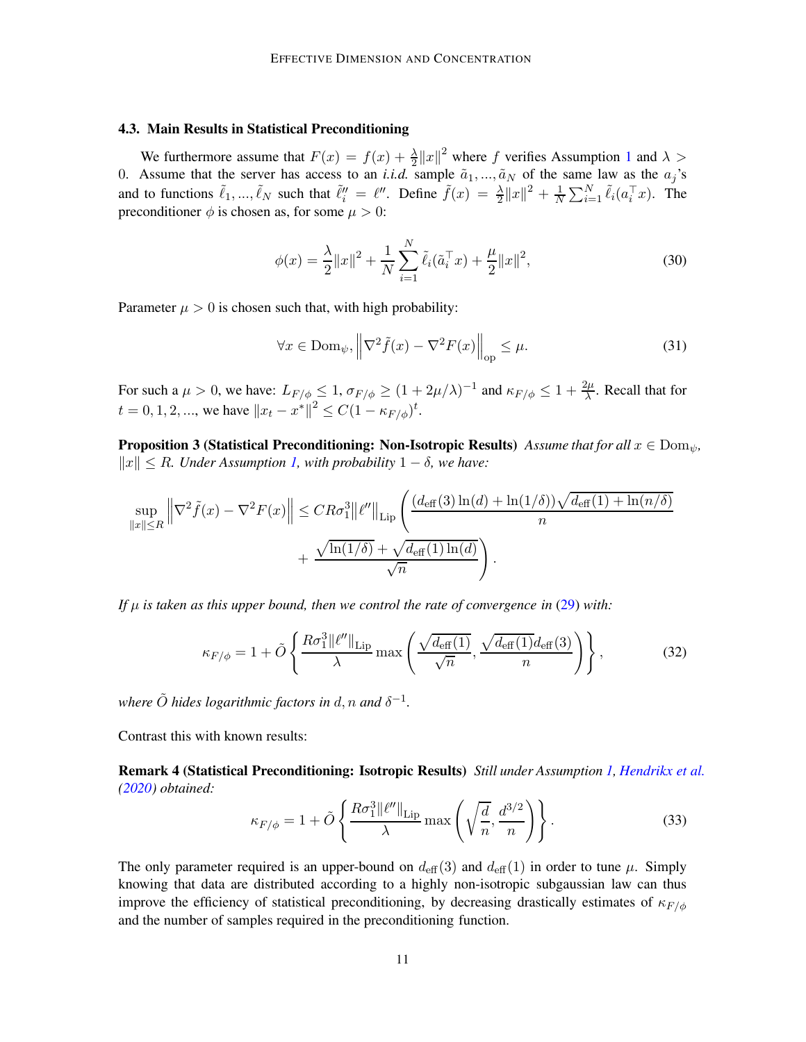### 4.3. Main Results in Statistical Preconditioning

We furthermore assume that $F(x) = f(x) + \frac{\lambda}{2}\|x\|^2$ where $f$ verifies Assumption 1 and $\lambda > 0$. Assume that the server has access to an *i.i.d.* sample $\tilde{a}_1, ..., \tilde{a}_N$ of the same law as the $a_j$'s and to functions $\tilde{\ell}_1, ..., \tilde{\ell}_N$ such that $\tilde{\ell}_i'' = \ell''$. Define $\tilde{f}(x) = \frac{\lambda}{2}\|x\|^2 + \frac{1}{N}\sum_{i=1}^N \tilde{\ell}_i(a_i^\top x)$. The preconditioner $\phi$ is chosen as, for some $\mu > 0$:

$$\phi(x) = \frac{\lambda}{2}\|x\|^2 + \frac{1}{N}\sum_{i=1}^N \tilde{\ell}_i(\tilde{a}_i^\top x) + \frac{\mu}{2}\|x\|^2, \tag{30}$$

Parameter $\mu > 0$ is chosen such that, with high probability:

$$\forall x \in \mathrm{Dom}_\psi, \left\|\nabla^2 \tilde{f}(x) - \nabla^2 F(x)\right\|_{\mathrm{op}} \leq \mu. \tag{31}$$

For such a $\mu > 0$, we have: $L_{F/\phi} \leq 1$, $\sigma_{F/\phi} \geq (1 + 2\mu/\lambda)^{-1}$ and $\kappa_{F/\phi} \leq 1 + \frac{2\mu}{\lambda}$. Recall that for $t = 0, 1, 2, ...$, we have $\|x_t - x^*\|^2 \leq C(1 - \kappa_{F/\phi})^t$.

**Proposition 3 (Statistical Preconditioning: Non-Isotropic Results)** *Assume that for all $x \in \mathrm{Dom}_\psi$, $\|x\| \leq R$. Under Assumption 1, with probability $1 - \delta$, we have:*

$$\sup_{\|x\| \leq R} \left\|\nabla^2 \tilde{f}(x) - \nabla^2 F(x)\right\| \leq CR\sigma_1^3 \|\ell''\|_{\mathrm{Lip}} \left( \frac{(d_{\mathrm{eff}}(3)\ln(d) + \ln(1/\delta))\sqrt{d_{\mathrm{eff}}(1) + \ln(n/\delta)}}{n} + \frac{\sqrt{\ln(1/\delta)} + \sqrt{d_{\mathrm{eff}}(1)\ln(d)}}{\sqrt{n}} \right).$$

*If $\mu$ is taken as this upper bound, then we control the rate of convergence in (29) with:*

$$\kappa_{F/\phi} = 1 + \tilde{O}\left\{ \frac{R\sigma_1^3 \|\ell''\|_{\mathrm{Lip}}}{\lambda} \max\left( \frac{\sqrt{d_{\mathrm{eff}}(1)}}{\sqrt{n}}, \frac{\sqrt{d_{\mathrm{eff}}(1)} d_{\mathrm{eff}}(3)}{n} \right) \right\}, \tag{32}$$

*where $\tilde{O}$ hides logarithmic factors in $d, n$ and $\delta^{-1}$.*

Contrast this with known results:

**Remark 4 (Statistical Preconditioning: Isotropic Results)** *Still under Assumption 1, Hendrikx et al. (2020) obtained:*

$$\kappa_{F/\phi} = 1 + \tilde{O}\left\{ \frac{R\sigma_1^3 \|\ell''\|_{\mathrm{Lip}}}{\lambda} \max\left( \sqrt{\frac{d}{n}}, \frac{d^{3/2}}{n} \right) \right\}. \tag{33}$$

The only parameter required is an upper-bound on $d_{\mathrm{eff}}(3)$ and $d_{\mathrm{eff}}(1)$ in order to tune $\mu$. Simply knowing that data are distributed according to a highly non-isotropic subgaussian law can thus improve the efficiency of statistical preconditioning, by decreasing drastically estimates of $\kappa_{F/\phi}$ and the number of samples required in the preconditioning function.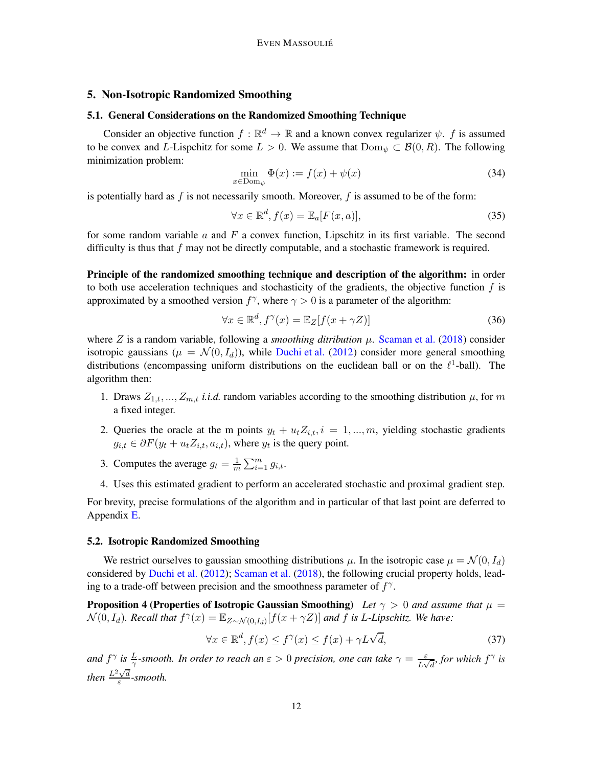## 5. Non-Isotropic Randomized Smoothing

### 5.1. General Considerations on the Randomized Smoothing Technique

Consider an objective function $f : \mathbb{R}^d \to \mathbb{R}$ and a known convex regularizer $\psi$. $f$ is assumed to be convex and $L$-Lispchitz for some $L > 0$. We assume that $\mathrm{Dom}_\psi \subset \mathcal{B}(0, R)$. The following minimization problem:

$$\min_{x \in \mathrm{Dom}_\psi} \Phi(x) := f(x) + \psi(x) \tag{34}$$

is potentially hard as $f$ is not necessarily smooth. Moreover, $f$ is assumed to be of the form:

$$\forall x \in \mathbb{R}^d, f(x) = \mathbb{E}_a[F(x, a)], \tag{35}$$

for some random variable $a$ and $F$ a convex function, Lipschitz in its first variable. The second difficulty is thus that $f$ may not be directly computable, and a stochastic framework is required.

**Principle of the randomized smoothing technique and description of the algorithm:** in order to both use acceleration techniques and stochasticity of the gradients, the objective function $f$ is approximated by a smoothed version $f^\gamma$, where $\gamma > 0$ is a parameter of the algorithm:

$$\forall x \in \mathbb{R}^d, f^\gamma(x) = \mathbb{E}_Z[f(x + \gamma Z)] \tag{36}$$

where $Z$ is a random variable, following a *smoothing ditribution* $\mu$. Scaman et al. (2018) consider isotropic gaussians ($\mu = \mathcal{N}(0, I_d)$), while Duchi et al. (2012) consider more general smoothing distributions (encompassing uniform distributions on the euclidean ball or on the $\ell^1$-ball). The algorithm then:

1. Draws $Z_{1,t}, ..., Z_{m,t}$ *i.i.d.* random variables according to the smoothing distribution $\mu$, for $m$ a fixed integer.
2. Queries the oracle at the m points $y_t + u_t Z_{i,t}, i = 1, ..., m$, yielding stochastic gradients $g_{i,t} \in \partial F(y_t + u_t Z_{i,t}, a_{i,t})$, where $y_t$ is the query point.
3. Computes the average $g_t = \frac{1}{m} \sum_{i=1}^m g_{i,t}$.
4. Uses this estimated gradient to perform an accelerated stochastic and proximal gradient step.

For brevity, precise formulations of the algorithm and in particular of that last point are deferred to Appendix E.

### 5.2. Isotropic Randomized Smoothing

We restrict ourselves to gaussian smoothing distributions $\mu$. In the isotropic case $\mu = \mathcal{N}(0, I_d)$ considered by Duchi et al. (2012); Scaman et al. (2018), the following crucial property holds, leading to a trade-off between precision and the smoothness parameter of $f^\gamma$.

**Proposition 4 (Properties of Isotropic Gaussian Smoothing)** *Let $\gamma > 0$ and assume that $\mu = \mathcal{N}(0, I_d)$. Recall that $f^\gamma(x) = \mathbb{E}_{Z \sim \mathcal{N}(0, I_d)}[f(x + \gamma Z)]$ and $f$ is $L$-Lipschitz. We have:*

$$\forall x \in \mathbb{R}^d, f(x) \le f^\gamma(x) \le f(x) + \gamma L \sqrt{d}, \tag{37}$$

*and $f^\gamma$ is $\frac{L}{\gamma}$-smooth. In order to reach an $\varepsilon > 0$ precision, one can take $\gamma = \frac{\varepsilon}{L\sqrt{d}}$, for which $f^\gamma$ is then $\frac{L^2\sqrt{d}}{\varepsilon}$-smooth.*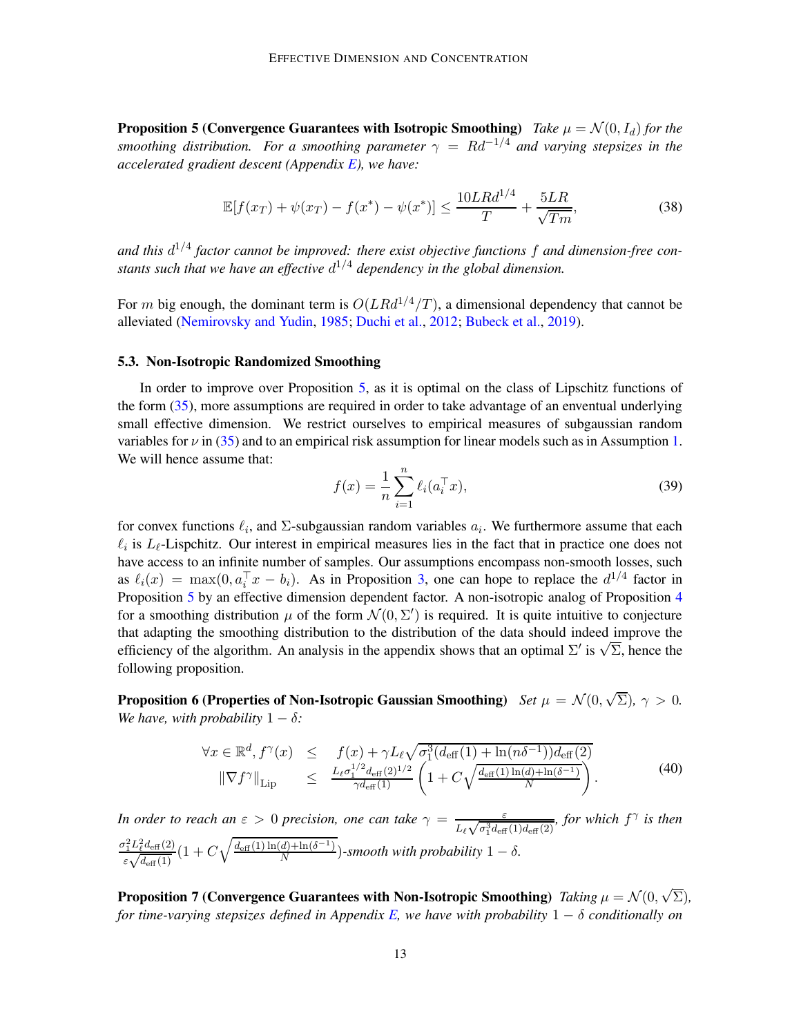**Proposition 5 (Convergence Guarantees with Isotropic Smoothing)** *Take $\mu = \mathcal{N}(0, I_d)$ for the smoothing distribution. For a smoothing parameter $\gamma = Rd^{-1/4}$ and varying stepsizes in the accelerated gradient descent (Appendix E), we have:*

$$
\mathbb{E}[f(x_T) + \psi(x_T) - f(x^*) - \psi(x^*)] \leq \frac{10LRd^{1/4}}{T} + \frac{5LR}{\sqrt{Tm}}, \tag{38}
$$

*and this $d^{1/4}$ factor cannot be improved: there exist objective functions $f$ and dimension-free constants such that we have an effective $d^{1/4}$ dependency in the global dimension.*

For $m$ big enough, the dominant term is $O(LRd^{1/4}/T)$, a dimensional dependency that cannot be alleviated (Nemirovsky and Yudin, 1985; Duchi et al., 2012; Bubeck et al., 2019).

### 5.3. Non-Isotropic Randomized Smoothing

In order to improve over Proposition 5, as it is optimal on the class of Lipschitz functions of the form (35), more assumptions are required in order to take advantage of an enventual underlying small effective dimension. We restrict ourselves to empirical measures of subgaussian random variables for $\nu$ in (35) and to an empirical risk assumption for linear models such as in Assumption 1. We will hence assume that:

$$
f(x) = \frac{1}{n}\sum_{i=1}^{n} \ell_i(a_i^\top x), \tag{39}
$$

for convex functions $\ell_i$, and $\Sigma$-subgaussian random variables $a_i$. We furthermore assume that each $\ell_i$ is $L_\ell$-Lispchitz. Our interest in empirical measures lies in the fact that in practice one does not have access to an infinite number of samples. Our assumptions encompass non-smooth losses, such as $\ell_i(x) = \max(0, a_i^\top x - b_i)$. As in Proposition 3, one can hope to replace the $d^{1/4}$ factor in Proposition 5 by an effective dimension dependent factor. A non-isotropic analog of Proposition 4 for a smoothing distribution $\mu$ of the form $\mathcal{N}(0, \Sigma')$ is required. It is quite intuitive to conjecture that adapting the smoothing distribution to the distribution of the data should indeed improve the efficiency of the algorithm. An analysis in the appendix shows that an optimal $\Sigma'$ is $\sqrt{\Sigma}$, hence the following proposition.

**Proposition 6 (Properties of Non-Isotropic Gaussian Smoothing)** *Set $\mu = \mathcal{N}(0, \sqrt{\Sigma})$, $\gamma > 0$. We have, with probability $1 - \delta$:*

$$
\begin{array}{rcl}
\forall x \in \mathbb{R}^d, f^\gamma(x) & \leq & f(x) + \gamma L_\ell \sqrt{\sigma_1^3(d_{\text{eff}}(1) + \ln(n\delta^{-1}))d_{\text{eff}}(2)} \\
\|\nabla f^\gamma\|_{\text{Lip}} & \leq & \frac{L_\ell \sigma_1^{1/2} d_{\text{eff}}(2)^{1/2}}{\gamma d_{\text{eff}}(1)} \left(1 + C\sqrt{\frac{d_{\text{eff}}(1)\ln(d) + \ln(\delta^{-1})}{N}}\right).
\end{array} \tag{40}
$$

*In order to reach an $\varepsilon > 0$ precision, one can take $\gamma = \frac{\varepsilon}{L_\ell\sqrt{\sigma_1^3 d_{\text{eff}}(1) d_{\text{eff}}(2)}}$, for which $f^\gamma$ is then $\frac{\sigma_1^2 L_\ell^2 d_{\text{eff}}(2)}{\varepsilon\sqrt{d_{\text{eff}}(1)}}(1 + C\sqrt{\frac{d_{\text{eff}}(1)\ln(d)+\ln(\delta^{-1})}{N}})$-smooth with probability $1 - \delta$.*

**Proposition 7 (Convergence Guarantees with Non-Isotropic Smoothing)** *Taking $\mu = \mathcal{N}(0, \sqrt{\Sigma})$, for time-varying stepsizes defined in Appendix E, we have with probability $1 - \delta$ conditionally on*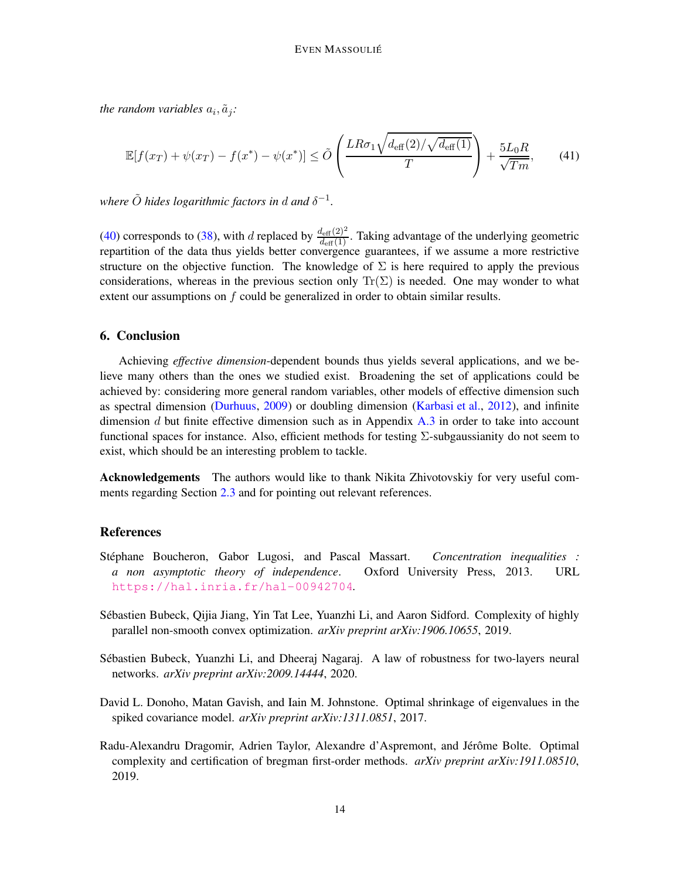*the random variables $a_i, \tilde{a}_j$:*

$$\mathbb{E}[f(x_T) + \psi(x_T) - f(x^*) - \psi(x^*)] \leq \tilde{O}\left(\frac{LR\sigma_1\sqrt{d_{\text{eff}}(2)/\sqrt{d_{\text{eff}}(1)}}}{T}\right) + \frac{5L_0R}{\sqrt{Tm}}, \tag{41}$$

*where $\tilde{O}$ hides logarithmic factors in $d$ and $\delta^{-1}$.*

(40) corresponds to (38), with $d$ replaced by $\frac{d_{\text{eff}}(2)^2}{d_{\text{eff}}(1)}$. Taking advantage of the underlying geometric repartition of the data thus yields better convergence guarantees, if we assume a more restrictive structure on the objective function. The knowledge of $\Sigma$ is here required to apply the previous considerations, whereas in the previous section only $\text{Tr}(\Sigma)$ is needed. One may wonder to what extent our assumptions on $f$ could be generalized in order to obtain similar results.

## 6. Conclusion

Achieving *effective dimension*-dependent bounds thus yields several applications, and we believe many others than the ones we studied exist. Broadening the set of applications could be achieved by: considering more general random variables, other models of effective dimension such as spectral dimension (Durhuus, 2009) or doubling dimension (Karbasi et al., 2012), and infinite dimension $d$ but finite effective dimension such as in Appendix A.3 in order to take into account functional spaces for instance. Also, efficient methods for testing $\Sigma$-subgaussianity do not seem to exist, which should be an interesting problem to tackle.

**Acknowledgements** The authors would like to thank Nikita Zhivotovskiy for very useful comments regarding Section 2.3 and for pointing out relevant references.

## References

Stéphane Boucheron, Gabor Lugosi, and Pascal Massart. *Concentration inequalities : a non asymptotic theory of independence*. Oxford University Press, 2013. URL https://hal.inria.fr/hal-00942704.

Sébastien Bubeck, Qijia Jiang, Yin Tat Lee, Yuanzhi Li, and Aaron Sidford. Complexity of highly parallel non-smooth convex optimization. *arXiv preprint arXiv:1906.10655*, 2019.

Sébastien Bubeck, Yuanzhi Li, and Dheeraj Nagaraj. A law of robustness for two-layers neural networks. *arXiv preprint arXiv:2009.14444*, 2020.

David L. Donoho, Matan Gavish, and Iain M. Johnstone. Optimal shrinkage of eigenvalues in the spiked covariance model. *arXiv preprint arXiv:1311.0851*, 2017.

Radu-Alexandru Dragomir, Adrien Taylor, Alexandre d'Aspremont, and Jérôme Bolte. Optimal complexity and certification of bregman first-order methods. *arXiv preprint arXiv:1911.08510*, 2019.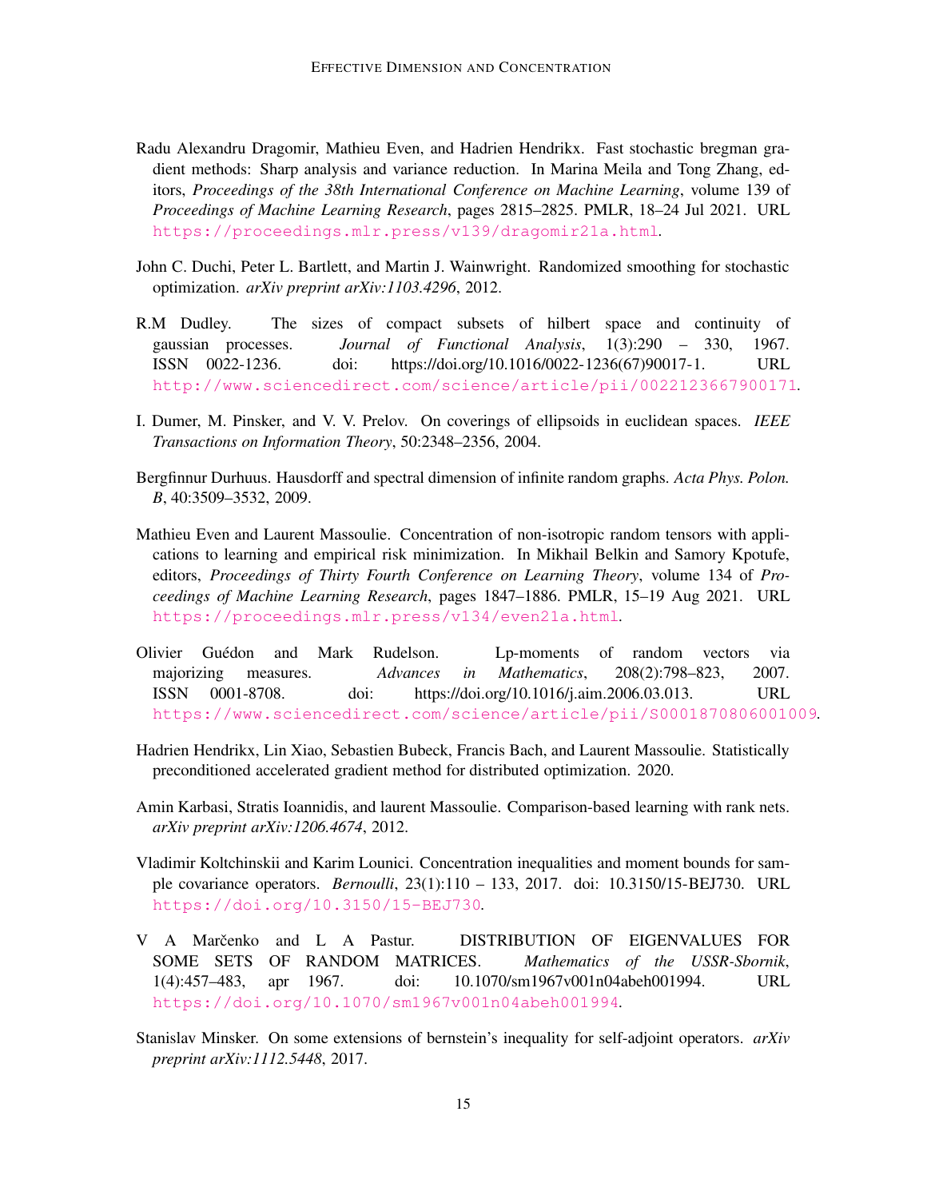Radu Alexandru Dragomir, Mathieu Even, and Hadrien Hendrikx. Fast stochastic bregman gradient methods: Sharp analysis and variance reduction. In Marina Meila and Tong Zhang, editors, *Proceedings of the 38th International Conference on Machine Learning*, volume 139 of *Proceedings of Machine Learning Research*, pages 2815–2825. PMLR, 18–24 Jul 2021. URL https://proceedings.mlr.press/v139/dragomir21a.html.

John C. Duchi, Peter L. Bartlett, and Martin J. Wainwright. Randomized smoothing for stochastic optimization. *arXiv preprint arXiv:1103.4296*, 2012.

R.M Dudley. The sizes of compact subsets of hilbert space and continuity of gaussian processes. *Journal of Functional Analysis*, 1(3):290 – 330, 1967. ISSN 0022-1236. doi: https://doi.org/10.1016/0022-1236(67)90017-1. URL http://www.sciencedirect.com/science/article/pii/0022123667900171.

I. Dumer, M. Pinsker, and V. V. Prelov. On coverings of ellipsoids in euclidean spaces. *IEEE Transactions on Information Theory*, 50:2348–2356, 2004.

Bergfinnur Durhuus. Hausdorff and spectral dimension of infinite random graphs. *Acta Phys. Polon. B*, 40:3509–3532, 2009.

Mathieu Even and Laurent Massoulie. Concentration of non-isotropic random tensors with applications to learning and empirical risk minimization. In Mikhail Belkin and Samory Kpotufe, editors, *Proceedings of Thirty Fourth Conference on Learning Theory*, volume 134 of *Proceedings of Machine Learning Research*, pages 1847–1886. PMLR, 15–19 Aug 2021. URL https://proceedings.mlr.press/v134/even21a.html.

Olivier Guédon and Mark Rudelson. Lp-moments of random vectors via majorizing measures. *Advances in Mathematics*, 208(2):798–823, 2007. ISSN 0001-8708. doi: https://doi.org/10.1016/j.aim.2006.03.013. URL https://www.sciencedirect.com/science/article/pii/S0001870806001009.

Hadrien Hendrikx, Lin Xiao, Sebastien Bubeck, Francis Bach, and Laurent Massoulie. Statistically preconditioned accelerated gradient method for distributed optimization. 2020.

Amin Karbasi, Stratis Ioannidis, and laurent Massoulie. Comparison-based learning with rank nets. *arXiv preprint arXiv:1206.4674*, 2012.

Vladimir Koltchinskii and Karim Lounici. Concentration inequalities and moment bounds for sample covariance operators. *Bernoulli*, 23(1):110 – 133, 2017. doi: 10.3150/15-BEJ730. URL https://doi.org/10.3150/15-BEJ730.

V A Marčenko and L A Pastur. DISTRIBUTION OF EIGENVALUES FOR SOME SETS OF RANDOM MATRICES. *Mathematics of the USSR-Sbornik*, 1(4):457–483, apr 1967. doi: 10.1070/sm1967v001n04abeh001994. URL https://doi.org/10.1070/sm1967v001n04abeh001994.

Stanislav Minsker. On some extensions of bernstein's inequality for self-adjoint operators. *arXiv preprint arXiv:1112.5448*, 2017.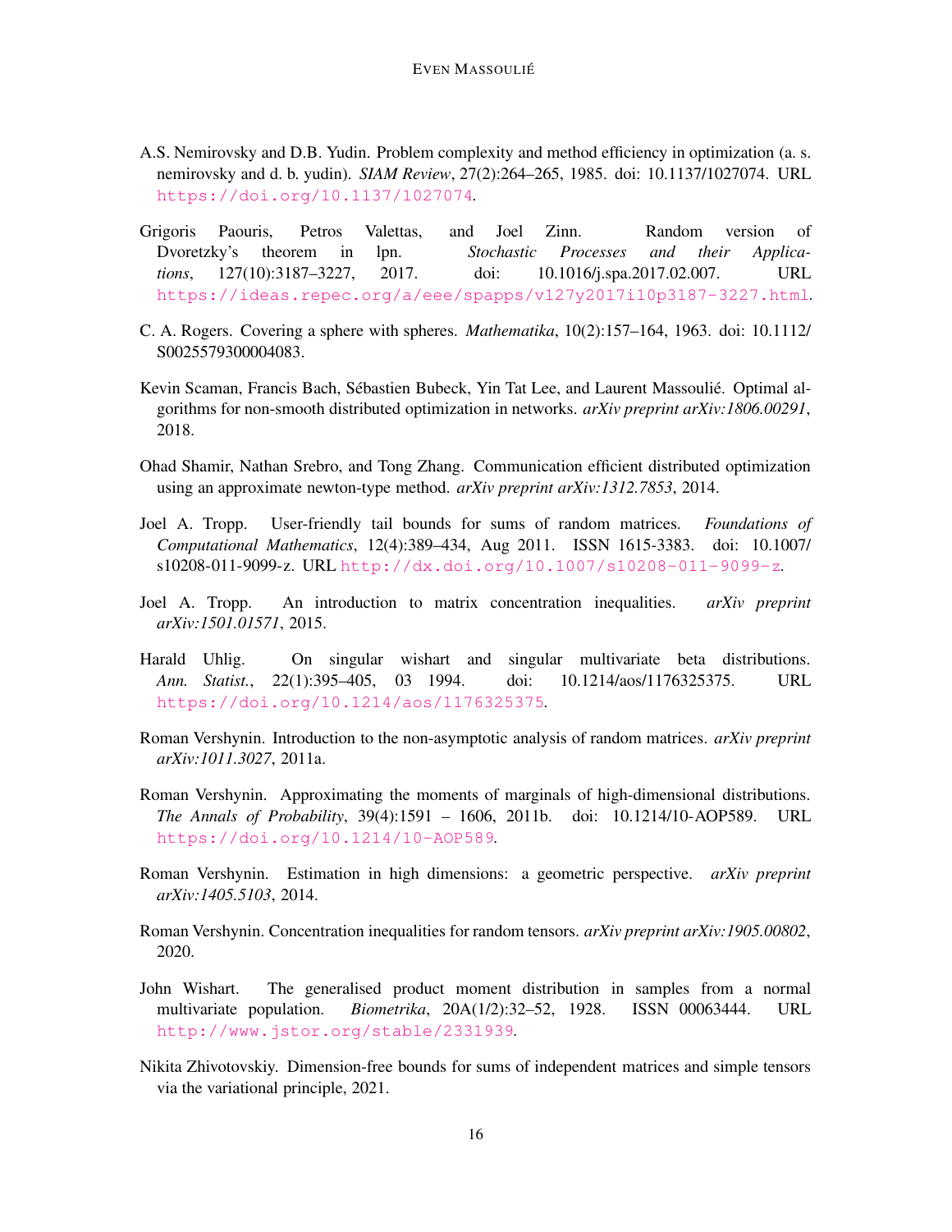A.S. Nemirovsky and D.B. Yudin. Problem complexity and method efficiency in optimization (a. s. nemirovsky and d. b. yudin). *SIAM Review*, 27(2):264–265, 1985. doi: 10.1137/1027074. URL https://doi.org/10.1137/1027074.

Grigoris Paouris, Petros Valettas, and Joel Zinn. Random version of Dvoretzky's theorem in lpn. *Stochastic Processes and their Applications*, 127(10):3187–3227, 2017. doi: 10.1016/j.spa.2017.02.007. URL https://ideas.repec.org/a/eee/spapps/v127y2017i10p3187-3227.html.

C. A. Rogers. Covering a sphere with spheres. *Mathematika*, 10(2):157–164, 1963. doi: 10.1112/S0025579300004083.

Kevin Scaman, Francis Bach, Sébastien Bubeck, Yin Tat Lee, and Laurent Massoulié. Optimal algorithms for non-smooth distributed optimization in networks. *arXiv preprint arXiv:1806.00291*, 2018.

Ohad Shamir, Nathan Srebro, and Tong Zhang. Communication efficient distributed optimization using an approximate newton-type method. *arXiv preprint arXiv:1312.7853*, 2014.

Joel A. Tropp. User-friendly tail bounds for sums of random matrices. *Foundations of Computational Mathematics*, 12(4):389–434, Aug 2011. ISSN 1615-3383. doi: 10.1007/s10208-011-9099-z. URL http://dx.doi.org/10.1007/s10208-011-9099-z.

Joel A. Tropp. An introduction to matrix concentration inequalities. *arXiv preprint arXiv:1501.01571*, 2015.

Harald Uhlig. On singular wishart and singular multivariate beta distributions. *Ann. Statist.*, 22(1):395–405, 03 1994. doi: 10.1214/aos/1176325375. URL https://doi.org/10.1214/aos/1176325375.

Roman Vershynin. Introduction to the non-asymptotic analysis of random matrices. *arXiv preprint arXiv:1011.3027*, 2011a.

Roman Vershynin. Approximating the moments of marginals of high-dimensional distributions. *The Annals of Probability*, 39(4):1591 – 1606, 2011b. doi: 10.1214/10-AOP589. URL https://doi.org/10.1214/10-AOP589.

Roman Vershynin. Estimation in high dimensions: a geometric perspective. *arXiv preprint arXiv:1405.5103*, 2014.

Roman Vershynin. Concentration inequalities for random tensors. *arXiv preprint arXiv:1905.00802*, 2020.

John Wishart. The generalised product moment distribution in samples from a normal multivariate population. *Biometrika*, 20A(1/2):32–52, 1928. ISSN 00063444. URL http://www.jstor.org/stable/2331939.

Nikita Zhivotovskiy. Dimension-free bounds for sums of independent matrices and simple tensors via the variational principle, 2021.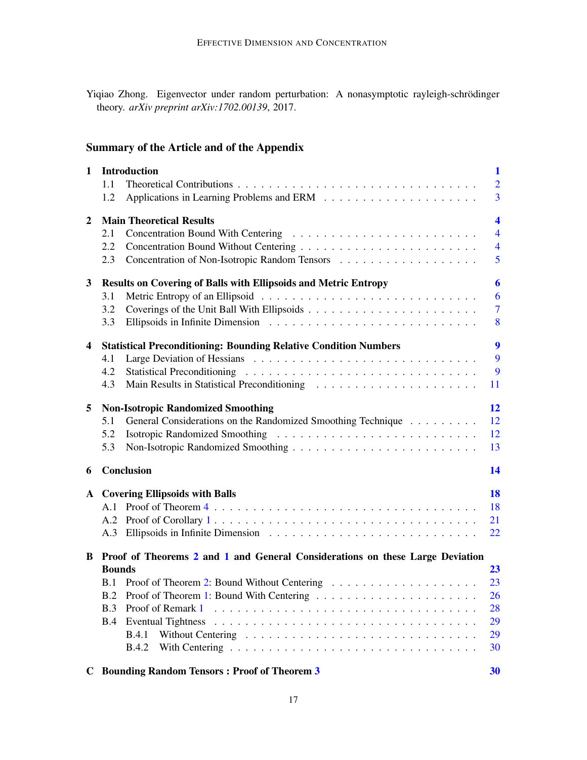Yiqiao Zhong. Eigenvector under random perturbation: A nonasymptotic rayleigh-schrödinger theory. *arXiv preprint arXiv:1702.00139*, 2017.

## Summary of the Article and of the Appendix

**1 Introduction** — **1**
- 1.1 Theoretical Contributions — 2
- 1.2 Applications in Learning Problems and ERM — 3

**2 Main Theoretical Results** — **4**
- 2.1 Concentration Bound With Centering — 4
- 2.2 Concentration Bound Without Centering — 4
- 2.3 Concentration of Non-Isotropic Random Tensors — 5

**3 Results on Covering of Balls with Ellipsoids and Metric Entropy** — **6**
- 3.1 Metric Entropy of an Ellipsoid — 6
- 3.2 Coverings of the Unit Ball With Ellipsoids — 7
- 3.3 Ellipsoids in Infinite Dimension — 8

**4 Statistical Preconditioning: Bounding Relative Condition Numbers** — **9**
- 4.1 Large Deviation of Hessians — 9
- 4.2 Statistical Preconditioning — 9
- 4.3 Main Results in Statistical Preconditioning — 11

**5 Non-Isotropic Randomized Smoothing** — **12**
- 5.1 General Considerations on the Randomized Smoothing Technique — 12
- 5.2 Isotropic Randomized Smoothing — 12
- 5.3 Non-Isotropic Randomized Smoothing — 13

**6 Conclusion** — **14**

**A Covering Ellipsoids with Balls** — **18**
- A.1 Proof of Theorem 4 — 18
- A.2 Proof of Corollary 1 — 21
- A.3 Ellipsoids in Infinite Dimension — 22

**B Proof of Theorems 2 and 1 and General Considerations on these Large Deviation Bounds** — **23**
- B.1 Proof of Theorem 2: Bound Without Centering — 23
- B.2 Proof of Theorem 1: Bound With Centering — 26
- B.3 Proof of Remark 1 — 28
- B.4 Eventual Tightness — 29
  - B.4.1 Without Centering — 29
  - B.4.2 With Centering — 30

**C Bounding Random Tensors : Proof of Theorem 3** — **30**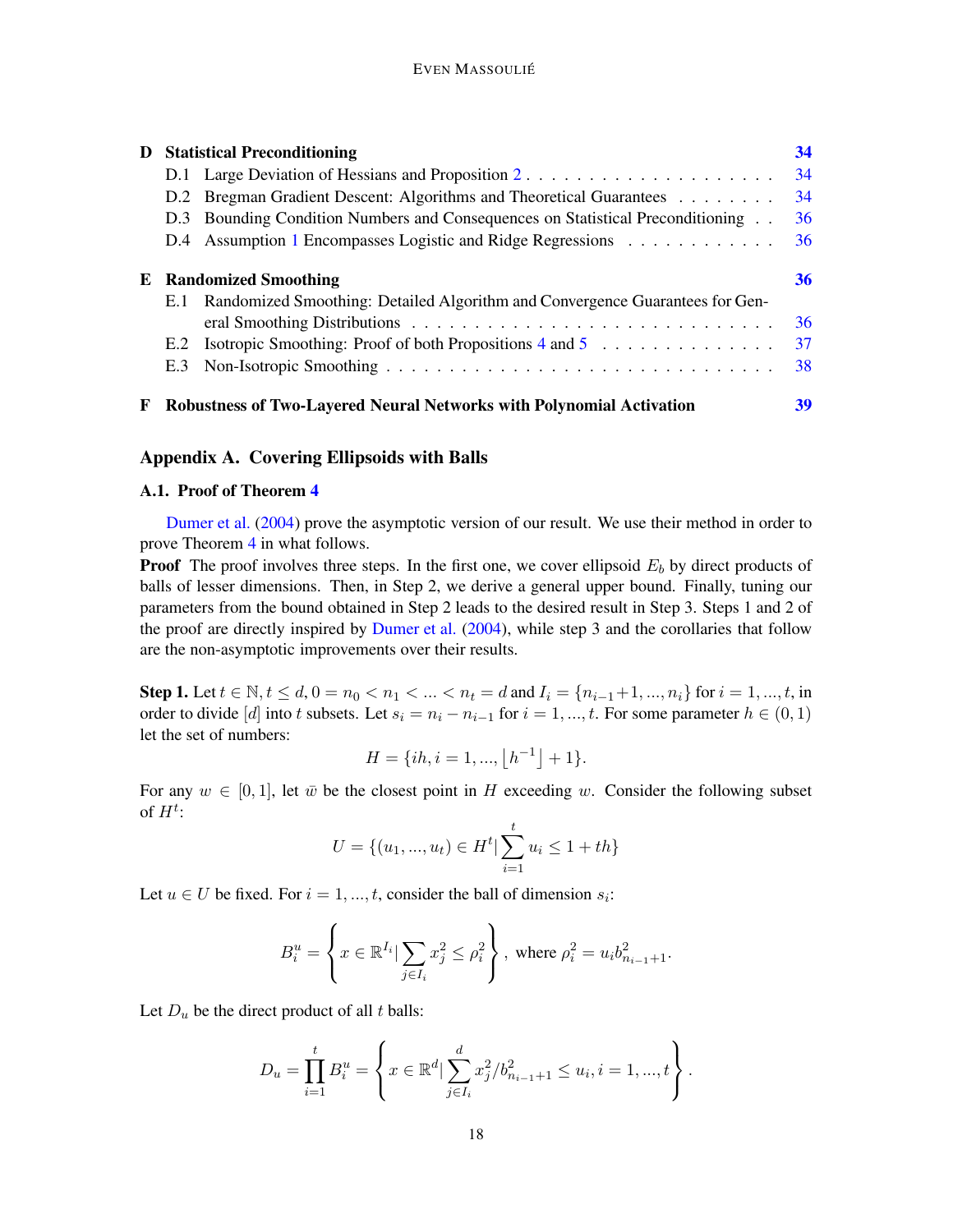| | | |
|---|---|---|
| **D** | **Statistical Preconditioning** | **34** |
| D.1 | Large Deviation of Hessians and Proposition 2 | 34 |
| D.2 | Bregman Gradient Descent: Algorithms and Theoretical Guarantees | 34 |
| D.3 | Bounding Condition Numbers and Consequences on Statistical Preconditioning | 36 |
| D.4 | Assumption 1 Encompasses Logistic and Ridge Regressions | 36 |
| **E** | **Randomized Smoothing** | **36** |
| E.1 | Randomized Smoothing: Detailed Algorithm and Convergence Guarantees for General Smoothing Distributions | 36 |
| E.2 | Isotropic Smoothing: Proof of both Propositions 4 and 5 | 37 |
| E.3 | Non-Isotropic Smoothing | 38 |
| **F** | **Robustness of Two-Layered Neural Networks with Polynomial Activation** | **39** |

## Appendix A. Covering Ellipsoids with Balls

### A.1. Proof of Theorem 4

Dumer et al. (2004) prove the asymptotic version of our result. We use their method in order to prove Theorem 4 in what follows.

**Proof** The proof involves three steps. In the first one, we cover ellipsoid $E_b$ by direct products of balls of lesser dimensions. Then, in Step 2, we derive a general upper bound. Finally, tuning our parameters from the bound obtained in Step 2 leads to the desired result in Step 3. Steps 1 and 2 of the proof are directly inspired by Dumer et al. (2004), while step 3 and the corollaries that follow are the non-asymptotic improvements over their results.

**Step 1.** Let $t \in \mathbb{N}, t \leq d, 0 = n_0 < n_1 < ... < n_t = d$ and $I_i = \{n_{i-1}+1, ..., n_i\}$ for $i = 1, ..., t$, in order to divide $[d]$ into $t$ subsets. Let $s_i = n_i - n_{i-1}$ for $i = 1, ..., t$. For some parameter $h \in (0, 1)$ let the set of numbers:

$$H = \{ih, i = 1, ..., \lfloor h^{-1} \rfloor + 1\}.$$

For any $w \in [0, 1]$, let $\bar{w}$ be the closest point in $H$ exceeding $w$. Consider the following subset of $H^t$:

$$U = \{(u_1, ..., u_t) \in H^t | \sum_{i=1}^{t} u_i \leq 1 + th\}$$

Let $u \in U$ be fixed. For $i = 1, ..., t$, consider the ball of dimension $s_i$:

$$B_i^u = \left\{ x \in \mathbb{R}^{I_i} | \sum_{j \in I_i} x_j^2 \leq \rho_i^2 \right\}, \text{ where } \rho_i^2 = u_i b_{n_{i-1}+1}^2.$$

Let $D_u$ be the direct product of all $t$ balls:

$$D_u = \prod_{i=1}^{t} B_i^u = \left\{ x \in \mathbb{R}^d | \sum_{j \in I_i}^{d} x_j^2 / b_{n_{i-1}+1}^2 \leq u_i, i = 1, ..., t \right\}.$$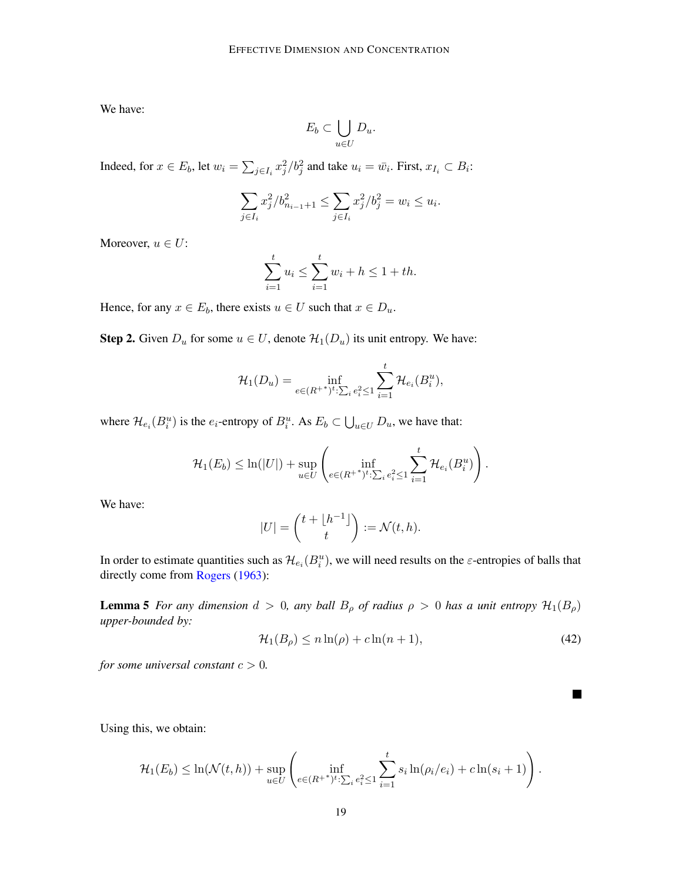We have:

$$E_b \subset \bigcup_{u \in U} D_u.$$

Indeed, for $x \in E_b$, let $w_i = \sum_{j \in I_i} x_j^2 / b_j^2$ and take $u_i = \bar{w_i}$. First, $x_{I_i} \subset B_i$:

$$\sum_{j \in I_i} x_j^2 / b_{n_{i-1}+1}^2 \leq \sum_{j \in I_i} x_j^2 / b_j^2 = w_i \leq u_i.$$

Moreover, $u \in U$:

$$\sum_{i=1}^{t} u_i \leq \sum_{i=1}^{t} w_i + h \leq 1 + th.$$

Hence, for any $x \in E_b$, there exists $u \in U$ such that $x \in D_u$.

**Step 2.** Given $D_u$ for some $u \in U$, denote $\mathcal{H}_1(D_u)$ its unit entropy. We have:

$$\mathcal{H}_1(D_u) = \inf_{e \in (R^{+*})^t : \sum_i e_i^2 \leq 1} \sum_{i=1}^{t} \mathcal{H}_{e_i}(B_i^u),$$

where $\mathcal{H}_{e_i}(B_i^u)$ is the $e_i$-entropy of $B_i^u$. As $E_b \subset \bigcup_{u \in U} D_u$, we have that:

$$\mathcal{H}_1(E_b) \leq \ln(|U|) + \sup_{u \in U} \left( \inf_{e \in (R^{+*})^t : \sum_i e_i^2 \leq 1} \sum_{i=1}^{t} \mathcal{H}_{e_i}(B_i^u) \right).$$

We have:

$$|U| = \binom{t + \lfloor h^{-1} \rfloor}{t} := \mathcal{N}(t, h).$$

In order to estimate quantities such as $\mathcal{H}_{e_i}(B_i^u)$, we will need results on the $\varepsilon$-entropies of balls that directly come from Rogers (1963):

**Lemma 5** *For any dimension $d > 0$, any ball $B_\rho$ of radius $\rho > 0$ has a unit entropy $\mathcal{H}_1(B_\rho)$ upper-bounded by:*

$$\mathcal{H}_1(B_\rho) \leq n \ln(\rho) + c \ln(n + 1), \tag{42}$$

*for some universal constant $c > 0$.*

■

Using this, we obtain:

$$\mathcal{H}_1(E_b) \leq \ln(\mathcal{N}(t, h)) + \sup_{u \in U} \left( \inf_{e \in (R^{+*})^t : \sum_i e_i^2 \leq 1} \sum_{i=1}^{t} s_i \ln(\rho_i / e_i) + c \ln(s_i + 1) \right).$$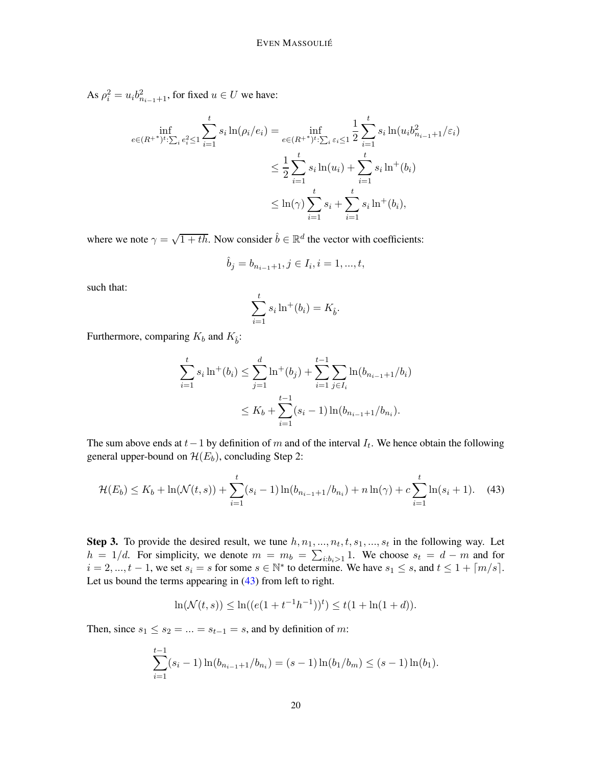As $\rho_i^2 = u_i b_{n_{i-1}+1}^2$, for fixed $u \in U$ we have:

$$
\begin{aligned}
\inf_{e \in (R^{+*})^t : \sum_i e_i^2 \leq 1} \sum_{i=1}^t s_i \ln(\rho_i / e_i) &= \inf_{e \in (R^{+*})^t : \sum_i \varepsilon_i \leq 1} \frac{1}{2} \sum_{i=1}^t s_i \ln(u_i b_{n_{i-1}+1}^2 / \varepsilon_i) \\
&\leq \frac{1}{2} \sum_{i=1}^t s_i \ln(u_i) + \sum_{i=1}^t s_i \ln^+(b_i) \\
&\leq \ln(\gamma) \sum_{i=1}^t s_i + \sum_{i=1}^t s_i \ln^+(b_i),
\end{aligned}
$$

where we note $\gamma = \sqrt{1 + th}$. Now consider $\hat{b} \in \mathbb{R}^d$ the vector with coefficients:

$$
\hat{b}_j = b_{n_{i-1}+1}, j \in I_i, i = 1, ..., t,
$$

such that:

$$
\sum_{i=1}^t s_i \ln^+(b_i) = K_{\hat{b}}.
$$

Furthermore, comparing $K_b$ and $K_{\hat{b}}$:

$$
\begin{aligned}
\sum_{i=1}^t s_i \ln^+(b_i) &\leq \sum_{j=1}^d \ln^+(b_j) + \sum_{i=1}^{t-1} \sum_{j \in I_i} \ln(b_{n_{i-1}+1} / b_i) \\
&\leq K_b + \sum_{i=1}^{t-1} (s_i - 1) \ln(b_{n_{i-1}+1} / b_{n_i}).
\end{aligned}
$$

The sum above ends at $t-1$ by definition of $m$ and of the interval $I_t$. We hence obtain the following general upper-bound on $\mathcal{H}(E_b)$, concluding Step 2:

$$
\mathcal{H}(E_b) \leq K_b + \ln(\mathcal{N}(t, s)) + \sum_{i=1}^t (s_i - 1) \ln(b_{n_{i-1}+1} / b_{n_i}) + n \ln(\gamma) + c \sum_{i=1}^t \ln(s_i + 1). \quad (43)
$$

**Step 3.** To provide the desired result, we tune $h, n_1, ..., n_t, t, s_1, ..., s_t$ in the following way. Let $h = 1/d$. For simplicity, we denote $m = m_b = \sum_{i: b_i > 1} 1$. We choose $s_t = d - m$ and for $i = 2, ..., t-1$, we set $s_i = s$ for some $s \in \mathbb{N}^*$ to determine. We have $s_1 \leq s$, and $t \leq 1 + \lceil m/s \rceil$. Let us bound the terms appearing in (43) from left to right.

$$
\ln(\mathcal{N}(t, s)) \leq \ln((e(1 + t^{-1} h^{-1}))^t) \leq t(1 + \ln(1 + d)).
$$

Then, since $s_1 \leq s_2 = ... = s_{t-1} = s$, and by definition of $m$:

$$
\sum_{i=1}^{t-1} (s_i - 1) \ln(b_{n_{i-1}+1} / b_{n_i}) = (s - 1) \ln(b_1 / b_m) \leq (s - 1) \ln(b_1).
$$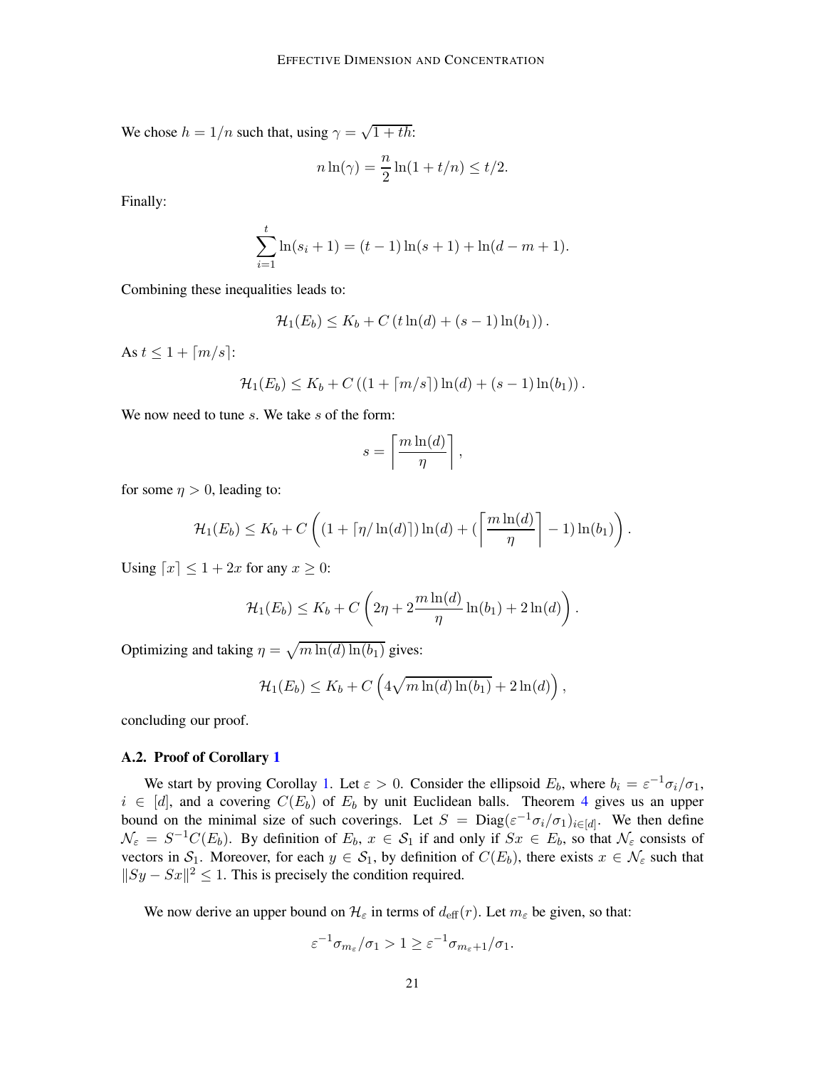We chose $h = 1/n$ such that, using $\gamma = \sqrt{1 + th}$:

$$n \ln(\gamma) = \frac{n}{2} \ln(1 + t/n) \leq t/2.$$

Finally:

$$\sum_{i=1}^{t} \ln(s_i + 1) = (t-1)\ln(s+1) + \ln(d - m + 1).$$

Combining these inequalities leads to:

$$\mathcal{H}_1(E_b) \leq K_b + C\left(t \ln(d) + (s-1)\ln(b_1)\right).$$

As $t \leq 1 + \lceil m/s \rceil$:

$$\mathcal{H}_1(E_b) \leq K_b + C\left((1 + \lceil m/s \rceil)\ln(d) + (s-1)\ln(b_1)\right).$$

We now need to tune $s$. We take $s$ of the form:

$$s = \left\lceil \frac{m \ln(d)}{\eta} \right\rceil,$$

for some $\eta > 0$, leading to:

$$\mathcal{H}_1(E_b) \leq K_b + C\left((1 + \lceil \eta/\ln(d) \rceil)\ln(d) + (\left\lceil \frac{m\ln(d)}{\eta} \right\rceil - 1)\ln(b_1)\right).$$

Using $\lceil x \rceil \leq 1 + 2x$ for any $x \geq 0$:

$$\mathcal{H}_1(E_b) \leq K_b + C\left(2\eta + 2\frac{m\ln(d)}{\eta}\ln(b_1) + 2\ln(d)\right).$$

Optimizing and taking $\eta = \sqrt{m \ln(d) \ln(b_1)}$ gives:

$$\mathcal{H}_1(E_b) \leq K_b + C\left(4\sqrt{m \ln(d)\ln(b_1)} + 2\ln(d)\right),$$

concluding our proof.

### A.2. Proof of Corollary 1

We start by proving Corollary 1. Let $\varepsilon > 0$. Consider the ellipsoid $E_b$, where $b_i = \varepsilon^{-1}\sigma_i/\sigma_1$, $i \in [d]$, and a covering $C(E_b)$ of $E_b$ by unit Euclidean balls. Theorem 4 gives us an upper bound on the minimal size of such coverings. Let $S = \mathrm{Diag}(\varepsilon^{-1}\sigma_i/\sigma_1)_{i \in [d]}$. We then define $\mathcal{N}_\varepsilon = S^{-1}C(E_b)$. By definition of $E_b$, $x \in \mathcal{S}_1$ if and only if $Sx \in E_b$, so that $\mathcal{N}_\varepsilon$ consists of vectors in $\mathcal{S}_1$. Moreover, for each $y \in \mathcal{S}_1$, by definition of $C(E_b)$, there exists $x \in \mathcal{N}_\varepsilon$ such that $\|Sy - Sx\|^2 \leq 1$. This is precisely the condition required.

We now derive an upper bound on $\mathcal{H}_\varepsilon$ in terms of $d_{\text{eff}}(r)$. Let $m_\varepsilon$ be given, so that:

$$\varepsilon^{-1}\sigma_{m_\varepsilon}/\sigma_1 > 1 \geq \varepsilon^{-1}\sigma_{m_\varepsilon+1}/\sigma_1.$$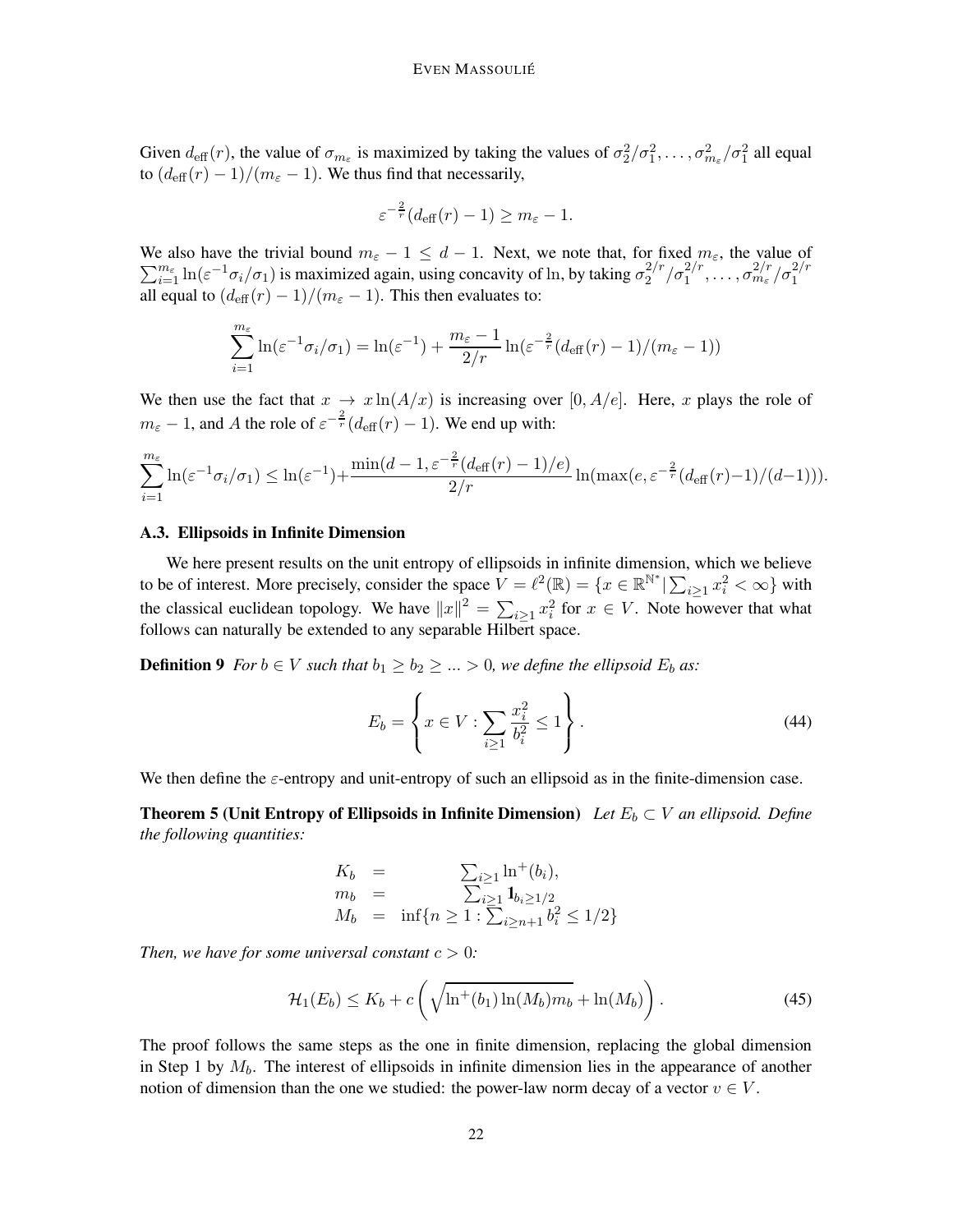Given $d_{\text{eff}}(r)$, the value of $\sigma_{m_\varepsilon}$ is maximized by taking the values of $\sigma_2^2/\sigma_1^2, \ldots, \sigma_{m_\varepsilon}^2/\sigma_1^2$ all equal to $(d_{\text{eff}}(r)-1)/(m_\varepsilon - 1)$. We thus find that necessarily,

$$\varepsilon^{-\frac{2}{r}}(d_{\text{eff}}(r)-1) \geq m_\varepsilon - 1.$$

We also have the trivial bound $m_\varepsilon - 1 \leq d-1$. Next, we note that, for fixed $m_\varepsilon$, the value of $\sum_{i=1}^{m_\varepsilon} \ln(\varepsilon^{-1}\sigma_i/\sigma_1)$ is maximized again, using concavity of ln, by taking $\sigma_2^{2/r}/\sigma_1^{2/r}, \ldots, \sigma_{m_\varepsilon}^{2/r}/\sigma_1^{2/r}$ all equal to $(d_{\text{eff}}(r)-1)/(m_\varepsilon - 1)$. This then evaluates to:

$$\sum_{i=1}^{m_\varepsilon} \ln(\varepsilon^{-1}\sigma_i/\sigma_1) = \ln(\varepsilon^{-1}) + \frac{m_\varepsilon - 1}{2/r}\ln(\varepsilon^{-\frac{2}{r}}(d_{\text{eff}}(r)-1)/(m_\varepsilon - 1))$$

We then use the fact that $x \to x\ln(A/x)$ is increasing over $[0, A/e]$. Here, $x$ plays the role of $m_\varepsilon - 1$, and $A$ the role of $\varepsilon^{-\frac{2}{r}}(d_{\text{eff}}(r)-1)$. We end up with:

$$\sum_{i=1}^{m_\varepsilon} \ln(\varepsilon^{-1}\sigma_i/\sigma_1) \leq \ln(\varepsilon^{-1}) + \frac{\min(d-1, \varepsilon^{-\frac{2}{r}}(d_{\text{eff}}(r)-1)/e)}{2/r}\ln(\max(e, \varepsilon^{-\frac{2}{r}}(d_{\text{eff}}(r)-1)/(d-1))).$$

### A.3. Ellipsoids in Infinite Dimension

We here present results on the unit entropy of ellipsoids in infinite dimension, which we believe to be of interest. More precisely, consider the space $V = \ell^2(\mathbb{R}) = \{x \in \mathbb{R}^{\mathbb{N}^*} \mid \sum_{i\geq 1} x_i^2 < \infty\}$ with the classical euclidean topology. We have $\|x\|^2 = \sum_{i\geq 1} x_i^2$ for $x \in V$. Note however that what follows can naturally be extended to any separable Hilbert space.

**Definition 9** *For $b \in V$ such that $b_1 \geq b_2 \geq \ldots > 0$, we define the ellipsoid $E_b$ as:*

$$E_b = \left\{ x \in V : \sum_{i\geq 1} \frac{x_i^2}{b_i^2} \leq 1 \right\}. \tag{44}$$

We then define the $\varepsilon$-entropy and unit-entropy of such an ellipsoid as in the finite-dimension case.

**Theorem 5 (Unit Entropy of Ellipsoids in Infinite Dimension)** *Let $E_b \subset V$ an ellipsoid. Define the following quantities:*

$$\begin{aligned} K_b &= \sum_{i\geq 1} \ln^+(b_i), \\ m_b &= \sum_{i\geq 1} \mathbf{1}_{b_i \geq 1/2} \\ M_b &= \inf\{n \geq 1 : \textstyle\sum_{i\geq n+1} b_i^2 \leq 1/2\} \end{aligned}$$

*Then, we have for some universal constant $c > 0$:*

$$\mathcal{H}_1(E_b) \leq K_b + c\left(\sqrt{\ln^+(b_1)\ln(M_b)m_b} + \ln(M_b)\right). \tag{45}$$

The proof follows the same steps as the one in finite dimension, replacing the global dimension in Step 1 by $M_b$. The interest of ellipsoids in infinite dimension lies in the appearance of another notion of dimension than the one we studied: the power-law norm decay of a vector $v \in V$.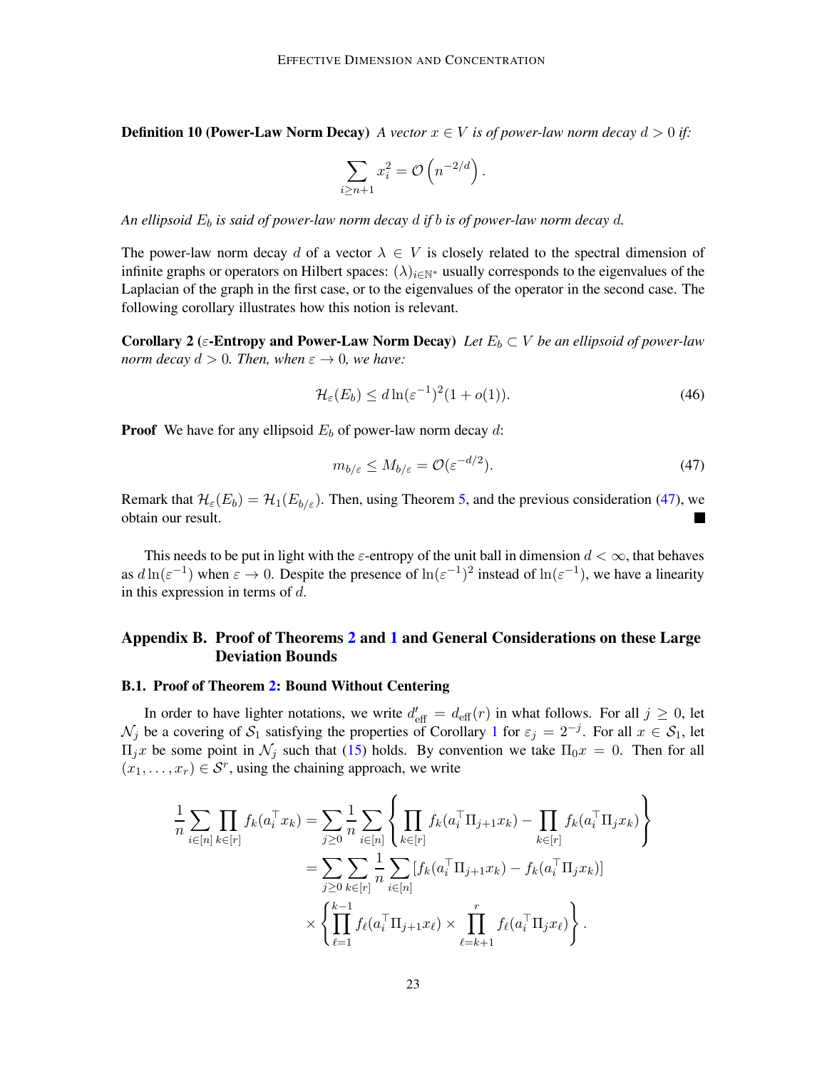**Definition 10 (Power-Law Norm Decay)** *A vector $x \in V$ is of power-law norm decay $d > 0$ if:*

$$\sum_{i \geq n+1} x_i^2 = \mathcal{O}\left(n^{-2/d}\right).$$

*An ellipsoid $E_b$ is said of power-law norm decay $d$ if $b$ is of power-law norm decay $d$.*

The power-law norm decay $d$ of a vector $\lambda \in V$ is closely related to the spectral dimension of infinite graphs or operators on Hilbert spaces: $(\lambda)_{i \in \mathbb{N}^*}$ usually corresponds to the eigenvalues of the Laplacian of the graph in the first case, or to the eigenvalues of the operator in the second case. The following corollary illustrates how this notion is relevant.

**Corollary 2 ($\varepsilon$-Entropy and Power-Law Norm Decay)** *Let $E_b \subset V$ be an ellipsoid of power-law norm decay $d > 0$. Then, when $\varepsilon \to 0$, we have:*

$$\mathcal{H}_\varepsilon(E_b) \leq d \ln(\varepsilon^{-1})^2(1 + o(1)). \tag{46}$$

**Proof** We have for any ellipsoid $E_b$ of power-law norm decay $d$:

$$m_{b/\varepsilon} \leq M_{b/\varepsilon} = \mathcal{O}(\varepsilon^{-d/2}). \tag{47}$$

Remark that $\mathcal{H}_\varepsilon(E_b) = \mathcal{H}_1(E_{b/\varepsilon})$. Then, using Theorem 5, and the previous consideration (47), we obtain our result. ∎

This needs to be put in light with the $\varepsilon$-entropy of the unit ball in dimension $d < \infty$, that behaves as $d \ln(\varepsilon^{-1})$ when $\varepsilon \to 0$. Despite the presence of $\ln(\varepsilon^{-1})^2$ instead of $\ln(\varepsilon^{-1})$, we have a linearity in this expression in terms of $d$.

## Appendix B. Proof of Theorems 2 and 1 and General Considerations on these Large Deviation Bounds

### B.1. Proof of Theorem 2: Bound Without Centering

In order to have lighter notations, we write $d'_{\text{eff}} = d_{\text{eff}}(r)$ in what follows. For all $j \geq 0$, let $\mathcal{N}_j$ be a covering of $\mathcal{S}_1$ satisfying the properties of Corollary 1 for $\varepsilon_j = 2^{-j}$. For all $x \in \mathcal{S}_1$, let $\Pi_j x$ be some point in $\mathcal{N}_j$ such that (15) holds. By convention we take $\Pi_0 x = 0$. Then for all $(x_1, \ldots, x_r) \in \mathcal{S}^r$, using the chaining approach, we write

$$\begin{aligned}
\frac{1}{n} \sum_{i \in [n]} \prod_{k \in [r]} f_k(a_i^\top x_k) &= \sum_{j \geq 0} \frac{1}{n} \sum_{i \in [n]} \left\{ \prod_{k \in [r]} f_k(a_i^\top \Pi_{j+1} x_k) - \prod_{k \in [r]} f_k(a_i^\top \Pi_j x_k) \right\} \\
&= \sum_{j \geq 0} \sum_{k \in [r]} \frac{1}{n} \sum_{i \in [n]} [f_k(a_i^\top \Pi_{j+1} x_k) - f_k(a_i^\top \Pi_j x_k)] \\
&\quad \times \left\{ \prod_{\ell=1}^{k-1} f_\ell(a_i^\top \Pi_{j+1} x_\ell) \times \prod_{\ell=k+1}^{r} f_\ell(a_i^\top \Pi_j x_\ell) \right\}.
\end{aligned}$$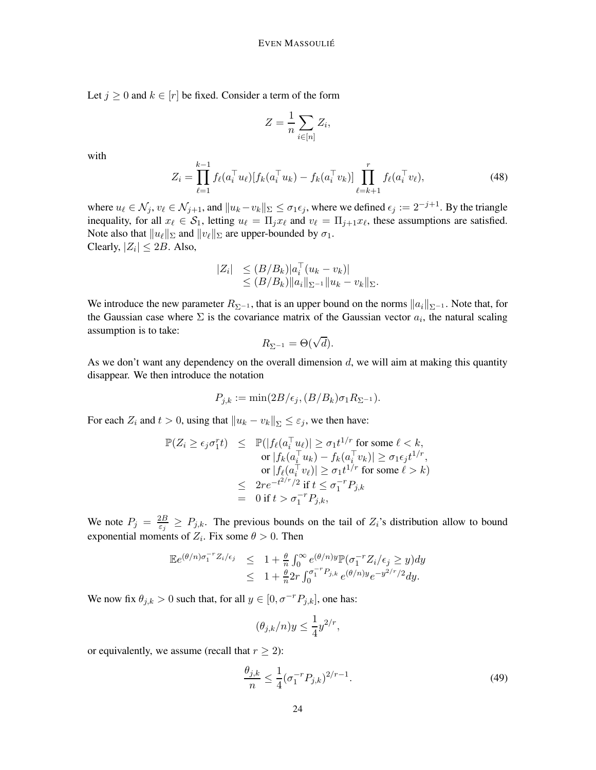Let $j \geq 0$ and $k \in [r]$ be fixed. Consider a term of the form

$$Z = \frac{1}{n} \sum_{i \in [n]} Z_i,$$

with

$$Z_i = \prod_{\ell=1}^{k-1} f_\ell(a_i^\top u_\ell)[f_k(a_i^\top u_k) - f_k(a_i^\top v_k)] \prod_{\ell=k+1}^{r} f_\ell(a_i^\top v_\ell), \tag{48}$$

where $u_\ell \in \mathcal{N}_j$, $v_\ell \in \mathcal{N}_{j+1}$, and $\|u_k - v_k\|_\Sigma \leq \sigma_1 \epsilon_j$, where we defined $\epsilon_j := 2^{-j+1}$. By the triangle inequality, for all $x_\ell \in \mathcal{S}_1$, letting $u_\ell = \Pi_j x_\ell$ and $v_\ell = \Pi_{j+1} x_\ell$, these assumptions are satisfied. Note also that $\|u_\ell\|_\Sigma$ and $\|v_\ell\|_\Sigma$ are upper-bounded by $\sigma_1$.
Clearly, $|Z_i| \leq 2B$. Also,

$$\begin{aligned} |Z_i| &\leq (B/B_k)|a_i^\top(u_k - v_k)| \\ &\leq (B/B_k)\|a_i\|_{\Sigma^{-1}} \|u_k - v_k\|_\Sigma. \end{aligned}$$

We introduce the new parameter $R_{\Sigma^{-1}}$, that is an upper bound on the norms $\|a_i\|_{\Sigma^{-1}}$. Note that, for the Gaussian case where $\Sigma$ is the covariance matrix of the Gaussian vector $a_i$, the natural scaling assumption is to take:

$$R_{\Sigma^{-1}} = \Theta(\sqrt{d}).$$

As we don't want any dependency on the overall dimension $d$, we will aim at making this quantity disappear. We then introduce the notation

$$P_{j,k} := \min(2B/\epsilon_j, (B/B_k)\sigma_1 R_{\Sigma^{-1}}).$$

For each $Z_i$ and $t > 0$, using that $\|u_k - v_k\|_\Sigma \leq \varepsilon_j$, we then have:

$$\begin{aligned} \mathbb{P}(Z_i \geq \epsilon_j \sigma_1^r t) &\leq \mathbb{P}(|f_\ell(a_i^\top u_\ell)| \geq \sigma_1 t^{1/r} \text{ for some } \ell < k, \\ &\qquad \text{or } |f_k(a_i^\top u_k) - f_k(a_i^\top v_k)| \geq \sigma_1 \epsilon_j t^{1/r}, \\ &\qquad \text{or } |f_\ell(a_i^\top v_\ell)| \geq \sigma_1 t^{1/r} \text{ for some } \ell > k) \\ &\leq 2re^{-t^{2/r}/2} \text{ if } t \leq \sigma_1^{-r} P_{j,k} \\ &= 0 \text{ if } t > \sigma_1^{-r} P_{j,k}, \end{aligned}$$

We note $P_j = \frac{2B}{\varepsilon_j} \geq P_{j,k}$. The previous bounds on the tail of $Z_i$'s distribution allow to bound exponential moments of $Z_i$. Fix some $\theta > 0$. Then

$$\begin{aligned} \mathbb{E}e^{(\theta/n)\sigma_1^{-r} Z_i/\epsilon_j} &\leq 1 + \frac{\theta}{n} \int_0^\infty e^{(\theta/n)y} \mathbb{P}(\sigma_1^{-r} Z_i/\epsilon_j \geq y) dy \\ &\leq 1 + \frac{\theta}{n} 2r \int_0^{\sigma_1^{-r} P_{j,k}} e^{(\theta/n)y} e^{-y^{2/r}/2} dy. \end{aligned}$$

We now fix $\theta_{j,k} > 0$ such that, for all $y \in [0, \sigma^{-r} P_{j,k}]$, one has:

$$(\theta_{j,k}/n) y \leq \frac{1}{4} y^{2/r},$$

or equivalently, we assume (recall that $r \geq 2$):

$$\frac{\theta_{j,k}}{n} \leq \frac{1}{4} (\sigma_1^{-r} P_{j,k})^{2/r - 1}. \tag{49}$$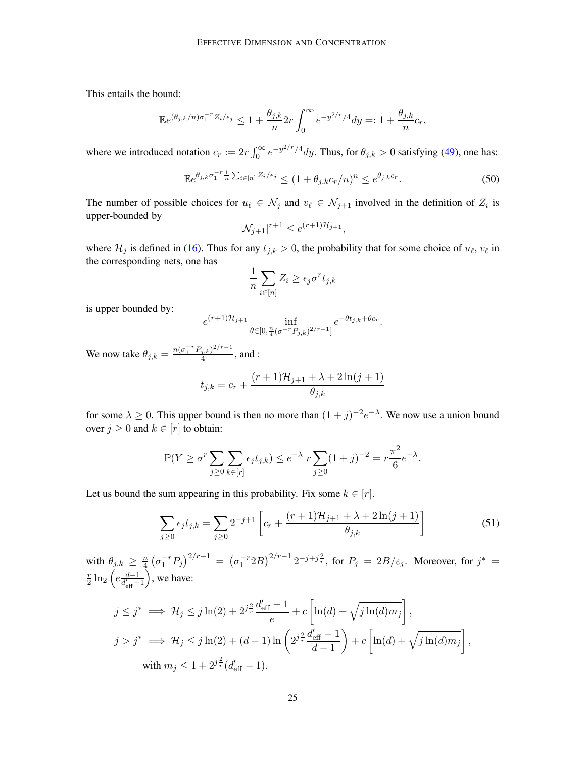This entails the bound:

$$
\mathbb{E}e^{(\theta_{j,k}/n)\sigma_1^{-r}Z_i/\epsilon_j} \leq 1 + \frac{\theta_{j,k}}{n}2r\int_0^\infty e^{-y^{2/r}/4}dy =: 1 + \frac{\theta_{j,k}}{n}c_r,
$$

where we introduced notation $c_r := 2r\int_0^\infty e^{-y^{2/r}/4}dy$. Thus, for $\theta_{j,k} > 0$ satisfying (49), one has:

$$
\mathbb{E}e^{\theta_{j,k}\sigma_1^{-r}\frac{1}{n}\sum_{i\in[n]}Z_i/\epsilon_j} \leq (1 + \theta_{j,k}c_r/n)^n \leq e^{\theta_{j,k}c_r}. \tag{50}
$$

The number of possible choices for $u_\ell \in \mathcal{N}_j$ and $v_\ell \in \mathcal{N}_{j+1}$ involved in the definition of $Z_i$ is upper-bounded by

$$
|\mathcal{N}_{j+1}|^{r+1} \leq e^{(r+1)\mathcal{H}_{j+1}},
$$

where $\mathcal{H}_j$ is defined in (16). Thus for any $t_{j,k} > 0$, the probability that for some choice of $u_\ell, v_\ell$ in the corresponding nets, one has

$$
\frac{1}{n}\sum_{i\in[n]}Z_i \geq \epsilon_j\sigma^r t_{j,k}
$$

is upper bounded by:

$$
e^{(r+1)\mathcal{H}_{j+1}} \inf_{\theta\in[0,\frac{n}{4}(\sigma^{-r}P_{j,k})^{2/r-1}]} e^{-\theta t_{j,k}+\theta c_r}.
$$

We now take $\theta_{j,k} = \frac{n(\sigma_1^{-r}P_{j,k})^{2/r-1}}{4}$, and :

$$
t_{j,k} = c_r + \frac{(r+1)\mathcal{H}_{j+1} + \lambda + 2\ln(j+1)}{\theta_{j,k}}
$$

for some $\lambda \geq 0$. This upper bound is then no more than $(1+j)^{-2}e^{-\lambda}$. We now use a union bound over $j \geq 0$ and $k \in [r]$ to obtain:

$$
\mathbb{P}(Y \geq \sigma^r \sum_{j\geq 0}\sum_{k\in[r]}\epsilon_j t_{j,k}) \leq e^{-\lambda}\, r\sum_{j\geq 0}(1+j)^{-2} = r\frac{\pi^2}{6}e^{-\lambda}.
$$

Let us bound the sum appearing in this probability. Fix some $k \in [r]$.

$$
\sum_{j\geq 0}\epsilon_j t_{j,k} = \sum_{j\geq 0}2^{-j+1}\left[c_r + \frac{(r+1)\mathcal{H}_{j+1} + \lambda + 2\ln(j+1)}{\theta_{j,k}}\right] \tag{51}
$$

with $\theta_{j,k} \geq \frac{n}{4}\left(\sigma_1^{-r}P_j\right)^{2/r-1} = \left(\sigma_1^{-r}2B\right)^{2/r-1}2^{-j+j\frac{2}{r}}$, for $P_j = 2B/\varepsilon_j$. Moreover, for $j^* = \frac{r}{2}\ln_2\left(e\frac{d-1}{d'_{\text{eff}}-1}\right)$, we have:

$$
\begin{aligned}
j \leq j^* &\implies \mathcal{H}_j \leq j\ln(2) + 2^{j\frac{2}{r}}\frac{d'_{\text{eff}}-1}{e} + c\left[\ln(d) + \sqrt{j\ln(d)m_j}\right], \\
j > j^* &\implies \mathcal{H}_j \leq j\ln(2) + (d-1)\ln\left(2^{j\frac{2}{r}}\frac{d'_{\text{eff}}-1}{d-1}\right) + c\left[\ln(d) + \sqrt{j\ln(d)m_j}\right], \\
&\quad \text{with } m_j \leq 1 + 2^{j\frac{2}{r}}(d'_{\text{eff}}-1).
\end{aligned}
$$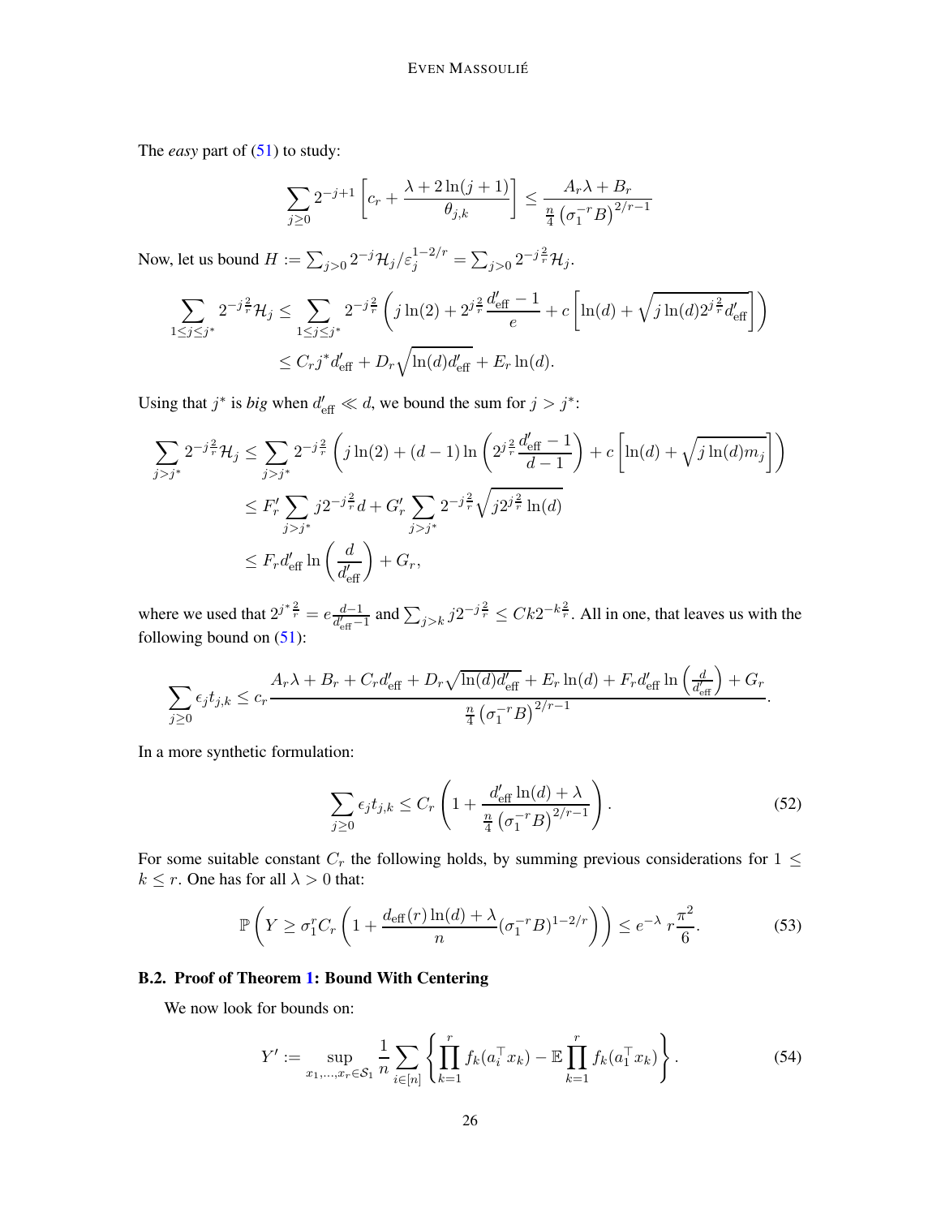The *easy* part of (51) to study:

$$\sum_{j\geq 0} 2^{-j+1}\left[c_r + \frac{\lambda + 2\ln(j+1)}{\theta_{j,k}}\right] \leq \frac{A_r\lambda + B_r}{\frac{n}{4}\left(\sigma_1^{-r}B\right)^{2/r-1}}$$

Now, let us bound $H := \sum_{j>0} 2^{-j}\mathcal{H}_j/\varepsilon_j^{1-2/r} = \sum_{j>0} 2^{-j\frac{2}{r}}\mathcal{H}_j$.

$$\begin{aligned}\sum_{1\leq j\leq j^*} 2^{-j\frac{2}{r}}\mathcal{H}_j &\leq \sum_{1\leq j\leq j^*} 2^{-j\frac{2}{r}}\left(j\ln(2) + 2^{j\frac{2}{r}}\frac{d'_{\text{eff}}-1}{e} + c\left[\ln(d) + \sqrt{j\ln(d)2^{j\frac{2}{r}}d'_{\text{eff}}}\right]\right)\\ &\leq C_r j^* d'_{\text{eff}} + D_r\sqrt{\ln(d)d'_{\text{eff}}} + E_r\ln(d).\end{aligned}$$

Using that $j^*$ is *big* when $d'_{\text{eff}} \ll d$, we bound the sum for $j > j^*$:

$$\begin{aligned}\sum_{j>j^*} 2^{-j\frac{2}{r}}\mathcal{H}_j &\leq \sum_{j>j^*} 2^{-j\frac{2}{r}}\left(j\ln(2) + (d-1)\ln\left(2^{j\frac{2}{r}}\frac{d'_{\text{eff}}-1}{d-1}\right) + c\left[\ln(d) + \sqrt{j\ln(d)m_j}\right]\right)\\ &\leq F'_r\sum_{j>j^*} j2^{-j\frac{2}{r}}d + G'_r\sum_{j>j^*}2^{-j\frac{2}{r}}\sqrt{j2^{j\frac{2}{r}}\ln(d)}\\ &\leq F_r d'_{\text{eff}}\ln\left(\frac{d}{d'_{\text{eff}}}\right) + G_r,\end{aligned}$$

where we used that $2^{j^*\frac{2}{r}} = e\frac{d-1}{d'_{\text{eff}}-1}$ and $\sum_{j>k} j2^{-j\frac{2}{r}} \leq Ck2^{-k\frac{2}{r}}$. All in one, that leaves us with the following bound on (51):

$$\sum_{j\geq 0}\epsilon_j t_{j,k} \leq c_r\frac{A_r\lambda + B_r + C_r d'_{\text{eff}} + D_r\sqrt{\ln(d)d'_{\text{eff}}} + E_r\ln(d) + F_r d'_{\text{eff}}\ln\left(\frac{d}{d'_{\text{eff}}}\right) + G_r}{\frac{n}{4}\left(\sigma_1^{-r}B\right)^{2/r-1}}.$$

In a more synthetic formulation:

$$\sum_{j\geq 0}\epsilon_j t_{j,k} \leq C_r\left(1 + \frac{d'_{\text{eff}}\ln(d) + \lambda}{\frac{n}{4}\left(\sigma_1^{-r}B\right)^{2/r-1}}\right). \tag{52}$$

For some suitable constant $C_r$ the following holds, by summing previous considerations for $1 \leq k \leq r$. One has for all $\lambda > 0$ that:

$$\mathbb{P}\left(Y \geq \sigma_1^r C_r\left(1 + \frac{d_{\text{eff}}(r)\ln(d) + \lambda}{n}(\sigma_1^{-r}B)^{1-2/r}\right)\right) \leq e^{-\lambda}\, r\frac{\pi^2}{6}. \tag{53}$$

### B.2. Proof of Theorem 1: Bound With Centering

We now look for bounds on:

$$Y' := \sup_{x_1,\ldots,x_r\in\mathcal{S}_1}\frac{1}{n}\sum_{i\in[n]}\left\{\prod_{k=1}^r f_k(a_i^\top x_k) - \mathbb{E}\prod_{k=1}^r f_k(a_1^\top x_k)\right\}. \tag{54}$$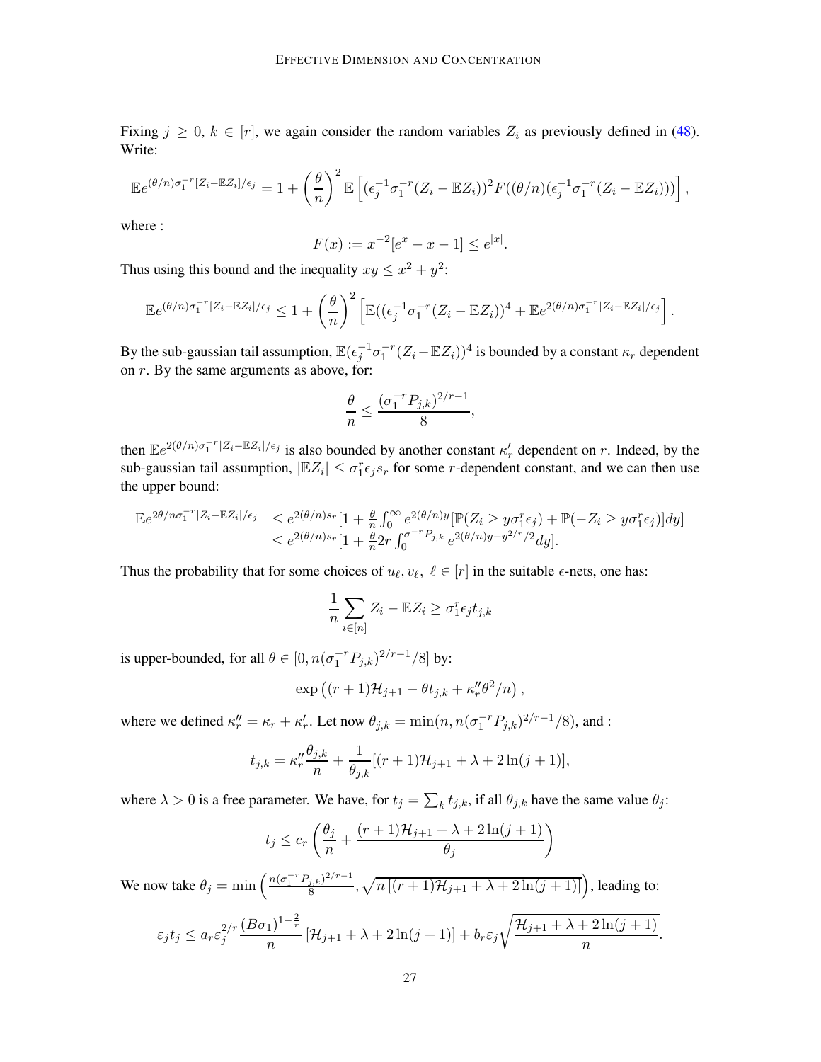Fixing $j \geq 0$, $k \in [r]$, we again consider the random variables $Z_i$ as previously defined in (48). Write:

$$\mathbb{E}e^{(\theta/n)\sigma_1^{-r}[Z_i - \mathbb{E}Z_i]/\epsilon_j} = 1 + \left(\frac{\theta}{n}\right)^2 \mathbb{E}\left[(\epsilon_j^{-1}\sigma_1^{-r}(Z_i - \mathbb{E}Z_i))^2 F((\theta/n)(\epsilon_j^{-1}\sigma_1^{-r}(Z_i - \mathbb{E}Z_i)))\right],$$

where :

$$F(x) := x^{-2}[e^x - x - 1] \leq e^{|x|}.$$

Thus using this bound and the inequality $xy \leq x^2 + y^2$:

$$\mathbb{E}e^{(\theta/n)\sigma_1^{-r}[Z_i - \mathbb{E}Z_i]/\epsilon_j} \leq 1 + \left(\frac{\theta}{n}\right)^2 \left[\mathbb{E}((\epsilon_j^{-1}\sigma_1^{-r}(Z_i - \mathbb{E}Z_i))^4 + \mathbb{E}e^{2(\theta/n)\sigma_1^{-r}|Z_i - \mathbb{E}Z_i|/\epsilon_j}\right].$$

By the sub-gaussian tail assumption, $\mathbb{E}(\epsilon_j^{-1}\sigma_1^{-r}(Z_i - \mathbb{E}Z_i))^4$ is bounded by a constant $\kappa_r$ dependent on $r$. By the same arguments as above, for:

$$\frac{\theta}{n} \leq \frac{(\sigma_1^{-r}P_{j,k})^{2/r-1}}{8},$$

then $\mathbb{E}e^{2(\theta/n)\sigma_1^{-r}|Z_i - \mathbb{E}Z_i|/\epsilon_j}$ is also bounded by another constant $\kappa_r'$ dependent on $r$. Indeed, by the sub-gaussian tail assumption, $|\mathbb{E}Z_i| \leq \sigma_1^r \epsilon_j s_r$ for some $r$-dependent constant, and we can then use the upper bound:

$$\begin{aligned}
\mathbb{E}e^{2\theta/n\sigma_1^{-r}|Z_i - \mathbb{E}Z_i|/\epsilon_j} &\leq e^{2(\theta/n)s_r}[1 + \tfrac{\theta}{n}\int_0^\infty e^{2(\theta/n)y}[\mathbb{P}(Z_i \geq y\sigma_1^r\epsilon_j) + \mathbb{P}(-Z_i \geq y\sigma_1^r\epsilon_j)]dy] \\
&\leq e^{2(\theta/n)s_r}[1 + \tfrac{\theta}{n}2r\int_0^{\sigma^{-r}P_{j,k}} e^{2(\theta/n)y - y^{2/r}/2}dy].
\end{aligned}$$

Thus the probability that for some choices of $u_\ell, v_\ell$, $\ell \in [r]$ in the suitable $\epsilon$-nets, one has:

$$\frac{1}{n}\sum_{i\in[n]} Z_i - \mathbb{E}Z_i \geq \sigma_1^r \epsilon_j t_{j,k}$$

is upper-bounded, for all $\theta \in [0, n(\sigma_1^{-r}P_{j,k})^{2/r-1}/8]$ by:

$$\exp\left((r+1)\mathcal{H}_{j+1} - \theta t_{j,k} + \kappa_r''\theta^2/n\right),$$

where we defined $\kappa_r'' = \kappa_r + \kappa_r'$. Let now $\theta_{j,k} = \min(n, n(\sigma_1^{-r}P_{j,k})^{2/r-1}/8)$, and :

$$t_{j,k} = \kappa_r''\frac{\theta_{j,k}}{n} + \frac{1}{\theta_{j,k}}[(r+1)\mathcal{H}_{j+1} + \lambda + 2\ln(j+1)],$$

where $\lambda > 0$ is a free parameter. We have, for $t_j = \sum_k t_{j,k}$, if all $\theta_{j,k}$ have the same value $\theta_j$:

$$t_j \leq c_r\left(\frac{\theta_j}{n} + \frac{(r+1)\mathcal{H}_{j+1} + \lambda + 2\ln(j+1)}{\theta_j}\right)$$

We now take $\theta_j = \min\left(\frac{n(\sigma_1^{-r}P_{j,k})^{2/r-1}}{8}, \sqrt{n\left[(r+1)\mathcal{H}_{j+1} + \lambda + 2\ln(j+1)\right]}\right)$, leading to:

$$\varepsilon_j t_j \leq a_r \varepsilon_j^{2/r}\frac{(B\sigma_1)^{1-\frac{2}{r}}}{n}\left[\mathcal{H}_{j+1} + \lambda + 2\ln(j+1)\right] + b_r\varepsilon_j\sqrt{\frac{\mathcal{H}_{j+1} + \lambda + 2\ln(j+1)}{n}}.$$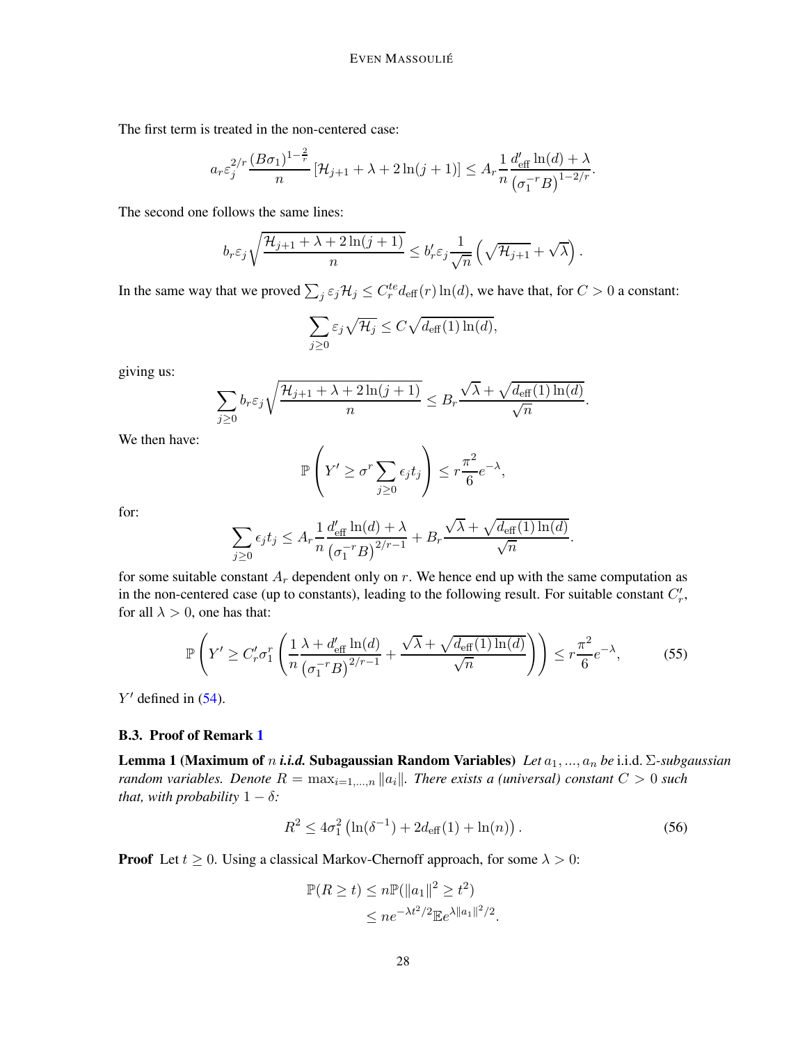The first term is treated in the non-centered case:

$$a_r \varepsilon_j^{2/r} \frac{(B\sigma_1)^{1-\frac{2}{r}}}{n} \left[\mathcal{H}_{j+1} + \lambda + 2\ln(j+1)\right] \leq A_r \frac{1}{n} \frac{d'_{\text{eff}} \ln(d) + \lambda}{\left(\sigma_1^{-r} B\right)^{1-2/r}}.$$

The second one follows the same lines:

$$b_r \varepsilon_j \sqrt{\frac{\mathcal{H}_{j+1} + \lambda + 2\ln(j+1)}{n}} \leq b'_r \varepsilon_j \frac{1}{\sqrt{n}} \left(\sqrt{\mathcal{H}_{j+1}} + \sqrt{\lambda}\right).$$

In the same way that we proved $\sum_j \varepsilon_j \mathcal{H}_j \leq C_r^{te} d_{\text{eff}}(r) \ln(d)$, we have that, for $C > 0$ a constant:

$$\sum_{j \geq 0} \varepsilon_j \sqrt{\mathcal{H}_j} \leq C \sqrt{d_{\text{eff}}(1) \ln(d)},$$

giving us:

$$\sum_{j \geq 0} b_r \varepsilon_j \sqrt{\frac{\mathcal{H}_{j+1} + \lambda + 2\ln(j+1)}{n}} \leq B_r \frac{\sqrt{\lambda} + \sqrt{d_{\text{eff}}(1)\ln(d)}}{\sqrt{n}}.$$

We then have:

$$\mathbb{P}\left(Y' \geq \sigma^r \sum_{j \geq 0} \epsilon_j t_j\right) \leq r \frac{\pi^2}{6} e^{-\lambda},$$

for:

$$\sum_{j \geq 0} \epsilon_j t_j \leq A_r \frac{1}{n} \frac{d'_{\text{eff}} \ln(d) + \lambda}{\left(\sigma_1^{-r} B\right)^{2/r-1}} + B_r \frac{\sqrt{\lambda} + \sqrt{d_{\text{eff}}(1)\ln(d)}}{\sqrt{n}}.$$

for some suitable constant $A_r$ dependent only on $r$. We hence end up with the same computation as in the non-centered case (up to constants), leading to the following result. For suitable constant $C'_r$, for all $\lambda > 0$, one has that:

$$\mathbb{P}\left(Y' \geq C'_r \sigma_1^r \left(\frac{1}{n} \frac{\lambda + d'_{\text{eff}} \ln(d)}{\left(\sigma_1^{-r} B\right)^{2/r-1}} + \frac{\sqrt{\lambda} + \sqrt{d_{\text{eff}}(1)\ln(d)}}{\sqrt{n}}\right)\right) \leq r \frac{\pi^2}{6} e^{-\lambda}, \tag{55}$$

$Y'$ defined in (54).

### B.3. Proof of Remark 1

**Lemma 1 (Maximum of $n$ *i.i.d.* Subagaussian Random Variables)** *Let $a_1, ..., a_n$ be* i.i.d. *$\Sigma$-subgaussian random variables. Denote $R = \max_{i=1,...,n} \|a_i\|$. There exists a (universal) constant $C > 0$ such that, with probability $1 - \delta$:*

$$R^2 \leq 4\sigma_1^2 \left(\ln(\delta^{-1}) + 2d_{\text{eff}}(1) + \ln(n)\right). \tag{56}$$

**Proof** Let $t \geq 0$. Using a classical Markov-Chernoff approach, for some $\lambda > 0$:

$$\begin{aligned}
\mathbb{P}(R \geq t) &\leq n\mathbb{P}(\|a_1\|^2 \geq t^2) \\
&\leq n e^{-\lambda t^2/2} \mathbb{E} e^{\lambda \|a_1\|^2/2}.
\end{aligned}$$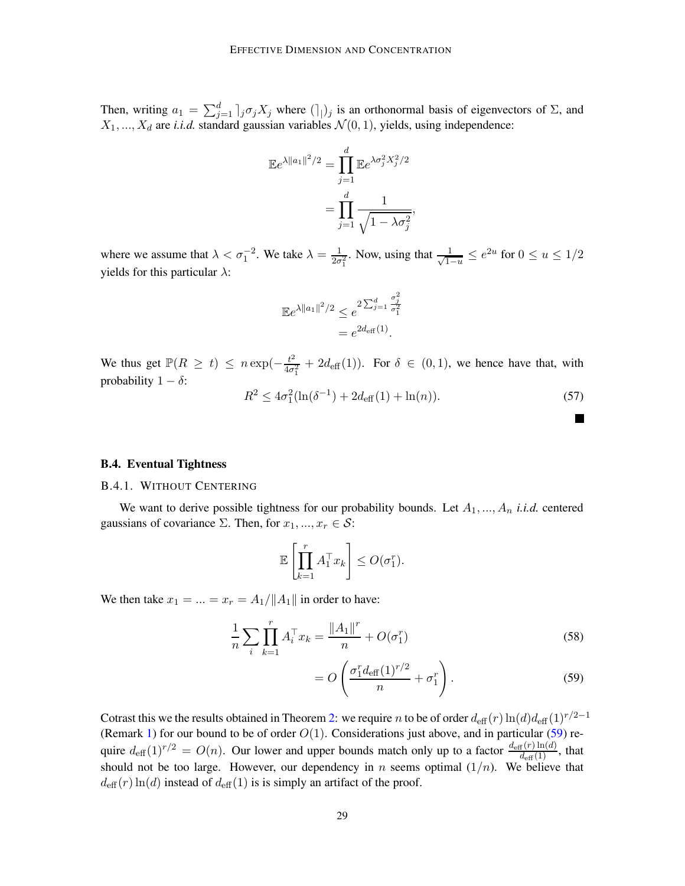Then, writing $a_1 = \sum_{j=1}^d \rceil_j \sigma_j X_j$ where $(\rceil_|)_j$ is an orthonormal basis of eigenvectors of $\Sigma$, and $X_1, ..., X_d$ are *i.i.d.* standard gaussian variables $\mathcal{N}(0,1)$, yields, using independence:

$$
\begin{aligned}
\mathbb{E}e^{\lambda \|a_1\|^2/2} &= \prod_{j=1}^d \mathbb{E}e^{\lambda \sigma_j^2 X_j^2/2} \\
&= \prod_{j=1}^d \frac{1}{\sqrt{1-\lambda\sigma_j^2}},
\end{aligned}
$$

where we assume that $\lambda < \sigma_1^{-2}$. We take $\lambda = \frac{1}{2\sigma_1^2}$. Now, using that $\frac{1}{\sqrt{1-u}} \leq e^{2u}$ for $0 \leq u \leq 1/2$ yields for this particular $\lambda$:

$$
\begin{aligned}
\mathbb{E}e^{\lambda \|a_1\|^2/2} &\leq e^{2\sum_{j=1}^d \frac{\sigma_j^2}{\sigma_1^2}} \\
&= e^{2d_{\text{eff}}(1)}.
\end{aligned}
$$

We thus get $\mathbb{P}(R \geq t) \leq n \exp(-\frac{t^2}{4\sigma_1^2} + 2d_{\text{eff}}(1))$. For $\delta \in (0,1)$, we hence have that, with probability $1-\delta$:

$$
R^2 \leq 4\sigma_1^2(\ln(\delta^{-1}) + 2d_{\text{eff}}(1) + \ln(n)). \tag{57}
$$

■

### B.4. Eventual Tightness

#### B.4.1. Without Centering

We want to derive possible tightness for our probability bounds. Let $A_1, ..., A_n$ *i.i.d.* centered gaussians of covariance $\Sigma$. Then, for $x_1, ..., x_r \in \mathcal{S}$:

$$
\mathbb{E}\left[\prod_{k=1}^r A_1^\top x_k\right] \leq O(\sigma_1^r).
$$

We then take $x_1 = ... = x_r = A_1/\|A_1\|$ in order to have:

$$
\begin{aligned}
\frac{1}{n}\sum_i \prod_{k=1}^r A_i^\top x_k &= \frac{\|A_1\|^r}{n} + O(\sigma_1^r) &(58)\\
&= O\left(\frac{\sigma_1^r d_{\text{eff}}(1)^{r/2}}{n} + \sigma_1^r\right). &(59)
\end{aligned}
$$

Cotrast this we the results obtained in Theorem 2: we require $n$ to be of order $d_{\text{eff}}(r)\ln(d)d_{\text{eff}}(1)^{r/2-1}$ (Remark 1) for our bound to be of order $O(1)$. Considerations just above, and in particular (59) require $d_{\text{eff}}(1)^{r/2} = O(n)$. Our lower and upper bounds match only up to a factor $\frac{d_{\text{eff}}(r)\ln(d)}{d_{\text{eff}}(1)}$, that should not be too large. However, our dependency in $n$ seems optimal $(1/n)$. We believe that $d_{\text{eff}}(r)\ln(d)$ instead of $d_{\text{eff}}(1)$ is is simply an artifact of the proof.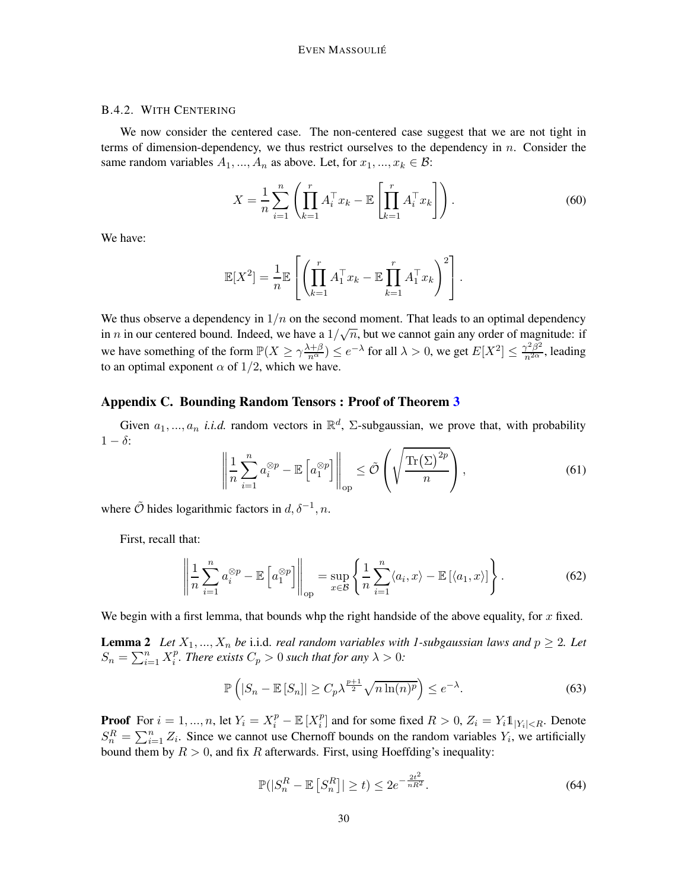### B.4.2. With Centering

We now consider the centered case. The non-centered case suggest that we are not tight in terms of dimension-dependency, we thus restrict ourselves to the dependency in $n$. Consider the same random variables $A_1, ..., A_n$ as above. Let, for $x_1, ..., x_k \in \mathcal{B}$:

$$X = \frac{1}{n}\sum_{i=1}^{n}\left(\prod_{k=1}^{r} A_i^\top x_k - \mathbb{E}\left[\prod_{k=1}^{r} A_i^\top x_k\right]\right). \tag{60}$$

We have:

$$\mathbb{E}[X^2] = \frac{1}{n}\mathbb{E}\left[\left(\prod_{k=1}^{r} A_1^\top x_k - \mathbb{E}\prod_{k=1}^{r} A_1^\top x_k\right)^2\right].$$

We thus observe a dependency in $1/n$ on the second moment. That leads to an optimal dependency in $n$ in our centered bound. Indeed, we have a $1/\sqrt{n}$, but we cannot gain any order of magnitude: if we have something of the form $\mathbb{P}(X \geq \gamma\frac{\lambda+\beta}{n^\alpha}) \leq e^{-\lambda}$ for all $\lambda > 0$, we get $E[X^2] \leq \frac{\gamma^2\beta^2}{n^{2\alpha}}$, leading to an optimal exponent $\alpha$ of $1/2$, which we have.

## Appendix C. Bounding Random Tensors : Proof of Theorem 3

Given $a_1, ..., a_n$ *i.i.d.* random vectors in $\mathbb{R}^d$, $\Sigma$-subgaussian, we prove that, with probability $1-\delta$:

$$\left\|\frac{1}{n}\sum_{i=1}^{n} a_i^{\otimes p} - \mathbb{E}\left[a_1^{\otimes p}\right]\right\|_{\text{op}} \leq \tilde{\mathcal{O}}\left(\sqrt{\frac{\text{Tr}(\Sigma)^{2p}}{n}}\right), \tag{61}$$

where $\tilde{\mathcal{O}}$ hides logarithmic factors in $d, \delta^{-1}, n$.

First, recall that:

$$\left\|\frac{1}{n}\sum_{i=1}^{n} a_i^{\otimes p} - \mathbb{E}\left[a_1^{\otimes p}\right]\right\|_{\text{op}} = \sup_{x\in\mathcal{B}}\left\{\frac{1}{n}\sum_{i=1}^{n}\langle a_i, x\rangle - \mathbb{E}\left[\langle a_1, x\rangle\right]\right\}. \tag{62}$$

We begin with a first lemma, that bounds whp the right handside of the above equality, for $x$ fixed.

**Lemma 2** *Let $X_1, ..., X_n$ be* i.i.d. *real random variables with 1-subgaussian laws and $p \geq 2$. Let $S_n = \sum_{i=1}^{n} X_i^p$. There exists $C_p > 0$ such that for any $\lambda > 0$:*

$$\mathbb{P}\left(|S_n - \mathbb{E}\left[S_n\right]| \geq C_p\lambda^{\frac{p+1}{2}}\sqrt{n\ln(n)^p}\right) \leq e^{-\lambda}. \tag{63}$$

**Proof** For $i = 1, ..., n$, let $Y_i = X_i^p - \mathbb{E}\left[X_i^p\right]$ and for some fixed $R > 0$, $Z_i = Y_i\mathbb{1}_{|Y_i|<R}$. Denote $S_n^R = \sum_{i=1}^{n} Z_i$. Since we cannot use Chernoff bounds on the random variables $Y_i$, we artificially bound them by $R > 0$, and fix $R$ afterwards. First, using Hoeffding's inequality:

$$\mathbb{P}(|S_n^R - \mathbb{E}\left[S_n^R\right]| \geq t) \leq 2e^{-\frac{2t^2}{nR^2}}. \tag{64}$$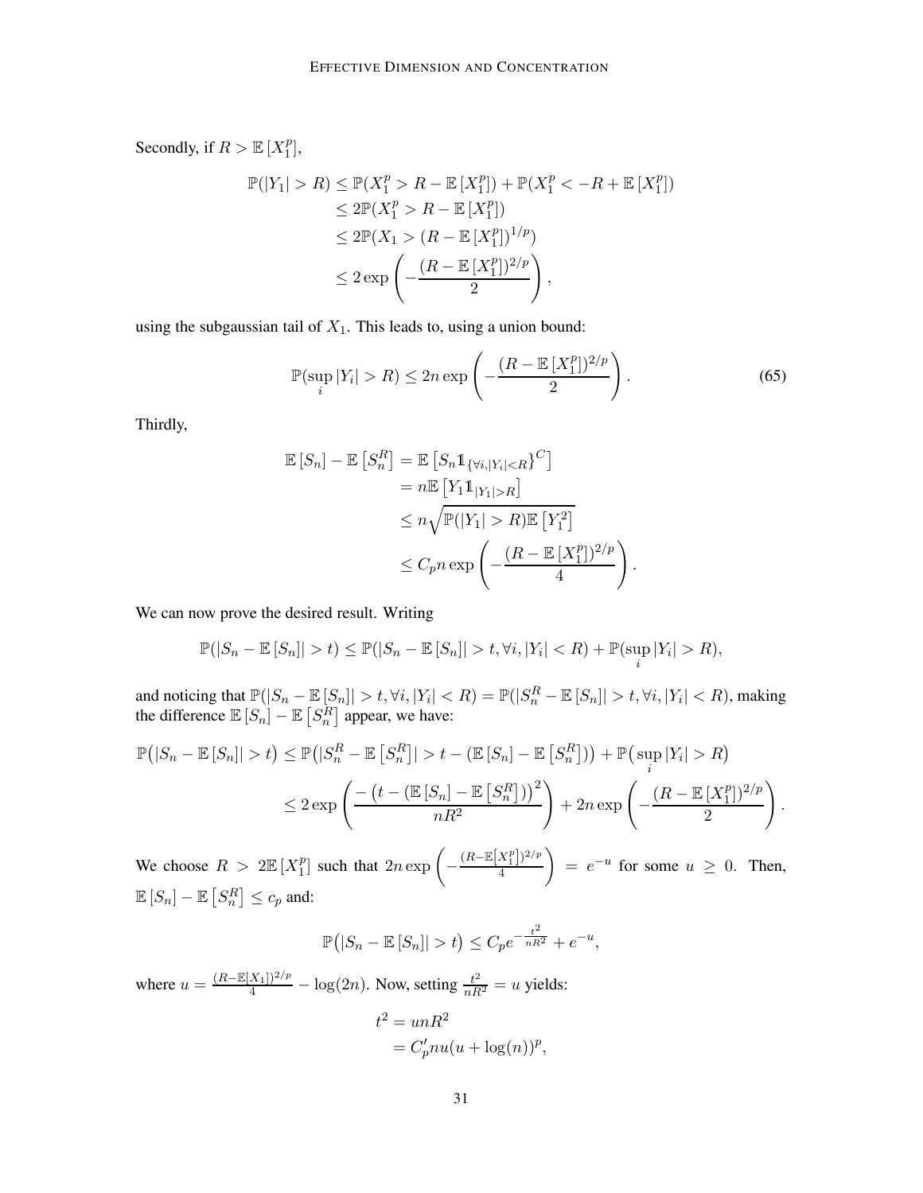Secondly, if $R > \mathbb{E}\left[X_1^p\right]$,

$$
\begin{aligned}
\mathbb{P}(|Y_1| > R) &\leq \mathbb{P}(X_1^p > R - \mathbb{E}\left[X_1^p\right]) + \mathbb{P}(X_1^p < -R + \mathbb{E}\left[X_1^p\right]) \\
&\leq 2\mathbb{P}(X_1^p > R - \mathbb{E}\left[X_1^p\right]) \\
&\leq 2\mathbb{P}(X_1 > (R - \mathbb{E}\left[X_1^p\right])^{1/p}) \\
&\leq 2\exp\left(-\frac{(R - \mathbb{E}\left[X_1^p\right])^{2/p}}{2}\right),
\end{aligned}
$$

using the subgaussian tail of $X_1$. This leads to, using a union bound:

$$
\mathbb{P}(\sup_i |Y_i| > R) \leq 2n \exp\left(-\frac{(R - \mathbb{E}\left[X_1^p\right])^{2/p}}{2}\right). \tag{65}
$$

Thirdly,

$$
\begin{aligned}
\mathbb{E}\left[S_n\right] - \mathbb{E}\left[S_n^R\right] &= \mathbb{E}\left[S_n \mathbb{1}_{\{\forall i, |Y_i| < R\}^C}\right] \\
&= n\mathbb{E}\left[Y_1 \mathbb{1}_{|Y_1| > R}\right] \\
&\leq n\sqrt{\mathbb{P}(|Y_1| > R)\mathbb{E}\left[Y_1^2\right]} \\
&\leq C_p n \exp\left(-\frac{(R - \mathbb{E}\left[X_1^p\right])^{2/p}}{4}\right).
\end{aligned}
$$

We can now prove the desired result. Writing

$$
\mathbb{P}(|S_n - \mathbb{E}\left[S_n\right]| > t) \leq \mathbb{P}(|S_n - \mathbb{E}\left[S_n\right]| > t, \forall i, |Y_i| < R) + \mathbb{P}(\sup_i |Y_i| > R),
$$

and noticing that $\mathbb{P}(|S_n - \mathbb{E}\left[S_n\right]| > t, \forall i, |Y_i| < R) = \mathbb{P}(|S_n^R - \mathbb{E}\left[S_n\right]| > t, \forall i, |Y_i| < R)$, making the difference $\mathbb{E}\left[S_n\right] - \mathbb{E}\left[S_n^R\right]$ appear, we have:

$$
\begin{aligned}
\mathbb{P}\big(|S_n - \mathbb{E}\left[S_n\right]| > t\big) &\leq \mathbb{P}\big(|S_n^R - \mathbb{E}\left[S_n^R\right]| > t - (\mathbb{E}\left[S_n\right] - \mathbb{E}\left[S_n^R\right])\big) + \mathbb{P}\big(\sup_i |Y_i| > R\big) \\
&\leq 2\exp\left(\frac{-\big(t - (\mathbb{E}\left[S_n\right] - \mathbb{E}\left[S_n^R\right])\big)^2}{nR^2}\right) + 2n\exp\left(-\frac{(R - \mathbb{E}\left[X_1^p\right])^{2/p}}{2}\right).
\end{aligned}
$$

We choose $R > 2\mathbb{E}\left[X_1^p\right]$ such that $2n\exp\left(-\frac{(R-\mathbb{E}\left[X_1^p\right])^{2/p}}{4}\right) = e^{-u}$ for some $u \geq 0$. Then, $\mathbb{E}\left[S_n\right] - \mathbb{E}\left[S_n^R\right] \leq c_p$ and:

$$
\mathbb{P}\big(|S_n - \mathbb{E}\left[S_n\right]| > t\big) \leq C_p e^{-\frac{t^2}{nR^2}} + e^{-u},
$$

where $u = \frac{(R-\mathbb{E}[X_1])^{2/p}}{4} - \log(2n)$. Now, setting $\frac{t^2}{nR^2} = u$ yields:

$$
\begin{aligned}
t^2 &= unR^2 \\
&= C_p' nu(u + \log(n))^p,
\end{aligned}
$$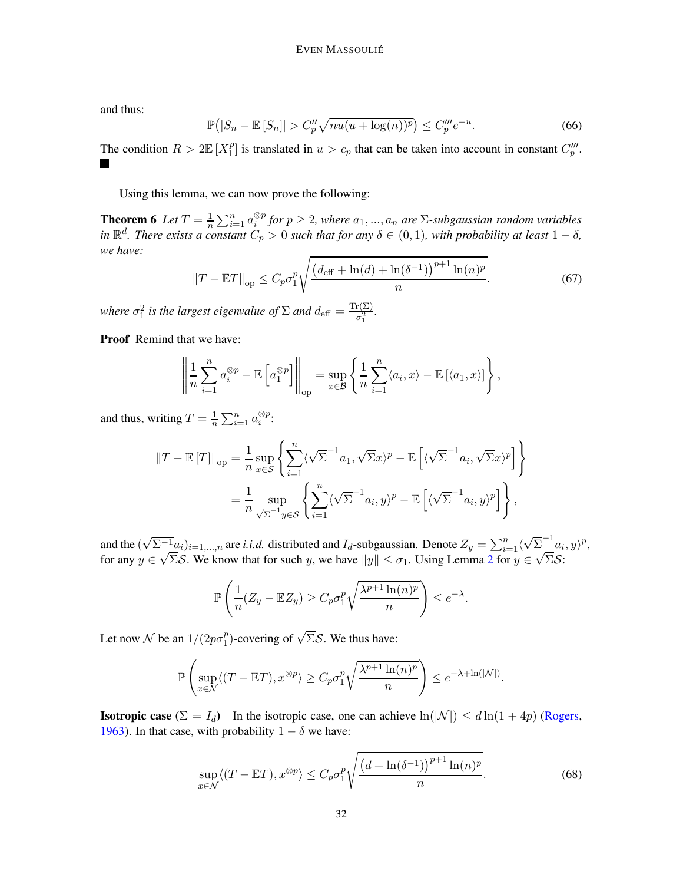and thus:

$$\mathbb{P}\big(|S_n - \mathbb{E}[S_n]| > C_p''\sqrt{nu(u+\log(n))^p}\big) \leq C_p''' e^{-u}. \tag{66}$$

The condition $R > 2\mathbb{E}[X_1^p]$ is translated in $u > c_p$ that can be taken into account in constant $C_p'''$. ■

Using this lemma, we can now prove the following:

**Theorem 6** *Let $T = \frac{1}{n}\sum_{i=1}^n a_i^{\otimes p}$ for $p \geq 2$, where $a_1, ..., a_n$ are $\Sigma$-subgaussian random variables in $\mathbb{R}^d$. There exists a constant $C_p > 0$ such that for any $\delta \in (0,1)$, with probability at least $1-\delta$, we have:*

$$\|T - \mathbb{E}T\|_{\text{op}} \leq C_p \sigma_1^p \sqrt{\frac{\big(d_{\text{eff}} + \ln(d) + \ln(\delta^{-1})\big)^{p+1}\ln(n)^p}{n}}. \tag{67}$$

*where $\sigma_1^2$ is the largest eigenvalue of $\Sigma$ and $d_{\text{eff}} = \frac{\mathrm{Tr}(\Sigma)}{\sigma_1^2}$.*

**Proof** Remind that we have:

$$\left\|\frac{1}{n}\sum_{i=1}^n a_i^{\otimes p} - \mathbb{E}\left[a_1^{\otimes p}\right]\right\|_{\text{op}} = \sup_{x\in\mathcal{B}}\left\{\frac{1}{n}\sum_{i=1}^n \langle a_i, x\rangle - \mathbb{E}\left[\langle a_1, x\rangle\right]\right\},$$

and thus, writing $T = \frac{1}{n}\sum_{i=1}^n a_i^{\otimes p}$:

$$\begin{aligned}
\|T - \mathbb{E}[T]\|_{\text{op}} &= \frac{1}{n}\sup_{x\in\mathcal{S}}\left\{\sum_{i=1}^n \langle\sqrt{\Sigma}^{-1}a_1, \sqrt{\Sigma}x\rangle^p - \mathbb{E}\left[\langle\sqrt{\Sigma}^{-1}a_i, \sqrt{\Sigma}x\rangle^p\right]\right\} \\
&= \frac{1}{n}\sup_{\sqrt{\Sigma}^{-1}y\in\mathcal{S}}\left\{\sum_{i=1}^n \langle\sqrt{\Sigma}^{-1}a_i, y\rangle^p - \mathbb{E}\left[\langle\sqrt{\Sigma}^{-1}a_i, y\rangle^p\right]\right\},
\end{aligned}$$

and the $(\sqrt{\Sigma^{-1}}a_i)_{i=1,...,n}$ are *i.i.d.* distributed and $I_d$-subgaussian. Denote $Z_y = \sum_{i=1}^n \langle\sqrt{\Sigma}^{-1}a_i, y\rangle^p$, for any $y \in \sqrt{\Sigma}\mathcal{S}$. We know that for such $y$, we have $\|y\| \leq \sigma_1$. Using Lemma 2 for $y \in \sqrt{\Sigma}\mathcal{S}$:

$$\mathbb{P}\left(\frac{1}{n}(Z_y - \mathbb{E}Z_y) \geq C_p\sigma_1^p\sqrt{\frac{\lambda^{p+1}\ln(n)^p}{n}}\right) \leq e^{-\lambda}.$$

Let now $\mathcal{N}$ be an $1/(2p\sigma_1^p)$-covering of $\sqrt{\Sigma}\mathcal{S}$. We thus have:

$$\mathbb{P}\left(\sup_{x\in\mathcal{N}}\langle(T-\mathbb{E}T), x^{\otimes p}\rangle \geq C_p\sigma_1^p\sqrt{\frac{\lambda^{p+1}\ln(n)^p}{n}}\right) \leq e^{-\lambda+\ln(|\mathcal{N}|)}.$$

**Isotropic case ($\Sigma = I_d$)** In the isotropic case, one can achieve $\ln(|\mathcal{N}|) \leq d\ln(1+4p)$ (Rogers, 1963). In that case, with probability $1-\delta$ we have:

$$\sup_{x\in\mathcal{N}}\langle(T-\mathbb{E}T), x^{\otimes p}\rangle \leq C_p\sigma_1^p\sqrt{\frac{\big(d+\ln(\delta^{-1})\big)^{p+1}\ln(n)^p}{n}}. \tag{68}$$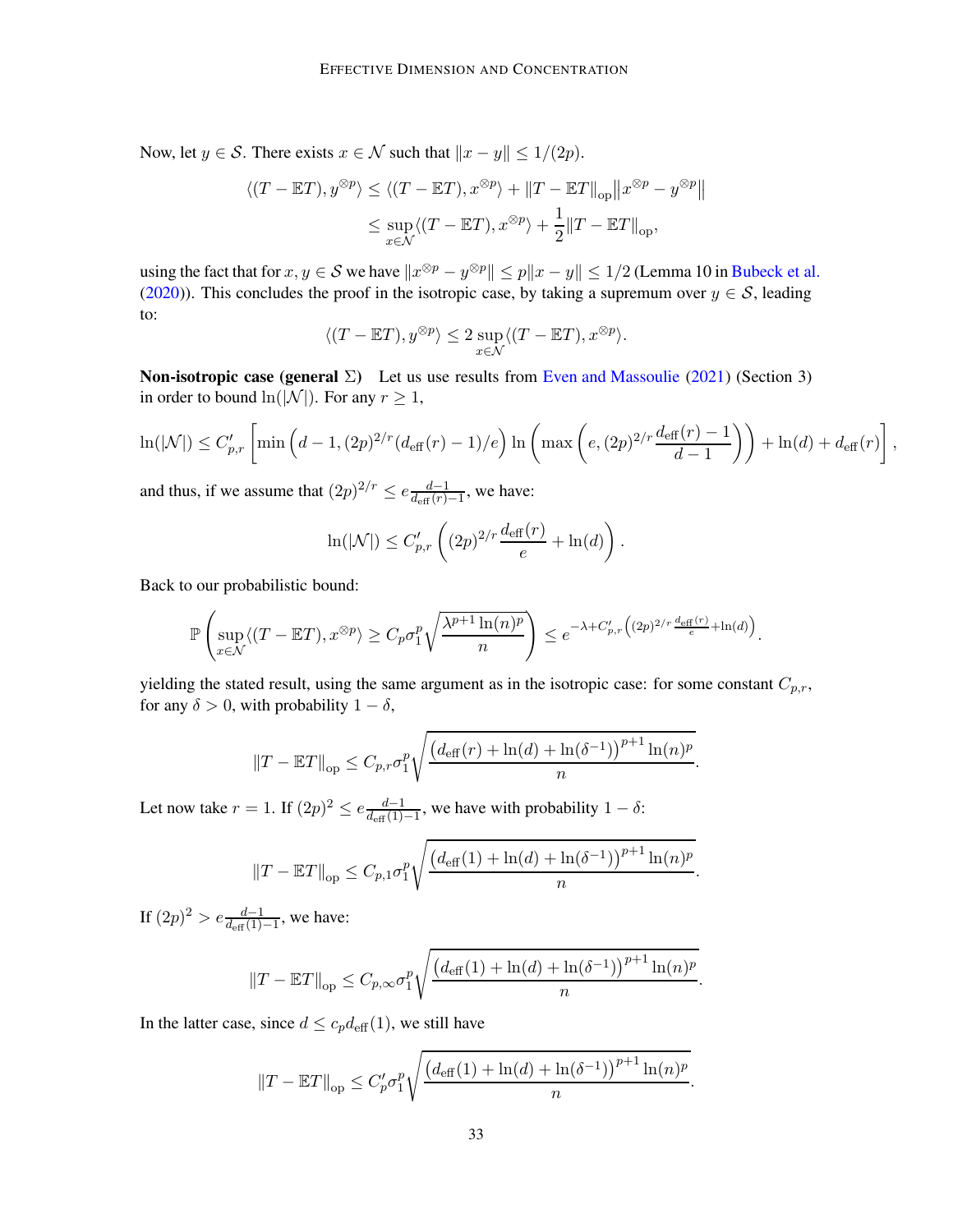Now, let $y \in \mathcal{S}$. There exists $x \in \mathcal{N}$ such that $\|x - y\| \leq 1/(2p)$.

$$
\begin{aligned}
\langle (T - \mathbb{E}T), y^{\otimes p} \rangle &\leq \langle (T - \mathbb{E}T), x^{\otimes p} \rangle + \|T - \mathbb{E}T\|_{\mathrm{op}} \big\| x^{\otimes p} - y^{\otimes p} \big\| \\
&\leq \sup_{x \in \mathcal{N}} \langle (T - \mathbb{E}T), x^{\otimes p} \rangle + \frac{1}{2} \|T - \mathbb{E}T\|_{\mathrm{op}},
\end{aligned}
$$

using the fact that for $x, y \in \mathcal{S}$ we have $\|x^{\otimes p} - y^{\otimes p}\| \leq p\|x - y\| \leq 1/2$ (Lemma 10 in Bubeck et al. (2020)). This concludes the proof in the isotropic case, by taking a supremum over $y \in \mathcal{S}$, leading to:

$$
\langle (T - \mathbb{E}T), y^{\otimes p} \rangle \leq 2 \sup_{x \in \mathcal{N}} \langle (T - \mathbb{E}T), x^{\otimes p} \rangle.
$$

**Non-isotropic case (general $\Sigma$)** Let us use results from Even and Massoulie (2021) (Section 3) in order to bound $\ln(|\mathcal{N}|)$. For any $r \geq 1$,

$$
\ln(|\mathcal{N}|) \leq C'_{p,r} \left[ \min\left(d - 1, (2p)^{2/r} (d_{\mathrm{eff}}(r) - 1)/e\right) \ln\left( \max\left(e, (2p)^{2/r} \frac{d_{\mathrm{eff}}(r) - 1}{d - 1}\right)\right) + \ln(d) + d_{\mathrm{eff}}(r) \right],
$$

and thus, if we assume that $(2p)^{2/r} \leq e \frac{d-1}{d_{\mathrm{eff}}(r) - 1}$, we have:

$$
\ln(|\mathcal{N}|) \leq C'_{p,r} \left( (2p)^{2/r} \frac{d_{\mathrm{eff}}(r)}{e} + \ln(d) \right).
$$

Back to our probabilistic bound:

$$
\mathbb{P}\left( \sup_{x \in \mathcal{N}} \langle (T - \mathbb{E}T), x^{\otimes p} \rangle \geq C_p \sigma_1^p \sqrt{\frac{\lambda^{p+1} \ln(n)^p}{n}} \right) \leq e^{-\lambda + C'_{p,r}\left( (2p)^{2/r} \frac{d_{\mathrm{eff}}(r)}{e} + \ln(d) \right)}.
$$

yielding the stated result, using the same argument as in the isotropic case: for some constant $C_{p,r}$, for any $\delta > 0$, with probability $1 - \delta$,

$$
\|T - \mathbb{E}T\|_{\mathrm{op}} \leq C_{p,r} \sigma_1^p \sqrt{\frac{\left(d_{\mathrm{eff}}(r) + \ln(d) + \ln(\delta^{-1})\right)^{p+1} \ln(n)^p}{n}}.
$$

Let now take $r = 1$. If $(2p)^2 \leq e \frac{d-1}{d_{\mathrm{eff}}(1) - 1}$, we have with probability $1 - \delta$:

$$
\|T - \mathbb{E}T\|_{\mathrm{op}} \leq C_{p,1} \sigma_1^p \sqrt{\frac{\left(d_{\mathrm{eff}}(1) + \ln(d) + \ln(\delta^{-1})\right)^{p+1} \ln(n)^p}{n}}.
$$

If $(2p)^2 > e \frac{d-1}{d_{\mathrm{eff}}(1) - 1}$, we have:

$$
\|T - \mathbb{E}T\|_{\mathrm{op}} \leq C_{p,\infty} \sigma_1^p \sqrt{\frac{\left(d_{\mathrm{eff}}(1) + \ln(d) + \ln(\delta^{-1})\right)^{p+1} \ln(n)^p}{n}}.
$$

In the latter case, since $d \leq c_p d_{\mathrm{eff}}(1)$, we still have

$$
\|T - \mathbb{E}T\|_{\mathrm{op}} \leq C'_p \sigma_1^p \sqrt{\frac{\left(d_{\mathrm{eff}}(1) + \ln(d) + \ln(\delta^{-1})\right)^{p+1} \ln(n)^p}{n}}.
$$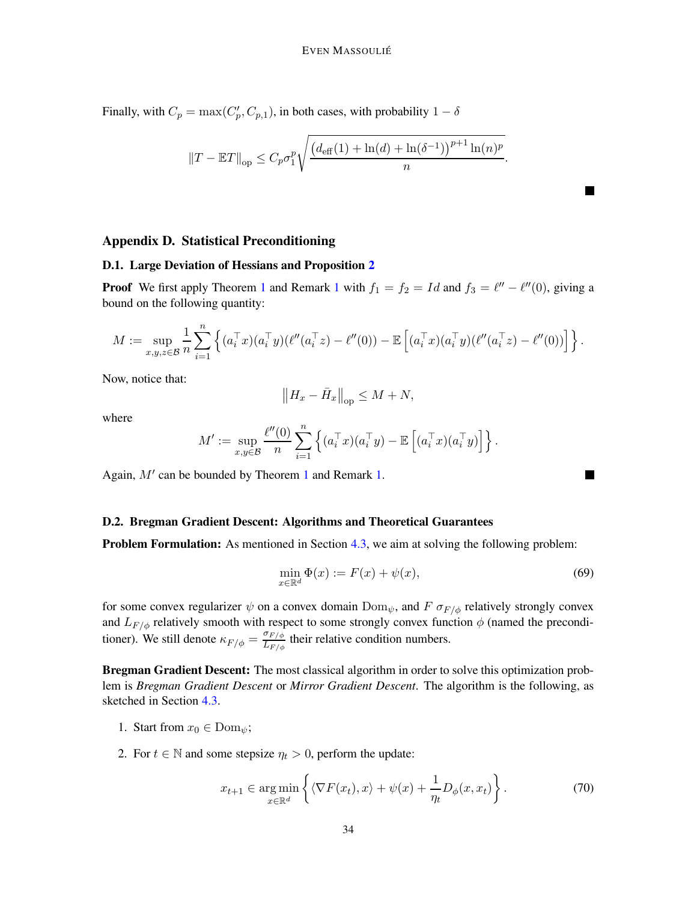Finally, with $C_p = \max(C'_p, C_{p,1})$, in both cases, with probability $1-\delta$

$$\|T - \mathbb{E}T\|_{\mathrm{op}} \leq C_p \sigma_1^p \sqrt{\frac{\left(d_{\mathrm{eff}}(1) + \ln(d) + \ln(\delta^{-1})\right)^{p+1} \ln(n)^p}{n}}.$$

■

## Appendix D. Statistical Preconditioning

### D.1. Large Deviation of Hessians and Proposition 2

**Proof** We first apply Theorem 1 and Remark 1 with $f_1 = f_2 = Id$ and $f_3 = \ell'' - \ell''(0)$, giving a bound on the following quantity:

$$M := \sup_{x,y,z \in \mathcal{B}} \frac{1}{n} \sum_{i=1}^{n} \left\{ (a_i^\top x)(a_i^\top y)(\ell''(a_i^\top z) - \ell''(0)) - \mathbb{E}\left[(a_i^\top x)(a_i^\top y)(\ell''(a_i^\top z) - \ell''(0))\right] \right\}.$$

Now, notice that:

$$\left\|H_x - \bar{H}_x\right\|_{\mathrm{op}} \leq M + N,$$

where

$$M' := \sup_{x,y \in \mathcal{B}} \frac{\ell''(0)}{n} \sum_{i=1}^{n} \left\{ (a_i^\top x)(a_i^\top y) - \mathbb{E}\left[(a_i^\top x)(a_i^\top y)\right] \right\}.$$

Again, $M'$ can be bounded by Theorem 1 and Remark 1. ■

### D.2. Bregman Gradient Descent: Algorithms and Theoretical Guarantees

**Problem Formulation:** As mentioned in Section 4.3, we aim at solving the following problem:

$$\min_{x \in \mathbb{R}^d} \Phi(x) := F(x) + \psi(x), \tag{69}$$

for some convex regularizer $\psi$ on a convex domain $\mathrm{Dom}_\psi$, and $F$ $\sigma_{F/\phi}$ relatively strongly convex and $L_{F/\phi}$ relatively smooth with respect to some strongly convex function $\phi$ (named the preconditioner). We still denote $\kappa_{F/\phi} = \frac{\sigma_{F/\phi}}{L_{F/\phi}}$ their relative condition numbers.

**Bregman Gradient Descent:** The most classical algorithm in order to solve this optimization problem is *Bregman Gradient Descent* or *Mirror Gradient Descent*. The algorithm is the following, as sketched in Section 4.3.

1. Start from $x_0 \in \mathrm{Dom}_\psi$;
2. For $t \in \mathbb{N}$ and some stepsize $\eta_t > 0$, perform the update:

$$x_{t+1} \in \arg\min_{x \in \mathbb{R}^d} \left\{ \langle \nabla F(x_t), x \rangle + \psi(x) + \frac{1}{\eta_t} D_\phi(x, x_t) \right\}. \tag{70}$$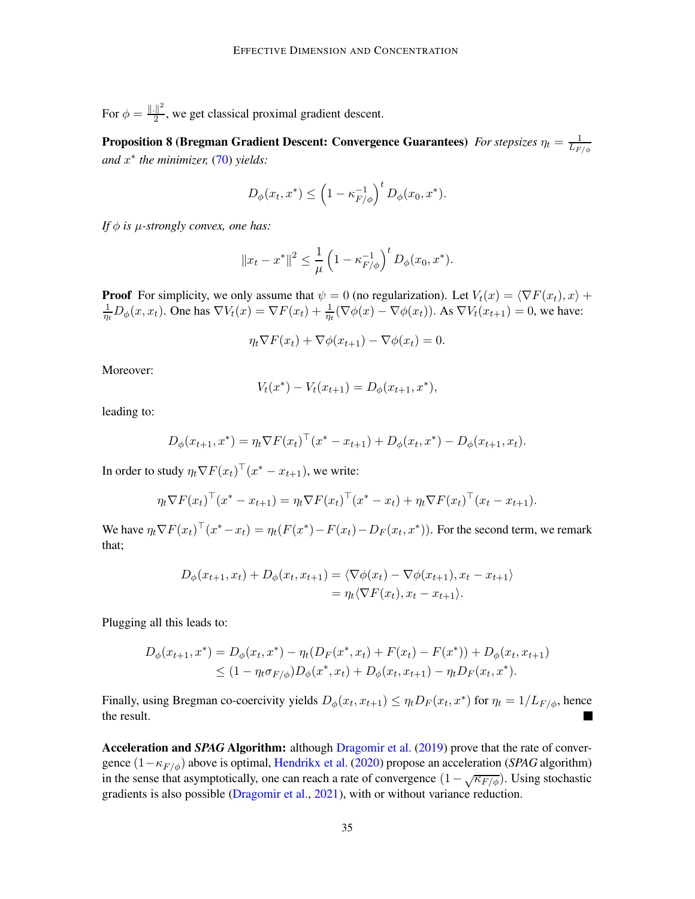For $\phi = \frac{\|.\|^2}{2}$, we get classical proximal gradient descent.

**Proposition 8 (Bregman Gradient Descent: Convergence Guarantees)** *For stepsizes $\eta_t = \frac{1}{L_{F/\phi}}$ and $x^*$ the minimizer,* (70) *yields:*

$$D_\phi(x_t, x^*) \le \left(1 - \kappa_{F/\phi}^{-1}\right)^t D_\phi(x_0, x^*).$$

*If $\phi$ is $\mu$-strongly convex, one has:*

$$\|x_t - x^*\|^2 \le \frac{1}{\mu}\left(1 - \kappa_{F/\phi}^{-1}\right)^t D_\phi(x_0, x^*).$$

**Proof** For simplicity, we only assume that $\psi = 0$ (no regularization). Let $V_t(x) = \langle \nabla F(x_t), x\rangle + \frac{1}{\eta_t} D_\phi(x, x_t)$. One has $\nabla V_t(x) = \nabla F(x_t) + \frac{1}{\eta_t}(\nabla\phi(x) - \nabla\phi(x_t))$. As $\nabla V_t(x_{t+1}) = 0$, we have:

$$\eta_t \nabla F(x_t) + \nabla\phi(x_{t+1}) - \nabla\phi(x_t) = 0.$$

Moreover:

$$V_t(x^*) - V_t(x_{t+1}) = D_\phi(x_{t+1}, x^*),$$

leading to:

$$D_\phi(x_{t+1}, x^*) = \eta_t \nabla F(x_t)^\top (x^* - x_{t+1}) + D_\phi(x_t, x^*) - D_\phi(x_{t+1}, x_t).$$

In order to study $\eta_t \nabla F(x_t)^\top (x^* - x_{t+1})$, we write:

$$\eta_t \nabla F(x_t)^\top (x^* - x_{t+1}) = \eta_t \nabla F(x_t)^\top (x^* - x_t) + \eta_t \nabla F(x_t)^\top (x_t - x_{t+1}).$$

We have $\eta_t \nabla F(x_t)^\top (x^* - x_t) = \eta_t(F(x^*) - F(x_t) - D_F(x_t, x^*))$. For the second term, we remark that;

$$\begin{aligned}
D_\phi(x_{t+1}, x_t) + D_\phi(x_t, x_{t+1}) &= \langle \nabla\phi(x_t) - \nabla\phi(x_{t+1}), x_t - x_{t+1}\rangle \\
&= \eta_t \langle \nabla F(x_t), x_t - x_{t+1}\rangle.
\end{aligned}$$

Plugging all this leads to:

$$\begin{aligned}
D_\phi(x_{t+1}, x^*) &= D_\phi(x_t, x^*) - \eta_t(D_F(x^*, x_t) + F(x_t) - F(x^*)) + D_\phi(x_t, x_{t+1}) \\
&\le (1 - \eta_t \sigma_{F/\phi}) D_\phi(x^*, x_t) + D_\phi(x_t, x_{t+1}) - \eta_t D_F(x_t, x^*).
\end{aligned}$$

Finally, using Bregman co-coercivity yields $D_\phi(x_t, x_{t+1}) \le \eta_t D_F(x_t, x^*)$ for $\eta_t = 1/L_{F/\phi}$, hence the result. ■

**Acceleration and *SPAG* Algorithm:** although Dragomir et al. (2019) prove that the rate of convergence $(1 - \kappa_{F/\phi})$ above is optimal, Hendrikx et al. (2020) propose an acceleration (*SPAG* algorithm) in the sense that asymptotically, one can reach a rate of convergence $(1 - \sqrt{\kappa_{F/\phi}})$. Using stochastic gradients is also possible (Dragomir et al., 2021), with or without variance reduction.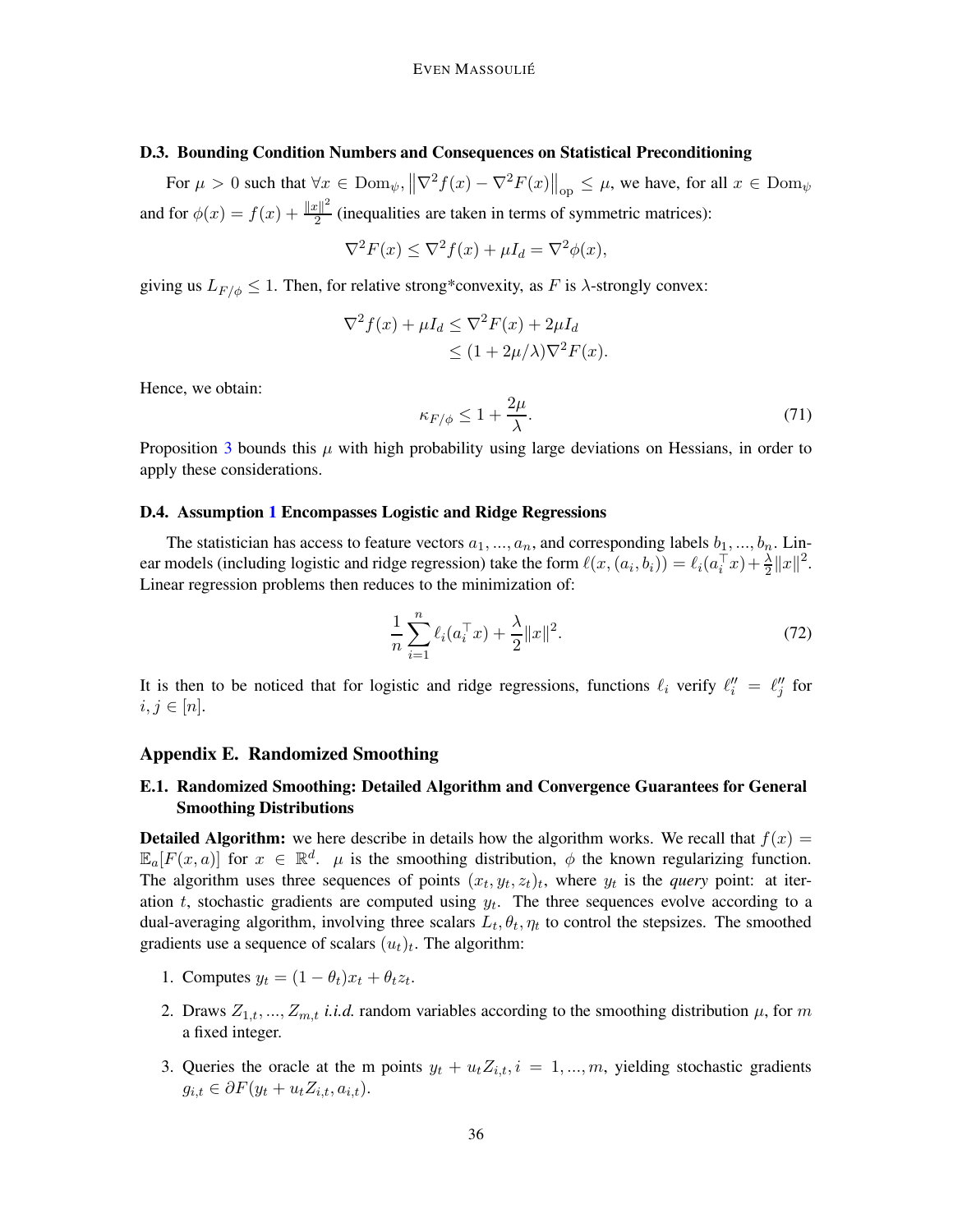### D.3. Bounding Condition Numbers and Consequences on Statistical Preconditioning

For $\mu > 0$ such that $\forall x \in \mathrm{Dom}_\psi, \left\|\nabla^2 f(x) - \nabla^2 F(x)\right\|_{\mathrm{op}} \leq \mu$, we have, for all $x \in \mathrm{Dom}_\psi$ and for $\phi(x) = f(x) + \frac{\|x\|^2}{2}$ (inequalities are taken in terms of symmetric matrices):

$$\nabla^2 F(x) \leq \nabla^2 f(x) + \mu I_d = \nabla^2 \phi(x),$$

giving us $L_{F/\phi} \leq 1$. Then, for relative strong*convexity, as $F$ is $\lambda$-strongly convex:

$$\begin{aligned}\nabla^2 f(x) + \mu I_d &\leq \nabla^2 F(x) + 2\mu I_d \\ &\leq (1 + 2\mu/\lambda)\nabla^2 F(x).\end{aligned}$$

Hence, we obtain:

$$\kappa_{F/\phi} \leq 1 + \frac{2\mu}{\lambda}. \tag{71}$$

Proposition 3 bounds this $\mu$ with high probability using large deviations on Hessians, in order to apply these considerations.

### D.4. Assumption 1 Encompasses Logistic and Ridge Regressions

The statistician has access to feature vectors $a_1, ..., a_n$, and corresponding labels $b_1, ..., b_n$. Linear models (including logistic and ridge regression) take the form $\ell(x, (a_i, b_i)) = \ell_i(a_i^\top x) + \frac{\lambda}{2}\|x\|^2$. Linear regression problems then reduces to the minimization of:

$$\frac{1}{n}\sum_{i=1}^{n} \ell_i(a_i^\top x) + \frac{\lambda}{2}\|x\|^2. \tag{72}$$

It is then to be noticed that for logistic and ridge regressions, functions $\ell_i$ verify $\ell_i'' = \ell_j''$ for $i, j \in [n]$.

## Appendix E. Randomized Smoothing

### E.1. Randomized Smoothing: Detailed Algorithm and Convergence Guarantees for General Smoothing Distributions

**Detailed Algorithm:** we here describe in details how the algorithm works. We recall that $f(x) = \mathbb{E}_a[F(x, a)]$ for $x \in \mathbb{R}^d$. $\mu$ is the smoothing distribution, $\phi$ the known regularizing function. The algorithm uses three sequences of points $(x_t, y_t, z_t)_t$, where $y_t$ is the *query* point: at iteration $t$, stochastic gradients are computed using $y_t$. The three sequences evolve according to a dual-averaging algorithm, involving three scalars $L_t, \theta_t, \eta_t$ to control the stepsizes. The smoothed gradients use a sequence of scalars $(u_t)_t$. The algorithm:

1. Computes $y_t = (1 - \theta_t)x_t + \theta_t z_t$.
2. Draws $Z_{1,t}, ..., Z_{m,t}$ *i.i.d.* random variables according to the smoothing distribution $\mu$, for $m$ a fixed integer.
3. Queries the oracle at the m points $y_t + u_t Z_{i,t}, i = 1, ..., m$, yielding stochastic gradients $g_{i,t} \in \partial F(y_t + u_t Z_{i,t}, a_{i,t})$.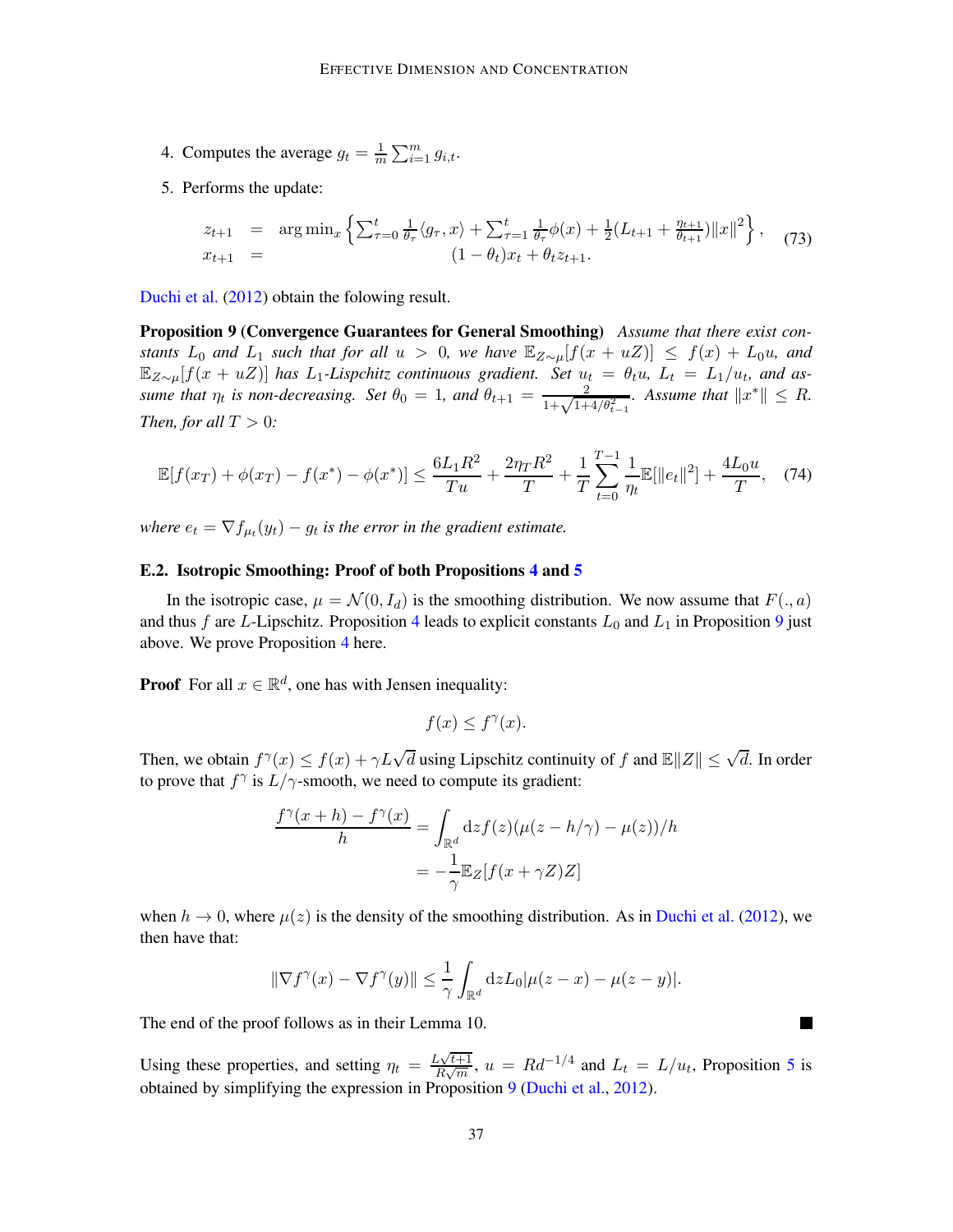4. Computes the average $g_t = \frac{1}{m}\sum_{i=1}^m g_{i,t}$.

5. Performs the update:

$$
\begin{aligned}
z_{t+1} &= \arg\min_x \left\{ \sum_{\tau=0}^t \frac{1}{\theta_\tau}\langle g_\tau, x\rangle + \sum_{\tau=1}^t \frac{1}{\theta_\tau}\phi(x) + \frac{1}{2}(L_{t+1} + \frac{\eta_{t+1}}{\theta_{t+1}})\|x\|^2 \right\}, \\
x_{t+1} &= (1-\theta_t)x_t + \theta_t z_{t+1}.
\end{aligned}
\tag{73}
$$

Duchi et al. (2012) obtain the folowing result.

**Proposition 9 (Convergence Guarantees for General Smoothing)** *Assume that there exist constants $L_0$ and $L_1$ such that for all $u > 0$, we have $\mathbb{E}_{Z\sim\mu}[f(x+uZ)] \leq f(x) + L_0 u$, and $\mathbb{E}_{Z\sim\mu}[f(x+uZ)]$ has $L_1$-Lispchitz continuous gradient. Set $u_t = \theta_t u$, $L_t = L_1/u_t$, and assume that $\eta_t$ is non-decreasing. Set $\theta_0 = 1$, and $\theta_{t+1} = \frac{2}{1+\sqrt{1+4/\theta_{t-1}^2}}$. Assume that $\|x^*\| \leq R$. Then, for all $T > 0$:*

$$
\mathbb{E}[f(x_T) + \phi(x_T) - f(x^*) - \phi(x^*)] \leq \frac{6L_1R^2}{Tu} + \frac{2\eta_T R^2}{T} + \frac{1}{T}\sum_{t=0}^{T-1}\frac{1}{\eta_t}\mathbb{E}[\|e_t\|^2] + \frac{4L_0 u}{T}, \tag{74}
$$

*where $e_t = \nabla f_{\mu_t}(y_t) - g_t$ is the error in the gradient estimate.*

### E.2. Isotropic Smoothing: Proof of both Propositions 4 and 5

In the isotropic case, $\mu = \mathcal{N}(0, I_d)$ is the smoothing distribution. We now assume that $F(.,a)$ and thus $f$ are $L$-Lipschitz. Proposition 4 leads to explicit constants $L_0$ and $L_1$ in Proposition 9 just above. We prove Proposition 4 here.

**Proof** For all $x \in \mathbb{R}^d$, one has with Jensen inequality:

$$
f(x) \leq f^\gamma(x).
$$

Then, we obtain $f^\gamma(x) \leq f(x) + \gamma L\sqrt{d}$ using Lipschitz continuity of $f$ and $\mathbb{E}\|Z\| \leq \sqrt{d}$. In order to prove that $f^\gamma$ is $L/\gamma$-smooth, we need to compute its gradient:

$$
\begin{aligned}
\frac{f^\gamma(x+h) - f^\gamma(x)}{h} &= \int_{\mathbb{R}^d} \mathrm{d}z f(z)(\mu(z-h/\gamma) - \mu(z))/h \\
&= -\frac{1}{\gamma}\mathbb{E}_Z[f(x+\gamma Z)Z]
\end{aligned}
$$

when $h \to 0$, where $\mu(z)$ is the density of the smoothing distribution. As in Duchi et al. (2012), we then have that:

$$
\|\nabla f^\gamma(x) - \nabla f^\gamma(y)\| \leq \frac{1}{\gamma}\int_{\mathbb{R}^d} \mathrm{d}z L_0|\mu(z-x) - \mu(z-y)|.
$$

The end of the proof follows as in their Lemma 10. ∎

Using these properties, and setting $\eta_t = \frac{L\sqrt{t+1}}{R\sqrt{m}}$, $u = Rd^{-1/4}$ and $L_t = L/u_t$, Proposition 5 is obtained by simplifying the expression in Proposition 9 (Duchi et al., 2012).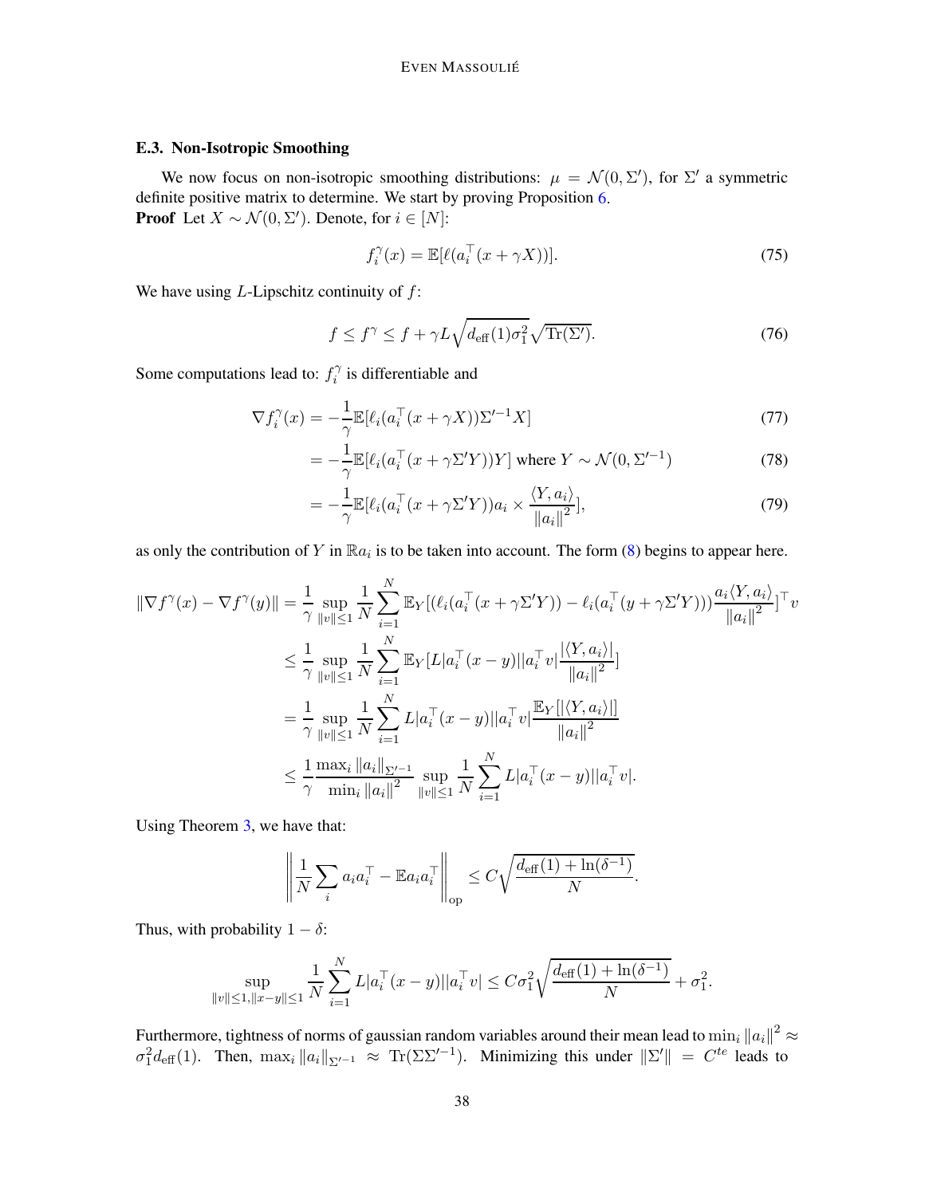### E.3. Non-Isotropic Smoothing

We now focus on non-isotropic smoothing distributions: $\mu = \mathcal{N}(0, \Sigma')$, for $\Sigma'$ a symmetric definite positive matrix to determine. We start by proving Proposition 6.

**Proof** Let $X \sim \mathcal{N}(0, \Sigma')$. Denote, for $i \in [N]$:

$$f_i^\gamma(x) = \mathbb{E}[\ell(a_i^\top(x + \gamma X))]. \tag{75}$$

We have using $L$-Lipschitz continuity of $f$:

$$f \leq f^\gamma \leq f + \gamma L \sqrt{d_{\text{eff}}(1)\sigma_1^2} \sqrt{\text{Tr}(\Sigma')}. \tag{76}$$

Some computations lead to: $f_i^\gamma$ is differentiable and

$$\nabla f_i^\gamma(x) = -\frac{1}{\gamma} \mathbb{E}[\ell_i(a_i^\top(x + \gamma X))\Sigma'^{-1} X] \tag{77}$$

$$= -\frac{1}{\gamma} \mathbb{E}[\ell_i(a_i^\top(x + \gamma \Sigma' Y))Y] \text{ where } Y \sim \mathcal{N}(0, \Sigma'^{-1}) \tag{78}$$

$$= -\frac{1}{\gamma} \mathbb{E}[\ell_i(a_i^\top(x + \gamma \Sigma' Y))a_i \times \frac{\langle Y, a_i \rangle}{\|a_i\|^2}], \tag{79}$$

as only the contribution of $Y$ in $\mathbb{R}a_i$ is to be taken into account. The form (8) begins to appear here.

$$\begin{aligned}
\|\nabla f^\gamma(x) - \nabla f^\gamma(y)\| &= \frac{1}{\gamma} \sup_{\|v\| \leq 1} \frac{1}{N} \sum_{i=1}^N \mathbb{E}_Y[(\ell_i(a_i^\top(x + \gamma \Sigma' Y)) - \ell_i(a_i^\top(y + \gamma \Sigma' Y))) \frac{a_i \langle Y, a_i \rangle}{\|a_i\|^2}]^\top v \\
&\leq \frac{1}{\gamma} \sup_{\|v\| \leq 1} \frac{1}{N} \sum_{i=1}^N \mathbb{E}_Y[L|a_i^\top(x-y)||a_i^\top v| \frac{|\langle Y, a_i \rangle|}{\|a_i\|^2}] \\
&= \frac{1}{\gamma} \sup_{\|v\| \leq 1} \frac{1}{N} \sum_{i=1}^N L|a_i^\top(x-y)||a_i^\top v| \frac{\mathbb{E}_Y[|\langle Y, a_i \rangle|]}{\|a_i\|^2} \\
&\leq \frac{1}{\gamma} \frac{\max_i \|a_i\|_{\Sigma'^{-1}}}{\min_i \|a_i\|^2} \sup_{\|v\| \leq 1} \frac{1}{N} \sum_{i=1}^N L|a_i^\top(x-y)||a_i^\top v|.
\end{aligned}$$

Using Theorem 3, we have that:

$$\left\| \frac{1}{N} \sum_i a_i a_i^\top - \mathbb{E} a_i a_i^\top \right\|_{\text{op}} \leq C \sqrt{\frac{d_{\text{eff}}(1) + \ln(\delta^{-1})}{N}}.$$

Thus, with probability $1 - \delta$:

$$\sup_{\|v\| \leq 1, \|x-y\| \leq 1} \frac{1}{N} \sum_{i=1}^N L|a_i^\top(x-y)||a_i^\top v| \leq C\sigma_1^2 \sqrt{\frac{d_{\text{eff}}(1) + \ln(\delta^{-1})}{N}} + \sigma_1^2.$$

Furthermore, tightness of norms of gaussian random variables around their mean lead to $\min_i \|a_i\|^2 \approx \sigma_1^2 d_{\text{eff}}(1)$. Then, $\max_i \|a_i\|_{\Sigma'^{-1}} \approx \text{Tr}(\Sigma\Sigma'^{-1})$. Minimizing this under $\|\Sigma'\| = C^{te}$ leads to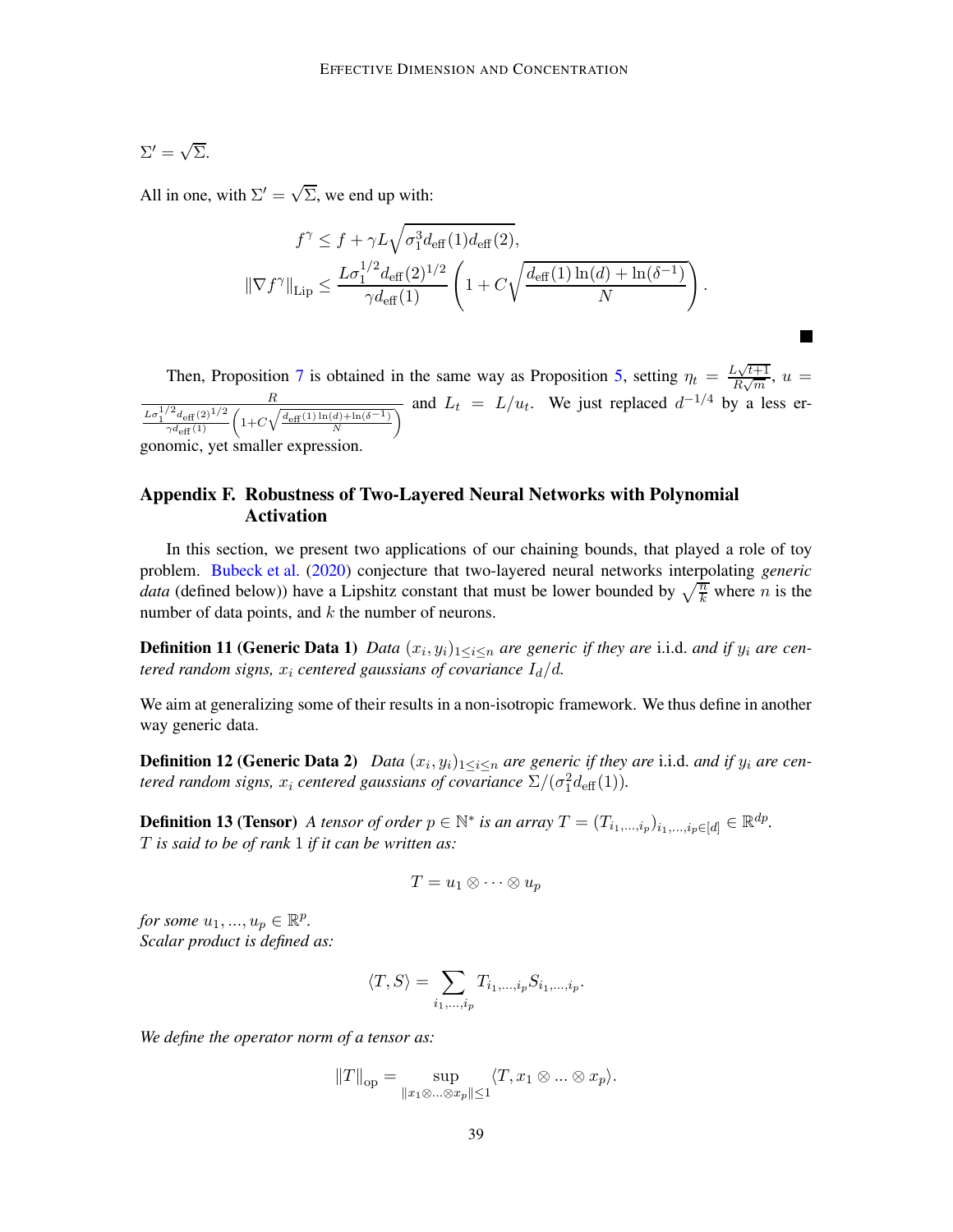$\Sigma' = \sqrt{\Sigma}$.

All in one, with $\Sigma' = \sqrt{\Sigma}$, we end up with:

$$f^\gamma \le f + \gamma L \sqrt{\sigma_1^3 d_{\text{eff}}(1) d_{\text{eff}}(2)},$$
$$\|\nabla f^\gamma\|_{\text{Lip}} \le \frac{L\sigma_1^{1/2} d_{\text{eff}}(2)^{1/2}}{\gamma d_{\text{eff}}(1)} \left(1 + C\sqrt{\frac{d_{\text{eff}}(1)\ln(d) + \ln(\delta^{-1})}{N}}\right).$$

■

Then, Proposition 7 is obtained in the same way as Proposition 5, setting $\eta_t = \frac{L\sqrt{t+1}}{R\sqrt{m}}$, $u = \frac{R}{\frac{L\sigma_1^{1/2} d_{\text{eff}}(2)^{1/2}}{\gamma d_{\text{eff}}(1)}\left(1+C\sqrt{\frac{d_{\text{eff}}(1)\ln(d)+\ln(\delta^{-1})}{N}}\right)}$ and $L_t = L/u_t$. We just replaced $d^{-1/4}$ by a less ergonomic, yet smaller expression.

## Appendix F. Robustness of Two-Layered Neural Networks with Polynomial Activation

In this section, we present two applications of our chaining bounds, that played a role of toy problem. Bubeck et al. (2020) conjecture that two-layered neural networks interpolating *generic data* (defined below)) have a Lipshitz constant that must be lower bounded by $\sqrt{\frac{n}{k}}$ where $n$ is the number of data points, and $k$ the number of neurons.

**Definition 11 (Generic Data 1)** *Data $(x_i, y_i)_{1\le i\le n}$ are generic if they are* i.i.d. *and if $y_i$ are centered random signs, $x_i$ centered gaussians of covariance $I_d/d$.*

We aim at generalizing some of their results in a non-isotropic framework. We thus define in another way generic data.

**Definition 12 (Generic Data 2)** *Data $(x_i, y_i)_{1\le i\le n}$ are generic if they are* i.i.d. *and if $y_i$ are centered random signs, $x_i$ centered gaussians of covariance $\Sigma/(\sigma_1^2 d_{\text{eff}}(1))$.*

**Definition 13 (Tensor)** *A tensor of order $p \in \mathbb{N}^*$ is an array $T = (T_{i_1,\dots,i_p})_{i_1,\dots,i_p\in[d]} \in \mathbb{R}^{dp}$. $T$ is said to be of rank 1 if it can be written as:*

$$T = u_1 \otimes \cdots \otimes u_p$$

*for some $u_1, ..., u_p \in \mathbb{R}^p$.*
*Scalar product is defined as:*

$$\langle T, S\rangle = \sum_{i_1,\dots,i_p} T_{i_1,\dots,i_p} S_{i_1,\dots,i_p}.$$

*We define the operator norm of a tensor as:*

$$\|T\|_{\text{op}} = \sup_{\|x_1\otimes\ldots\otimes x_p\|\le 1} \langle T, x_1 \otimes \ldots \otimes x_p\rangle.$$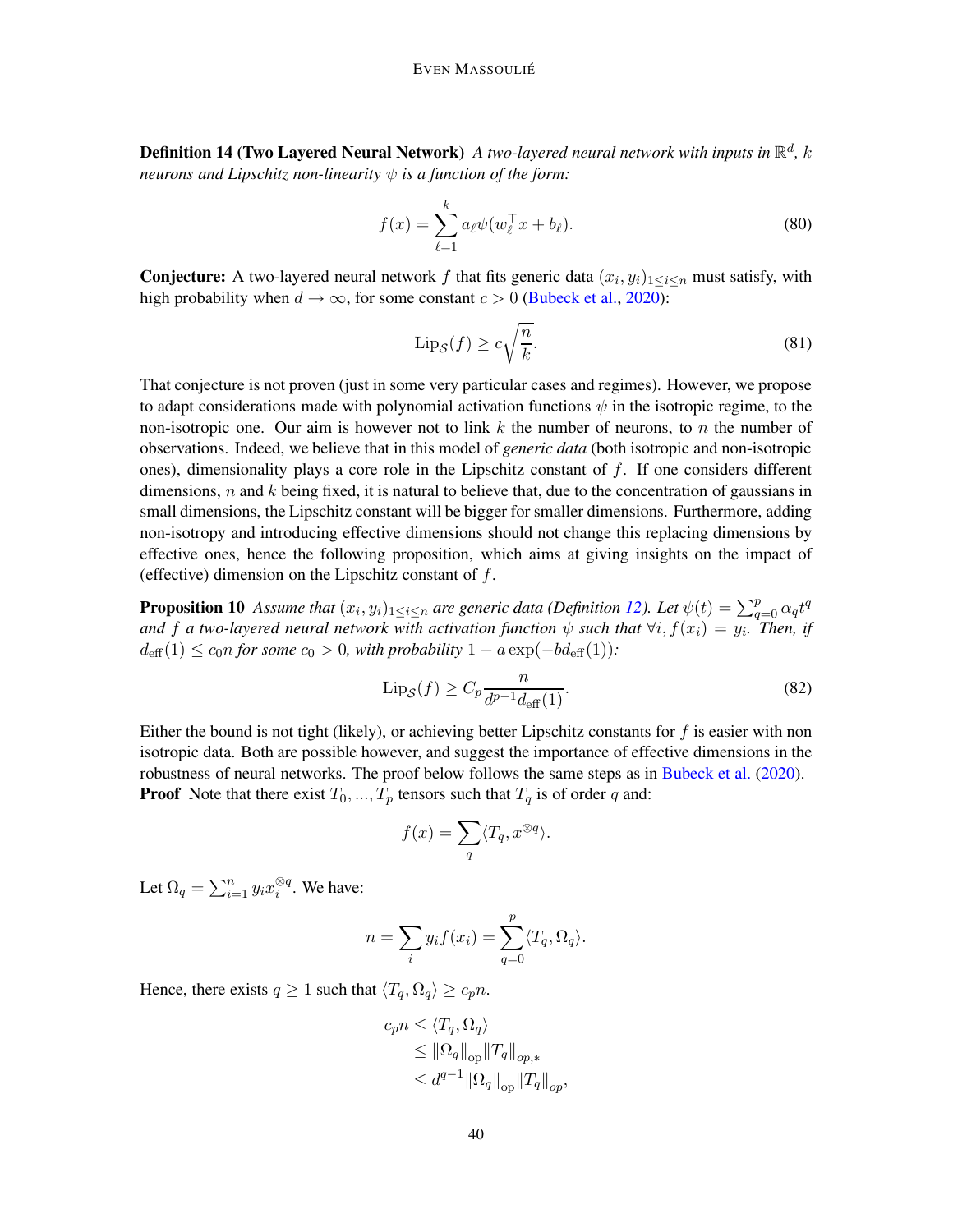**Definition 14 (Two Layered Neural Network)** *A two-layered neural network with inputs in $\mathbb{R}^d$, $k$ neurons and Lipschitz non-linearity $\psi$ is a function of the form:*

$$f(x) = \sum_{\ell=1}^{k} a_\ell \psi(w_\ell^\top x + b_\ell). \tag{80}$$

**Conjecture:** A two-layered neural network $f$ that fits generic data $(x_i, y_i)_{1 \le i \le n}$ must satisfy, with high probability when $d \to \infty$, for some constant $c > 0$ (Bubeck et al., 2020):

$$\mathrm{Lip}_{\mathcal{S}}(f) \ge c\sqrt{\frac{n}{k}}. \tag{81}$$

That conjecture is not proven (just in some very particular cases and regimes). However, we propose to adapt considerations made with polynomial activation functions $\psi$ in the isotropic regime, to the non-isotropic one. Our aim is however not to link $k$ the number of neurons, to $n$ the number of observations. Indeed, we believe that in this model of *generic data* (both isotropic and non-isotropic ones), dimensionality plays a core role in the Lipschitz constant of $f$. If one considers different dimensions, $n$ and $k$ being fixed, it is natural to believe that, due to the concentration of gaussians in small dimensions, the Lipschitz constant will be bigger for smaller dimensions. Furthermore, adding non-isotropy and introducing effective dimensions should not change this replacing dimensions by effective ones, hence the following proposition, which aims at giving insights on the impact of (effective) dimension on the Lipschitz constant of $f$.

**Proposition 10** *Assume that $(x_i, y_i)_{1 \le i \le n}$ are generic data (Definition 12). Let $\psi(t) = \sum_{q=0}^{p} \alpha_q t^q$ and $f$ a two-layered neural network with activation function $\psi$ such that $\forall i, f(x_i) = y_i$. Then, if $d_{\mathrm{eff}}(1) \le c_0 n$ for some $c_0 > 0$, with probability $1 - a\exp(-b d_{\mathrm{eff}}(1))$:*

$$\mathrm{Lip}_{\mathcal{S}}(f) \ge C_p \frac{n}{d^{p-1} d_{\mathrm{eff}}(1)}. \tag{82}$$

Either the bound is not tight (likely), or achieving better Lipschitz constants for $f$ is easier with non isotropic data. Both are possible however, and suggest the importance of effective dimensions in the robustness of neural networks. The proof below follows the same steps as in Bubeck et al. (2020).

**Proof** Note that there exist $T_0, ..., T_p$ tensors such that $T_q$ is of order $q$ and:

$$f(x) = \sum_q \langle T_q, x^{\otimes q} \rangle.$$

Let $\Omega_q = \sum_{i=1}^{n} y_i x_i^{\otimes q}$. We have:

$$n = \sum_i y_i f(x_i) = \sum_{q=0}^{p} \langle T_q, \Omega_q \rangle.$$

Hence, there exists $q \ge 1$ such that $\langle T_q, \Omega_q \rangle \ge c_p n$.

$$\begin{aligned}
c_p n &\le \langle T_q, \Omega_q \rangle \\
&\le \|\Omega_q\|_{\mathrm{op}} \|T_q\|_{op,*} \\
&\le d^{q-1} \|\Omega_q\|_{\mathrm{op}} \|T_q\|_{op},
\end{aligned}$$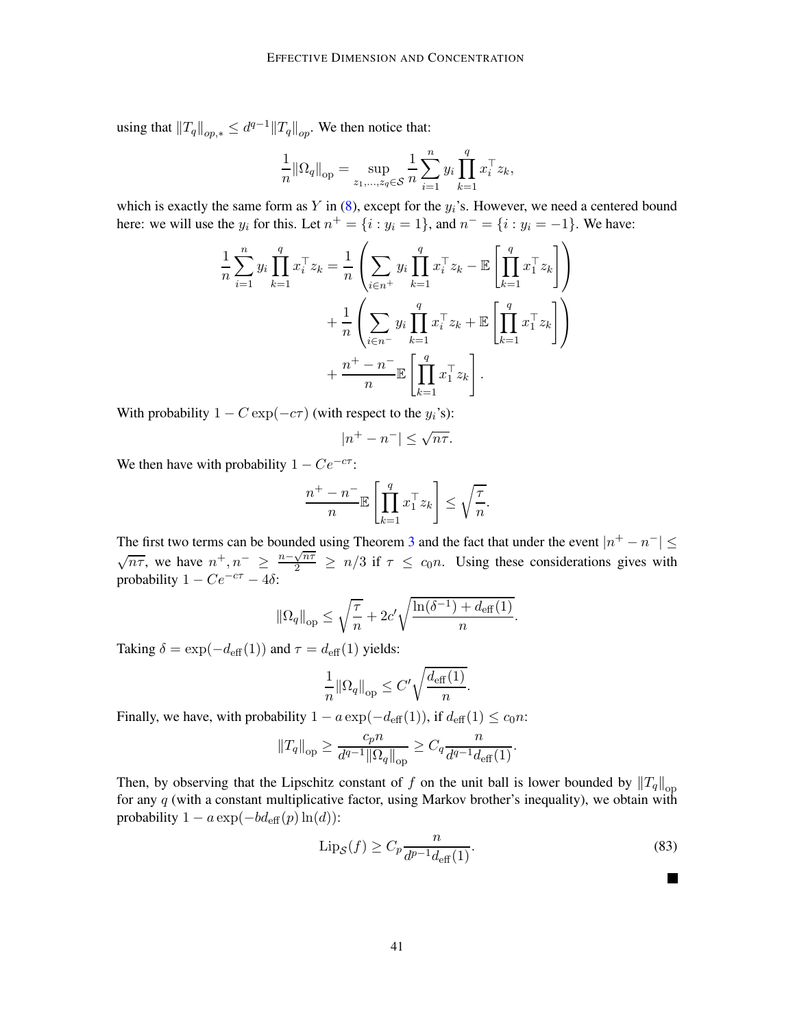using that $\|T_q\|_{op,*} \leq d^{q-1}\|T_q\|_{op}$. We then notice that:

$$\frac{1}{n}\|\Omega_q\|_{\text{op}} = \sup_{z_1,\ldots,z_q \in \mathcal{S}} \frac{1}{n}\sum_{i=1}^{n} y_i \prod_{k=1}^{q} x_i^\top z_k,$$

which is exactly the same form as $Y$ in (8), except for the $y_i$'s. However, we need a centered bound here: we will use the $y_i$ for this. Let $n^+ = \{i : y_i = 1\}$, and $n^- = \{i : y_i = -1\}$. We have:

$$\begin{aligned}
\frac{1}{n}\sum_{i=1}^{n} y_i \prod_{k=1}^{q} x_i^\top z_k &= \frac{1}{n}\left(\sum_{i \in n^+} y_i \prod_{k=1}^{q} x_i^\top z_k - \mathbb{E}\left[\prod_{k=1}^{q} x_1^\top z_k\right]\right) \\
&\quad + \frac{1}{n}\left(\sum_{i \in n^-} y_i \prod_{k=1}^{q} x_i^\top z_k + \mathbb{E}\left[\prod_{k=1}^{q} x_1^\top z_k\right]\right) \\
&\quad + \frac{n^+ - n^-}{n}\mathbb{E}\left[\prod_{k=1}^{q} x_1^\top z_k\right].
\end{aligned}$$

With probability $1 - C\exp(-c\tau)$ (with respect to the $y_i$'s):

$$|n^+ - n^-| \leq \sqrt{n\tau}.$$

We then have with probability $1 - Ce^{-c\tau}$:

$$\frac{n^+ - n^-}{n}\mathbb{E}\left[\prod_{k=1}^{q} x_1^\top z_k\right] \leq \sqrt{\frac{\tau}{n}}.$$

The first two terms can be bounded using Theorem 3 and the fact that under the event $|n^+ - n^-| \leq \sqrt{n\tau}$, we have $n^+, n^- \geq \frac{n - \sqrt{n\tau}}{2} \geq n/3$ if $\tau \leq c_0 n$. Using these considerations gives with probability $1 - Ce^{-c\tau} - 4\delta$:

$$\|\Omega_q\|_{\text{op}} \leq \sqrt{\frac{\tau}{n}} + 2c'\sqrt{\frac{\ln(\delta^{-1}) + d_{\text{eff}}(1)}{n}}.$$

Taking $\delta = \exp(-d_{\text{eff}}(1))$ and $\tau = d_{\text{eff}}(1)$ yields:

$$\frac{1}{n}\|\Omega_q\|_{\text{op}} \leq C'\sqrt{\frac{d_{\text{eff}}(1)}{n}}.$$

Finally, we have, with probability $1 - a\exp(-d_{\text{eff}}(1))$, if $d_{\text{eff}}(1) \leq c_0 n$:

$$\|T_q\|_{\text{op}} \geq \frac{c_p n}{d^{q-1}\|\Omega_q\|_{\text{op}}} \geq C_q \frac{n}{d^{q-1} d_{\text{eff}}(1)}.$$

Then, by observing that the Lipschitz constant of $f$ on the unit ball is lower bounded by $\|T_q\|_{\text{op}}$ for any $q$ (with a constant multiplicative factor, using Markov brother's inequality), we obtain with probability $1 - a\exp(-b d_{\text{eff}}(p)\ln(d))$:

$$\text{Lip}_{\mathcal{S}}(f) \geq C_p \frac{n}{d^{p-1} d_{\text{eff}}(1)}. \tag{83}$$

■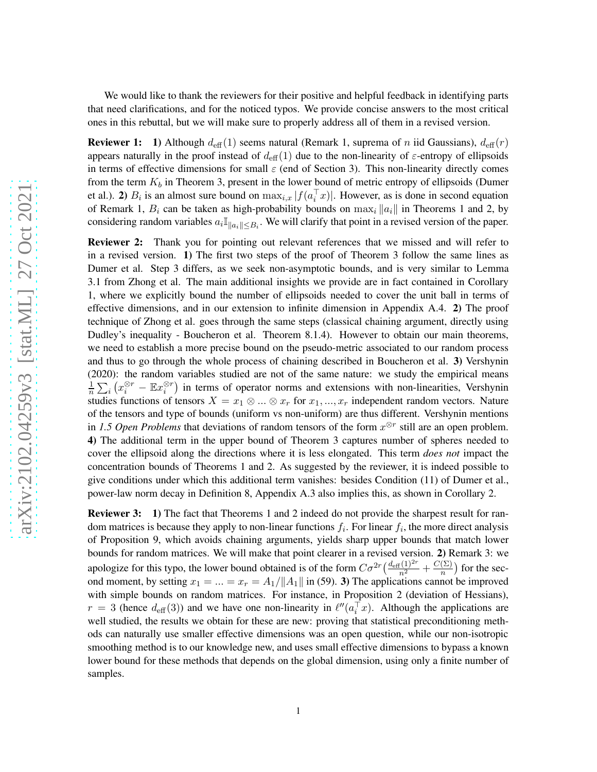We would like to thank the reviewers for their positive and helpful feedback in identifying parts that need clarifications, and for the noticed typos. We provide concise answers to the most critical ones in this rebuttal, but we will make sure to properly address all of them in a revised version.

**Reviewer 1:** **1)** Although $d_{\text{eff}}(1)$ seems natural (Remark 1, suprema of $n$ iid Gaussians), $d_{\text{eff}}(r)$ appears naturally in the proof instead of $d_{\text{eff}}(1)$ due to the non-linearity of $\varepsilon$-entropy of ellipsoids in terms of effective dimensions for small $\varepsilon$ (end of Section 3). This non-linearity directly comes from the term $K_b$ in Theorem 3, present in the lower bound of metric entropy of ellipsoids (Dumer et al.). **2)** $B_i$ is an almost sure bound on $\max_{i,x} |f(a_i^\top x)|$. However, as is done in second equation of Remark 1, $B_i$ can be taken as high-probability bounds on $\max_i \|a_i\|$ in Theorems 1 and 2, by considering random variables $a_i \mathbb{I}_{\|a_i\| \leq B_i}$. We will clarify that point in a revised version of the paper.

**Reviewer 2:** Thank you for pointing out relevant references that we missed and will refer to in a revised version. **1)** The first two steps of the proof of Theorem 3 follow the same lines as Dumer et al. Step 3 differs, as we seek non-asymptotic bounds, and is very similar to Lemma 3.1 from Zhong et al. The main additional insights we provide are in fact contained in Corollary 1, where we explicitly bound the number of ellipsoids needed to cover the unit ball in terms of effective dimensions, and in our extension to infinite dimension in Appendix A.4. **2)** The proof technique of Zhong et al. goes through the same steps (classical chaining argument, directly using Dudley's inequality - Boucheron et al. Theorem 8.1.4). However to obtain our main theorems, we need to establish a more precise bound on the pseudo-metric associated to our random process and thus to go through the whole process of chaining described in Boucheron et al. **3)** Vershynin (2020): the random variables studied are not of the same nature: we study the empirical means $\frac{1}{n}\sum_i \left(x_i^{\otimes r} - \mathbb{E}x_i^{\otimes r}\right)$ in terms of operator norms and extensions with non-linearities, Vershynin studies functions of tensors $X = x_1 \otimes ... \otimes x_r$ for $x_1, ..., x_r$ independent random vectors. Nature of the tensors and type of bounds (uniform vs non-uniform) are thus different. Vershynin mentions in *1.5 Open Problems* that deviations of random tensors of the form $x^{\otimes r}$ still are an open problem. **4)** The additional term in the upper bound of Theorem 3 captures number of spheres needed to cover the ellipsoid along the directions where it is less elongated. This term *does not* impact the concentration bounds of Theorems 1 and 2. As suggested by the reviewer, it is indeed possible to give conditions under which this additional term vanishes: besides Condition (11) of Dumer et al., power-law norm decay in Definition 8, Appendix A.3 also implies this, as shown in Corollary 2.

**Reviewer 3:** **1)** The fact that Theorems 1 and 2 indeed do not provide the sharpest result for random matrices is because they apply to non-linear functions $f_i$. For linear $f_i$, the more direct analysis of Proposition 9, which avoids chaining arguments, yields sharp upper bounds that match lower bounds for random matrices. We will make that point clearer in a revised version. **2)** Remark 3: we apologize for this typo, the lower bound obtained is of the form $C\sigma^{2r}\left(\frac{d_{\text{eff}}(1)^{2r}}{n^2} + \frac{C(\Sigma)}{n}\right)$ for the second moment, by setting $x_1 = ... = x_r = A_1/\|A_1\|$ in (59). **3)** The applications cannot be improved with simple bounds on random matrices. For instance, in Proposition 2 (deviation of Hessians), $r = 3$ (hence $d_{\text{eff}}(3)$) and we have one non-linearity in $\ell''(a_i^\top x)$. Although the applications are well studied, the results we obtain for these are new: proving that statistical preconditioning methods can naturally use smaller effective dimensions was an open question, while our non-isotropic smoothing method is to our knowledge new, and uses small effective dimensions to bypass a known lower bound for these methods that depends on the global dimension, using only a finite number of samples.